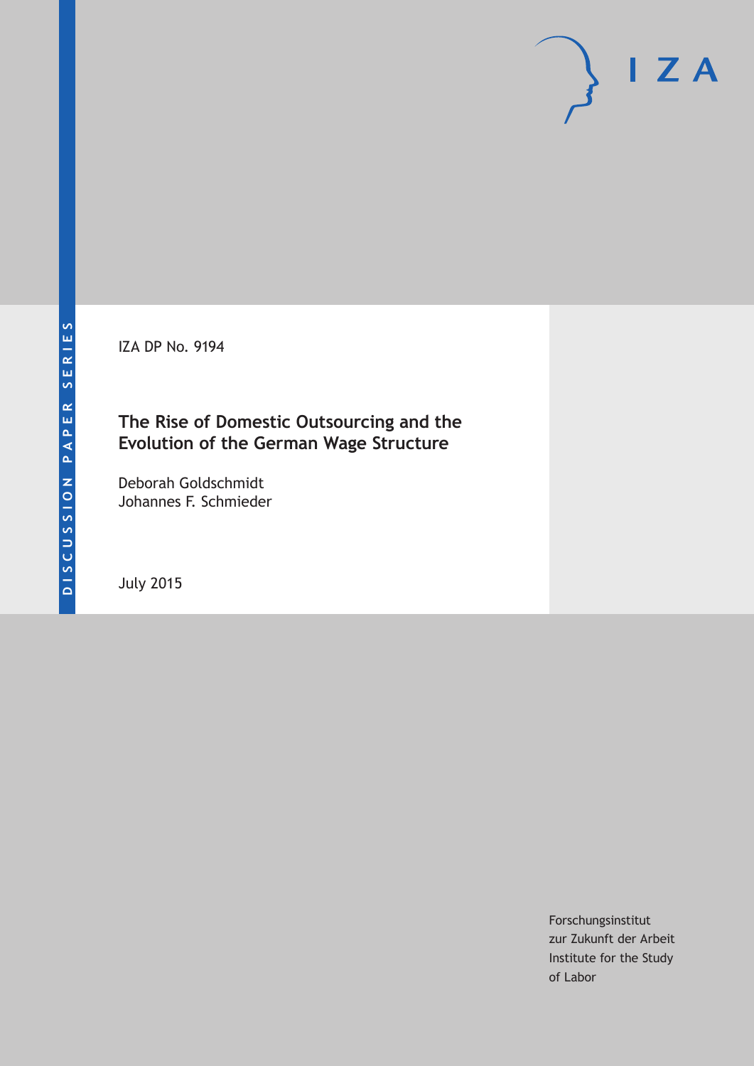DISCUSSION PAPER SERIES

IZA

IZA DP No. 9194

# The Rise of Domestic Outsourcing and the Evolution of the German Wage Structure

Deborah Goldschmidt
Johannes F. Schmieder

July 2015

Forschungsinstitut
zur Zukunft der Arbeit
Institute for the Study
of Labor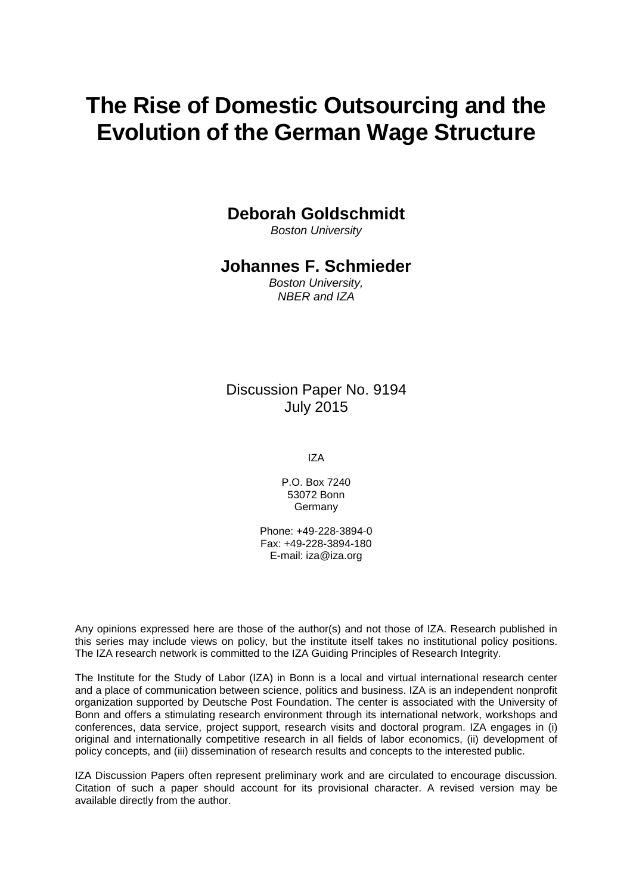# The Rise of Domestic Outsourcing and the Evolution of the German Wage Structure

**Deborah Goldschmidt**
*Boston University*

**Johannes F. Schmieder**
*Boston University, NBER and IZA*

Discussion Paper No. 9194
July 2015

IZA

P.O. Box 7240
53072 Bonn
Germany

Phone: +49-228-3894-0
Fax: +49-228-3894-180
E-mail: iza@iza.org

Any opinions expressed here are those of the author(s) and not those of IZA. Research published in this series may include views on policy, but the institute itself takes no institutional policy positions. The IZA research network is committed to the IZA Guiding Principles of Research Integrity.

The Institute for the Study of Labor (IZA) in Bonn is a local and virtual international research center and a place of communication between science, politics and business. IZA is an independent nonprofit organization supported by Deutsche Post Foundation. The center is associated with the University of Bonn and offers a stimulating research environment through its international network, workshops and conferences, data service, project support, research visits and doctoral program. IZA engages in (i) original and internationally competitive research in all fields of labor economics, (ii) development of policy concepts, and (iii) dissemination of research results and concepts to the interested public.

IZA Discussion Papers often represent preliminary work and are circulated to encourage discussion. Citation of such a paper should account for its provisional character. A revised version may be available directly from the author.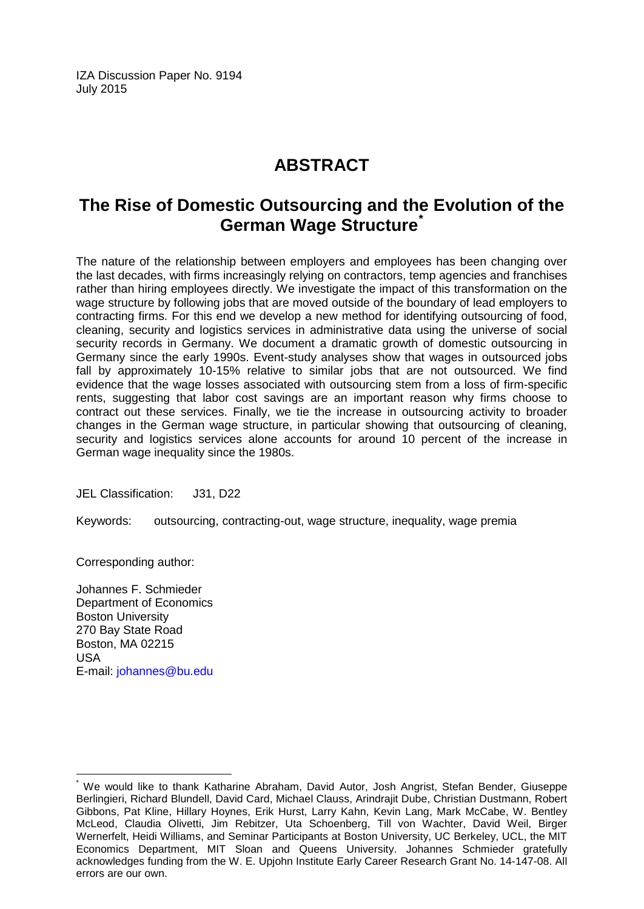IZA Discussion Paper No. 9194
July 2015

# ABSTRACT

## The Rise of Domestic Outsourcing and the Evolution of the German Wage Structure*

The nature of the relationship between employers and employees has been changing over the last decades, with firms increasingly relying on contractors, temp agencies and franchises rather than hiring employees directly. We investigate the impact of this transformation on the wage structure by following jobs that are moved outside of the boundary of lead employers to contracting firms. For this end we develop a new method for identifying outsourcing of food, cleaning, security and logistics services in administrative data using the universe of social security records in Germany. We document a dramatic growth of domestic outsourcing in Germany since the early 1990s. Event-study analyses show that wages in outsourced jobs fall by approximately 10-15% relative to similar jobs that are not outsourced. We find evidence that the wage losses associated with outsourcing stem from a loss of firm-specific rents, suggesting that labor cost savings are an important reason why firms choose to contract out these services. Finally, we tie the increase in outsourcing activity to broader changes in the German wage structure, in particular showing that outsourcing of cleaning, security and logistics services alone accounts for around 10 percent of the increase in German wage inequality since the 1980s.

JEL Classification: J31, D22

Keywords: outsourcing, contracting-out, wage structure, inequality, wage premia

Corresponding author:

Johannes F. Schmieder
Department of Economics
Boston University
270 Bay State Road
Boston, MA 02215
USA
E-mail: johannes@bu.edu

---

* We would like to thank Katharine Abraham, David Autor, Josh Angrist, Stefan Bender, Giuseppe Berlingieri, Richard Blundell, David Card, Michael Clauss, Arindrajit Dube, Christian Dustmann, Robert Gibbons, Pat Kline, Hillary Hoynes, Erik Hurst, Larry Kahn, Kevin Lang, Mark McCabe, W. Bentley McLeod, Claudia Olivetti, Jim Rebitzer, Uta Schoenberg, Till von Wachter, David Weil, Birger Wernerfelt, Heidi Williams, and Seminar Participants at Boston University, UC Berkeley, UCL, the MIT Economics Department, MIT Sloan and Queens University. Johannes Schmieder gratefully acknowledges funding from the W. E. Upjohn Institute Early Career Research Grant No. 14-147-08. All errors are our own.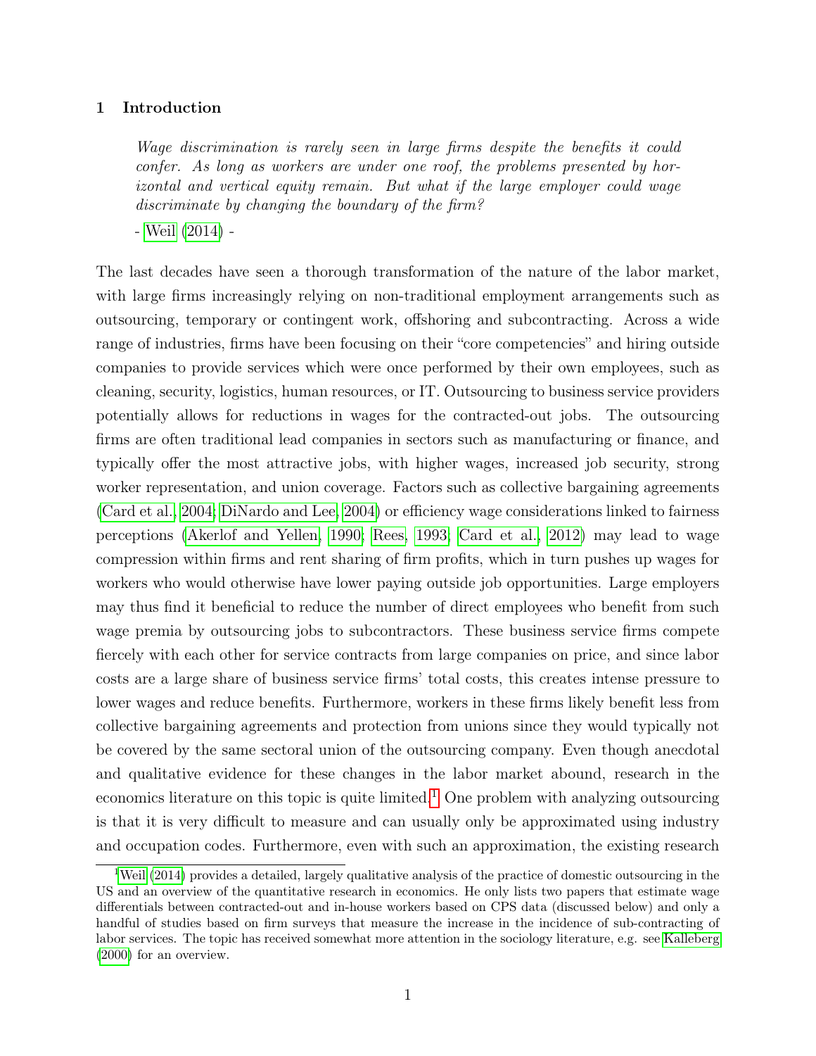## 1 Introduction

> *Wage discrimination is rarely seen in large firms despite the benefits it could confer. As long as workers are under one roof, the problems presented by horizontal and vertical equity remain. But what if the large employer could wage discriminate by changing the boundary of the firm?*
>
> \- Weil (2014) -

The last decades have seen a thorough transformation of the nature of the labor market, with large firms increasingly relying on non-traditional employment arrangements such as outsourcing, temporary or contingent work, offshoring and subcontracting. Across a wide range of industries, firms have been focusing on their "core competencies" and hiring outside companies to provide services which were once performed by their own employees, such as cleaning, security, logistics, human resources, or IT. Outsourcing to business service providers potentially allows for reductions in wages for the contracted-out jobs. The outsourcing firms are often traditional lead companies in sectors such as manufacturing or finance, and typically offer the most attractive jobs, with higher wages, increased job security, strong worker representation, and union coverage. Factors such as collective bargaining agreements (Card et al., 2004; DiNardo and Lee, 2004) or efficiency wage considerations linked to fairness perceptions (Akerlof and Yellen, 1990; Rees, 1993; Card et al., 2012) may lead to wage compression within firms and rent sharing of firm profits, which in turn pushes up wages for workers who would otherwise have lower paying outside job opportunities. Large employers may thus find it beneficial to reduce the number of direct employees who benefit from such wage premia by outsourcing jobs to subcontractors. These business service firms compete fiercely with each other for service contracts from large companies on price, and since labor costs are a large share of business service firms' total costs, this creates intense pressure to lower wages and reduce benefits. Furthermore, workers in these firms likely benefit less from collective bargaining agreements and protection from unions since they would typically not be covered by the same sectoral union of the outsourcing company. Even though anecdotal and qualitative evidence for these changes in the labor market abound, research in the economics literature on this topic is quite limited.[1] One problem with analyzing outsourcing is that it is very difficult to measure and can usually only be approximated using industry and occupation codes. Furthermore, even with such an approximation, the existing research

[1] Weil (2014) provides a detailed, largely qualitative analysis of the practice of domestic outsourcing in the US and an overview of the quantitative research in economics. He only lists two papers that estimate wage differentials between contracted-out and in-house workers based on CPS data (discussed below) and only a handful of studies based on firm surveys that measure the increase in the incidence of sub-contracting of labor services. The topic has received somewhat more attention in the sociology literature, e.g. see Kalleberg (2000) for an overview.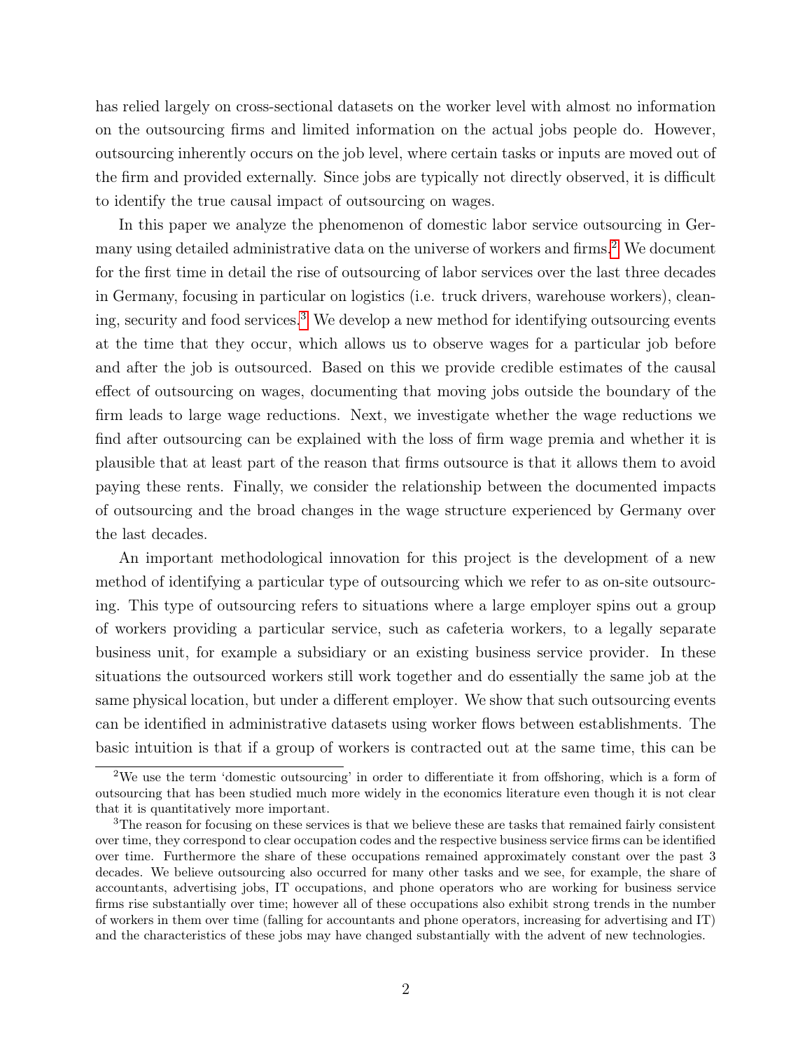has relied largely on cross-sectional datasets on the worker level with almost no information on the outsourcing firms and limited information on the actual jobs people do. However, outsourcing inherently occurs on the job level, where certain tasks or inputs are moved out of the firm and provided externally. Since jobs are typically not directly observed, it is difficult to identify the true causal impact of outsourcing on wages.

In this paper we analyze the phenomenon of domestic labor service outsourcing in Germany using detailed administrative data on the universe of workers and firms.[2] We document for the first time in detail the rise of outsourcing of labor services over the last three decades in Germany, focusing in particular on logistics (i.e. truck drivers, warehouse workers), cleaning, security and food services.[3] We develop a new method for identifying outsourcing events at the time that they occur, which allows us to observe wages for a particular job before and after the job is outsourced. Based on this we provide credible estimates of the causal effect of outsourcing on wages, documenting that moving jobs outside the boundary of the firm leads to large wage reductions. Next, we investigate whether the wage reductions we find after outsourcing can be explained with the loss of firm wage premia and whether it is plausible that at least part of the reason that firms outsource is that it allows them to avoid paying these rents. Finally, we consider the relationship between the documented impacts of outsourcing and the broad changes in the wage structure experienced by Germany over the last decades.

An important methodological innovation for this project is the development of a new method of identifying a particular type of outsourcing which we refer to as on-site outsourcing. This type of outsourcing refers to situations where a large employer spins out a group of workers providing a particular service, such as cafeteria workers, to a legally separate business unit, for example a subsidiary or an existing business service provider. In these situations the outsourced workers still work together and do essentially the same job at the same physical location, but under a different employer. We show that such outsourcing events can be identified in administrative datasets using worker flows between establishments. The basic intuition is that if a group of workers is contracted out at the same time, this can be

[2] We use the term 'domestic outsourcing' in order to differentiate it from offshoring, which is a form of outsourcing that has been studied much more widely in the economics literature even though it is not clear that it is quantitatively more important.

[3] The reason for focusing on these services is that we believe these are tasks that remained fairly consistent over time, they correspond to clear occupation codes and the respective business service firms can be identified over time. Furthermore the share of these occupations remained approximately constant over the past 3 decades. We believe outsourcing also occurred for many other tasks and we see, for example, the share of accountants, advertising jobs, IT occupations, and phone operators who are working for business service firms rise substantially over time; however all of these occupations also exhibit strong trends in the number of workers in them over time (falling for accountants and phone operators, increasing for advertising and IT) and the characteristics of these jobs may have changed substantially with the advent of new technologies.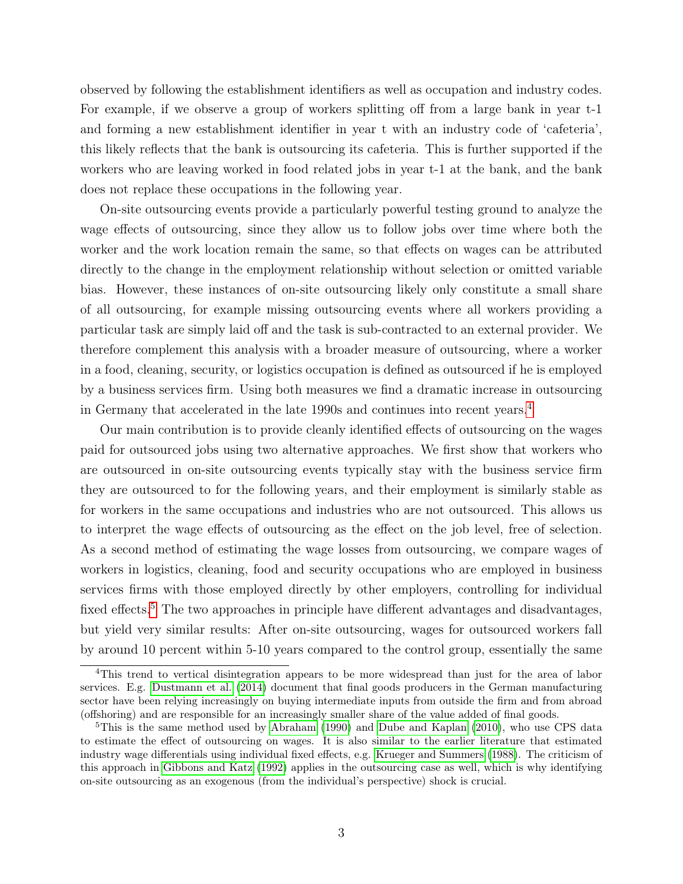observed by following the establishment identifiers as well as occupation and industry codes. For example, if we observe a group of workers splitting off from a large bank in year t-1 and forming a new establishment identifier in year t with an industry code of 'cafeteria', this likely reflects that the bank is outsourcing its cafeteria. This is further supported if the workers who are leaving worked in food related jobs in year t-1 at the bank, and the bank does not replace these occupations in the following year.

On-site outsourcing events provide a particularly powerful testing ground to analyze the wage effects of outsourcing, since they allow us to follow jobs over time where both the worker and the work location remain the same, so that effects on wages can be attributed directly to the change in the employment relationship without selection or omitted variable bias. However, these instances of on-site outsourcing likely only constitute a small share of all outsourcing, for example missing outsourcing events where all workers providing a particular task are simply laid off and the task is sub-contracted to an external provider. We therefore complement this analysis with a broader measure of outsourcing, where a worker in a food, cleaning, security, or logistics occupation is defined as outsourced if he is employed by a business services firm. Using both measures we find a dramatic increase in outsourcing in Germany that accelerated in the late 1990s and continues into recent years.[4]

Our main contribution is to provide cleanly identified effects of outsourcing on the wages paid for outsourced jobs using two alternative approaches. We first show that workers who are outsourced in on-site outsourcing events typically stay with the business service firm they are outsourced to for the following years, and their employment is similarly stable as for workers in the same occupations and industries who are not outsourced. This allows us to interpret the wage effects of outsourcing as the effect on the job level, free of selection. As a second method of estimating the wage losses from outsourcing, we compare wages of workers in logistics, cleaning, food and security occupations who are employed in business services firms with those employed directly by other employers, controlling for individual fixed effects.[5] The two approaches in principle have different advantages and disadvantages, but yield very similar results: After on-site outsourcing, wages for outsourced workers fall by around 10 percent within 5-10 years compared to the control group, essentially the same

[4] This trend to vertical disintegration appears to be more widespread than just for the area of labor services. E.g. Dustmann et al. (2014) document that final goods producers in the German manufacturing sector have been relying increasingly on buying intermediate inputs from outside the firm and from abroad (offshoring) and are responsible for an increasingly smaller share of the value added of final goods.

[5] This is the same method used by Abraham (1990) and Dube and Kaplan (2010), who use CPS data to estimate the effect of outsourcing on wages. It is also similar to the earlier literature that estimated industry wage differentials using individual fixed effects, e.g. Krueger and Summers (1988). The criticism of this approach in Gibbons and Katz (1992) applies in the outsourcing case as well, which is why identifying on-site outsourcing as an exogenous (from the individual's perspective) shock is crucial.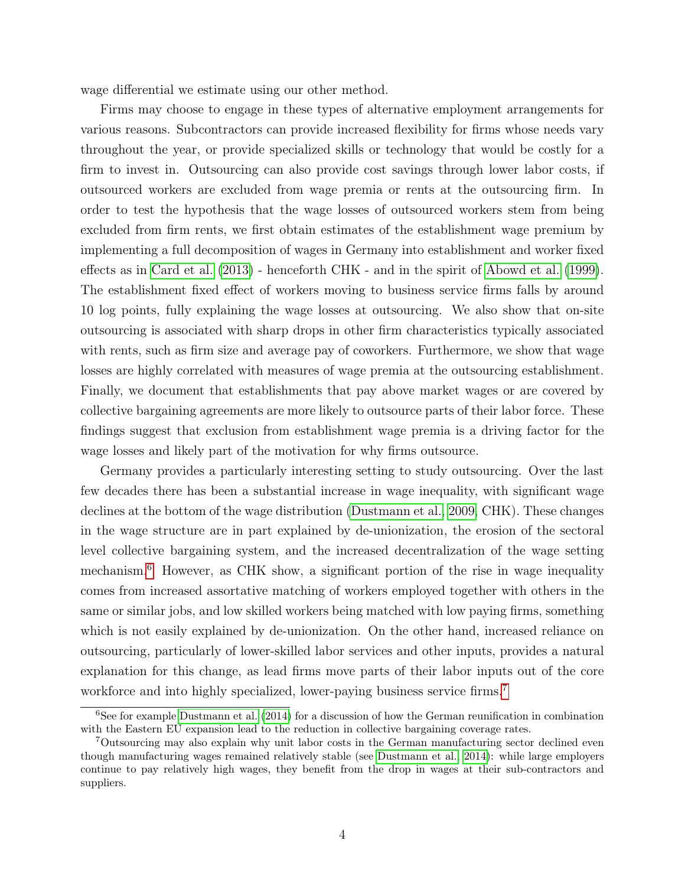wage differential we estimate using our other method.

Firms may choose to engage in these types of alternative employment arrangements for various reasons. Subcontractors can provide increased flexibility for firms whose needs vary throughout the year, or provide specialized skills or technology that would be costly for a firm to invest in. Outsourcing can also provide cost savings through lower labor costs, if outsourced workers are excluded from wage premia or rents at the outsourcing firm. In order to test the hypothesis that the wage losses of outsourced workers stem from being excluded from firm rents, we first obtain estimates of the establishment wage premium by implementing a full decomposition of wages in Germany into establishment and worker fixed effects as in Card et al. (2013) - henceforth CHK - and in the spirit of Abowd et al. (1999). The establishment fixed effect of workers moving to business service firms falls by around 10 log points, fully explaining the wage losses at outsourcing. We also show that on-site outsourcing is associated with sharp drops in other firm characteristics typically associated with rents, such as firm size and average pay of coworkers. Furthermore, we show that wage losses are highly correlated with measures of wage premia at the outsourcing establishment. Finally, we document that establishments that pay above market wages or are covered by collective bargaining agreements are more likely to outsource parts of their labor force. These findings suggest that exclusion from establishment wage premia is a driving factor for the wage losses and likely part of the motivation for why firms outsource.

Germany provides a particularly interesting setting to study outsourcing. Over the last few decades there has been a substantial increase in wage inequality, with significant wage declines at the bottom of the wage distribution (Dustmann et al., 2009; CHK). These changes in the wage structure are in part explained by de-unionization, the erosion of the sectoral level collective bargaining system, and the increased decentralization of the wage setting mechanism.[6] However, as CHK show, a significant portion of the rise in wage inequality comes from increased assortative matching of workers employed together with others in the same or similar jobs, and low skilled workers being matched with low paying firms, something which is not easily explained by de-unionization. On the other hand, increased reliance on outsourcing, particularly of lower-skilled labor services and other inputs, provides a natural explanation for this change, as lead firms move parts of their labor inputs out of the core workforce and into highly specialized, lower-paying business service firms.[7]

[6] See for example Dustmann et al. (2014) for a discussion of how the German reunification in combination with the Eastern EU expansion lead to the reduction in collective bargaining coverage rates.

[7] Outsourcing may also explain why unit labor costs in the German manufacturing sector declined even though manufacturing wages remained relatively stable (see Dustmann et al., 2014): while large employers continue to pay relatively high wages, they benefit from the drop in wages at their sub-contractors and suppliers.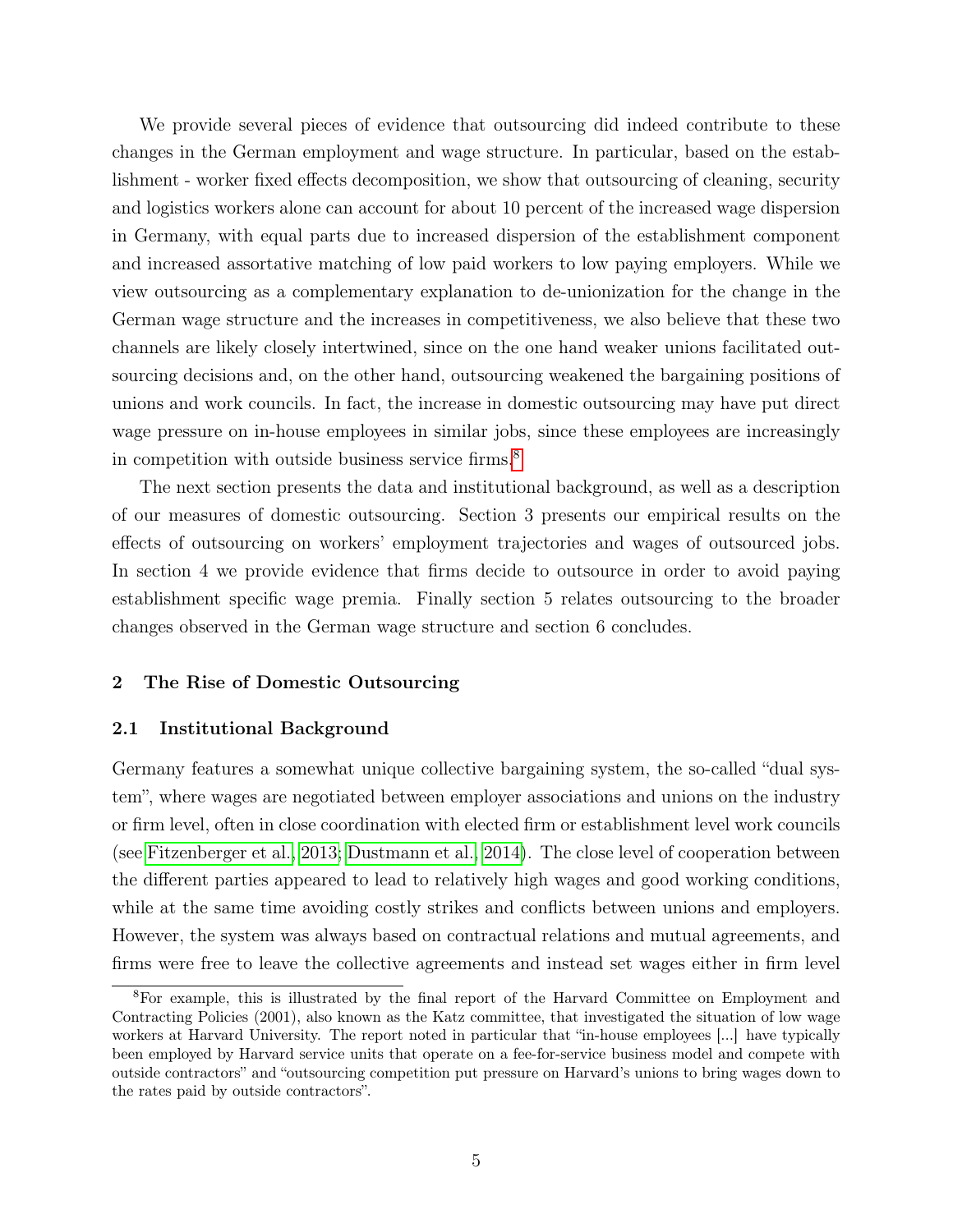We provide several pieces of evidence that outsourcing did indeed contribute to these changes in the German employment and wage structure. In particular, based on the establishment - worker fixed effects decomposition, we show that outsourcing of cleaning, security and logistics workers alone can account for about 10 percent of the increased wage dispersion in Germany, with equal parts due to increased dispersion of the establishment component and increased assortative matching of low paid workers to low paying employers. While we view outsourcing as a complementary explanation to de-unionization for the change in the German wage structure and the increases in competitiveness, we also believe that these two channels are likely closely intertwined, since on the one hand weaker unions facilitated outsourcing decisions and, on the other hand, outsourcing weakened the bargaining positions of unions and work councils. In fact, the increase in domestic outsourcing may have put direct wage pressure on in-house employees in similar jobs, since these employees are increasingly in competition with outside business service firms.[8]

The next section presents the data and institutional background, as well as a description of our measures of domestic outsourcing. Section 3 presents our empirical results on the effects of outsourcing on workers' employment trajectories and wages of outsourced jobs. In section 4 we provide evidence that firms decide to outsource in order to avoid paying establishment specific wage premia. Finally section 5 relates outsourcing to the broader changes observed in the German wage structure and section 6 concludes.

## 2 The Rise of Domestic Outsourcing

### 2.1 Institutional Background

Germany features a somewhat unique collective bargaining system, the so-called "dual system", where wages are negotiated between employer associations and unions on the industry or firm level, often in close coordination with elected firm or establishment level work councils (see Fitzenberger et al., 2013; Dustmann et al., 2014). The close level of cooperation between the different parties appeared to lead to relatively high wages and good working conditions, while at the same time avoiding costly strikes and conflicts between unions and employers. However, the system was always based on contractual relations and mutual agreements, and firms were free to leave the collective agreements and instead set wages either in firm level

[8] For example, this is illustrated by the final report of the Harvard Committee on Employment and Contracting Policies (2001), also known as the Katz committee, that investigated the situation of low wage workers at Harvard University. The report noted in particular that "in-house employees [...] have typically been employed by Harvard service units that operate on a fee-for-service business model and compete with outside contractors" and "outsourcing competition put pressure on Harvard's unions to bring wages down to the rates paid by outside contractors".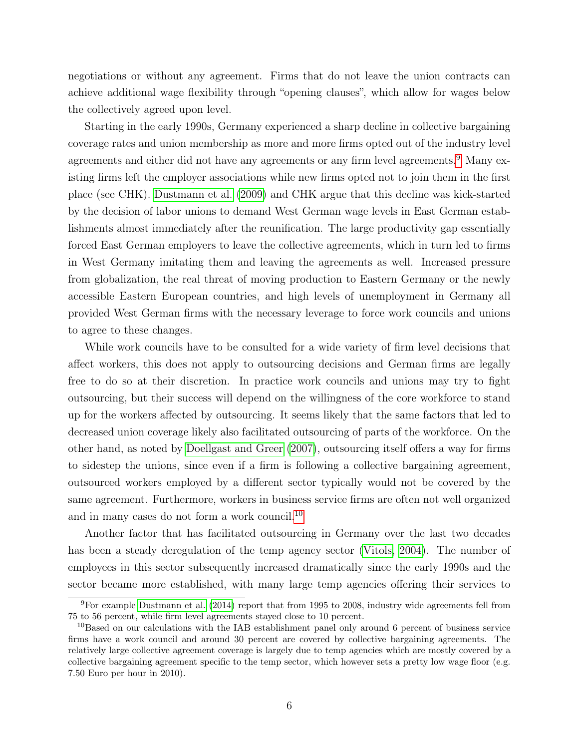negotiations or without any agreement. Firms that do not leave the union contracts can achieve additional wage flexibility through "opening clauses", which allow for wages below the collectively agreed upon level.

Starting in the early 1990s, Germany experienced a sharp decline in collective bargaining coverage rates and union membership as more and more firms opted out of the industry level agreements and either did not have any agreements or any firm level agreements.[9] Many existing firms left the employer associations while new firms opted not to join them in the first place (see CHK). Dustmann et al. (2009) and CHK argue that this decline was kick-started by the decision of labor unions to demand West German wage levels in East German establishments almost immediately after the reunification. The large productivity gap essentially forced East German employers to leave the collective agreements, which in turn led to firms in West Germany imitating them and leaving the agreements as well. Increased pressure from globalization, the real threat of moving production to Eastern Germany or the newly accessible Eastern European countries, and high levels of unemployment in Germany all provided West German firms with the necessary leverage to force work councils and unions to agree to these changes.

While work councils have to be consulted for a wide variety of firm level decisions that affect workers, this does not apply to outsourcing decisions and German firms are legally free to do so at their discretion. In practice work councils and unions may try to fight outsourcing, but their success will depend on the willingness of the core workforce to stand up for the workers affected by outsourcing. It seems likely that the same factors that led to decreased union coverage likely also facilitated outsourcing of parts of the workforce. On the other hand, as noted by Doellgast and Greer (2007), outsourcing itself offers a way for firms to sidestep the unions, since even if a firm is following a collective bargaining agreement, outsourced workers employed by a different sector typically would not be covered by the same agreement. Furthermore, workers in business service firms are often not well organized and in many cases do not form a work council.[10]

Another factor that has facilitated outsourcing in Germany over the last two decades has been a steady deregulation of the temp agency sector (Vitols, 2004). The number of employees in this sector subsequently increased dramatically since the early 1990s and the sector became more established, with many large temp agencies offering their services to

[9] For example Dustmann et al. (2014) report that from 1995 to 2008, industry wide agreements fell from 75 to 56 percent, while firm level agreements stayed close to 10 percent.

[10] Based on our calculations with the IAB establishment panel only around 6 percent of business service firms have a work council and around 30 percent are covered by collective bargaining agreements. The relatively large collective agreement coverage is largely due to temp agencies which are mostly covered by a collective bargaining agreement specific to the temp sector, which however sets a pretty low wage floor (e.g. 7.50 Euro per hour in 2010).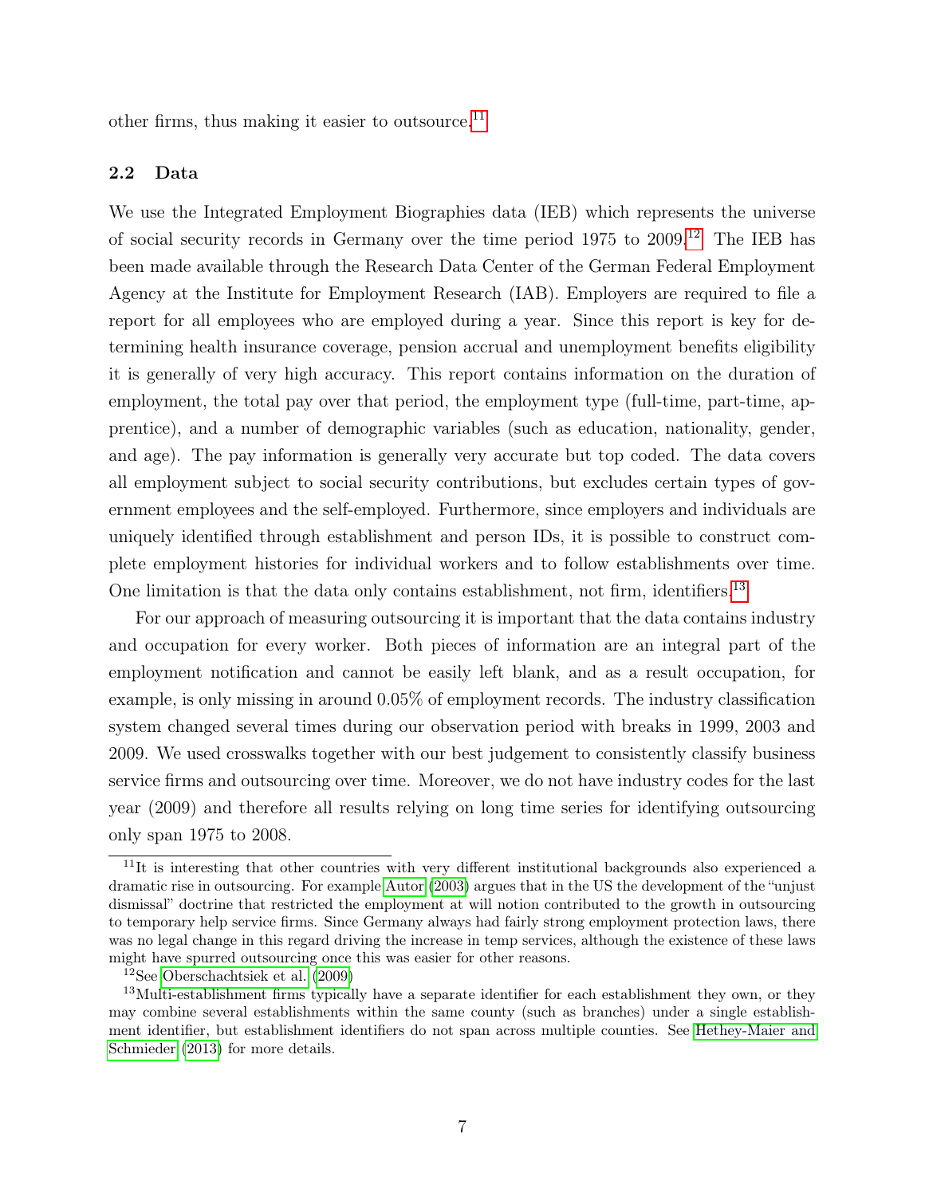other firms, thus making it easier to outsource.[11]

### 2.2 Data

We use the Integrated Employment Biographies data (IEB) which represents the universe of social security records in Germany over the time period 1975 to 2009.[12] The IEB has been made available through the Research Data Center of the German Federal Employment Agency at the Institute for Employment Research (IAB). Employers are required to file a report for all employees who are employed during a year. Since this report is key for determining health insurance coverage, pension accrual and unemployment benefits eligibility it is generally of very high accuracy. This report contains information on the duration of employment, the total pay over that period, the employment type (full-time, part-time, apprentice), and a number of demographic variables (such as education, nationality, gender, and age). The pay information is generally very accurate but top coded. The data covers all employment subject to social security contributions, but excludes certain types of government employees and the self-employed. Furthermore, since employers and individuals are uniquely identified through establishment and person IDs, it is possible to construct complete employment histories for individual workers and to follow establishments over time. One limitation is that the data only contains establishment, not firm, identifiers.[13]

For our approach of measuring outsourcing it is important that the data contains industry and occupation for every worker. Both pieces of information are an integral part of the employment notification and cannot be easily left blank, and as a result occupation, for example, is only missing in around 0.05% of employment records. The industry classification system changed several times during our observation period with breaks in 1999, 2003 and 2009. We used crosswalks together with our best judgement to consistently classify business service firms and outsourcing over time. Moreover, we do not have industry codes for the last year (2009) and therefore all results relying on long time series for identifying outsourcing only span 1975 to 2008.

---

[11] It is interesting that other countries with very different institutional backgrounds also experienced a dramatic rise in outsourcing. For example Autor (2003) argues that in the US the development of the "unjust dismissal" doctrine that restricted the employment at will notion contributed to the growth in outsourcing to temporary help service firms. Since Germany always had fairly strong employment protection laws, there was no legal change in this regard driving the increase in temp services, although the existence of these laws might have spurred outsourcing once this was easier for other reasons.

[12] See Oberschachtsiek et al. (2009)

[13] Multi-establishment firms typically have a separate identifier for each establishment they own, or they may combine several establishments within the same county (such as branches) under a single establishment identifier, but establishment identifiers do not span across multiple counties. See Hethey-Maier and Schmieder (2013) for more details.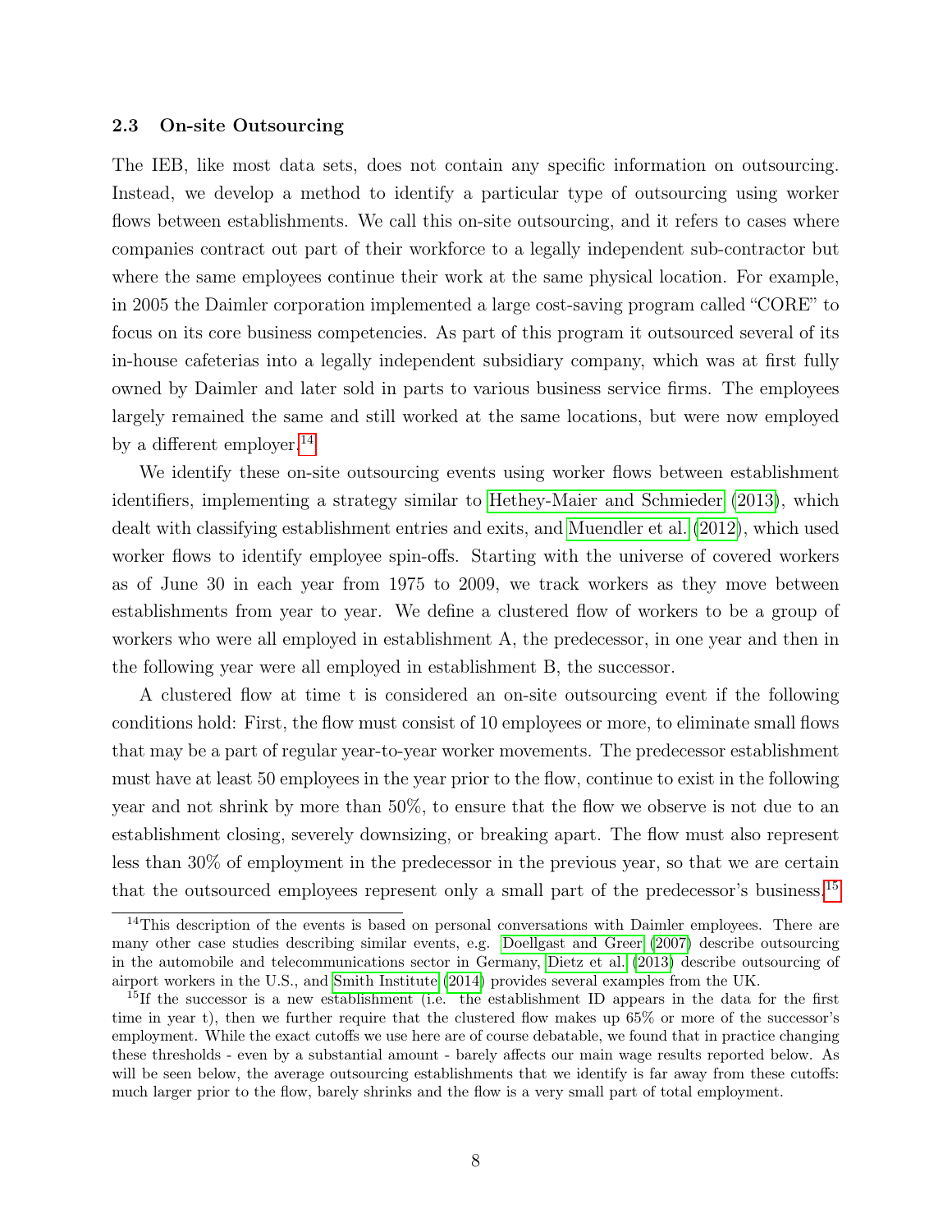### 2.3 On-site Outsourcing

The IEB, like most data sets, does not contain any specific information on outsourcing. Instead, we develop a method to identify a particular type of outsourcing using worker flows between establishments. We call this on-site outsourcing, and it refers to cases where companies contract out part of their workforce to a legally independent sub-contractor but where the same employees continue their work at the same physical location. For example, in 2005 the Daimler corporation implemented a large cost-saving program called "CORE" to focus on its core business competencies. As part of this program it outsourced several of its in-house cafeterias into a legally independent subsidiary company, which was at first fully owned by Daimler and later sold in parts to various business service firms. The employees largely remained the same and still worked at the same locations, but were now employed by a different employer.[14]

We identify these on-site outsourcing events using worker flows between establishment identifiers, implementing a strategy similar to Hethey-Maier and Schmieder (2013), which dealt with classifying establishment entries and exits, and Muendler et al. (2012), which used worker flows to identify employee spin-offs. Starting with the universe of covered workers as of June 30 in each year from 1975 to 2009, we track workers as they move between establishments from year to year. We define a clustered flow of workers to be a group of workers who were all employed in establishment A, the predecessor, in one year and then in the following year were all employed in establishment B, the successor.

A clustered flow at time t is considered an on-site outsourcing event if the following conditions hold: First, the flow must consist of 10 employees or more, to eliminate small flows that may be a part of regular year-to-year worker movements. The predecessor establishment must have at least 50 employees in the year prior to the flow, continue to exist in the following year and not shrink by more than 50%, to ensure that the flow we observe is not due to an establishment closing, severely downsizing, or breaking apart. The flow must also represent less than 30% of employment in the predecessor in the previous year, so that we are certain that the outsourced employees represent only a small part of the predecessor's business.[15]

[14] This description of the events is based on personal conversations with Daimler employees. There are many other case studies describing similar events, e.g. Doellgast and Greer (2007) describe outsourcing in the automobile and telecommunications sector in Germany, Dietz et al. (2013) describe outsourcing of airport workers in the U.S., and Smith Institute (2014) provides several examples from the UK.

[15] If the successor is a new establishment (i.e. the establishment ID appears in the data for the first time in year t), then we further require that the clustered flow makes up 65% or more of the successor's employment. While the exact cutoffs we use here are of course debatable, we found that in practice changing these thresholds - even by a substantial amount - barely affects our main wage results reported below. As will be seen below, the average outsourcing establishments that we identify is far away from these cutoffs: much larger prior to the flow, barely shrinks and the flow is a very small part of total employment.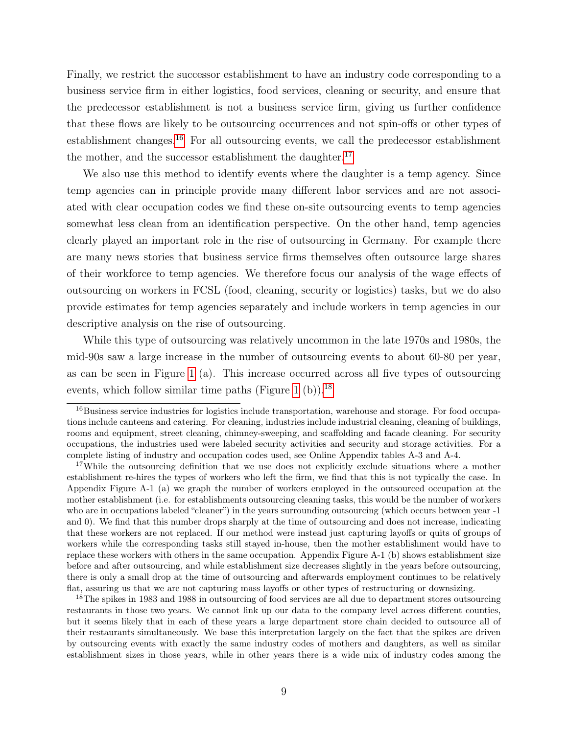Finally, we restrict the successor establishment to have an industry code corresponding to a business service firm in either logistics, food services, cleaning or security, and ensure that the predecessor establishment is not a business service firm, giving us further confidence that these flows are likely to be outsourcing occurrences and not spin-offs or other types of establishment changes.[16] For all outsourcing events, we call the predecessor establishment the mother, and the successor establishment the daughter.[17]

We also use this method to identify events where the daughter is a temp agency. Since temp agencies can in principle provide many different labor services and are not associated with clear occupation codes we find these on-site outsourcing events to temp agencies somewhat less clean from an identification perspective. On the other hand, temp agencies clearly played an important role in the rise of outsourcing in Germany. For example there are many news stories that business service firms themselves often outsource large shares of their workforce to temp agencies. We therefore focus our analysis of the wage effects of outsourcing on workers in FCSL (food, cleaning, security or logistics) tasks, but we do also provide estimates for temp agencies separately and include workers in temp agencies in our descriptive analysis on the rise of outsourcing.

While this type of outsourcing was relatively uncommon in the late 1970s and 1980s, the mid-90s saw a large increase in the number of outsourcing events to about 60-80 per year, as can be seen in Figure 1 (a). This increase occurred across all five types of outsourcing events, which follow similar time paths (Figure 1 (b)).[18]

[16] Business service industries for logistics include transportation, warehouse and storage. For food occupations include canteens and catering. For cleaning, industries include industrial cleaning, cleaning of buildings, rooms and equipment, street cleaning, chimney-sweeping, and scaffolding and facade cleaning. For security occupations, the industries used were labeled security activities and security and storage activities. For a complete listing of industry and occupation codes used, see Online Appendix tables A-3 and A-4.

[17] While the outsourcing definition that we use does not explicitly exclude situations where a mother establishment re-hires the types of workers who left the firm, we find that this is not typically the case. In Appendix Figure A-1 (a) we graph the number of workers employed in the outsourced occupation at the mother establishment (i.e. for establishments outsourcing cleaning tasks, this would be the number of workers who are in occupations labeled "cleaner") in the years surrounding outsourcing (which occurs between year -1 and 0). We find that this number drops sharply at the time of outsourcing and does not increase, indicating that these workers are not replaced. If our method were instead just capturing layoffs or quits of groups of workers while the corresponding tasks still stayed in-house, then the mother establishment would have to replace these workers with others in the same occupation. Appendix Figure A-1 (b) shows establishment size before and after outsourcing, and while establishment size decreases slightly in the years before outsourcing, there is only a small drop at the time of outsourcing and afterwards employment continues to be relatively flat, assuring us that we are not capturing mass layoffs or other types of restructuring or downsizing.

[18] The spikes in 1983 and 1988 in outsourcing of food services are all due to department stores outsourcing restaurants in those two years. We cannot link up our data to the company level across different counties, but it seems likely that in each of these years a large department store chain decided to outsource all of their restaurants simultaneously. We base this interpretation largely on the fact that the spikes are driven by outsourcing events with exactly the same industry codes of mothers and daughters, as well as similar establishment sizes in those years, while in other years there is a wide mix of industry codes among the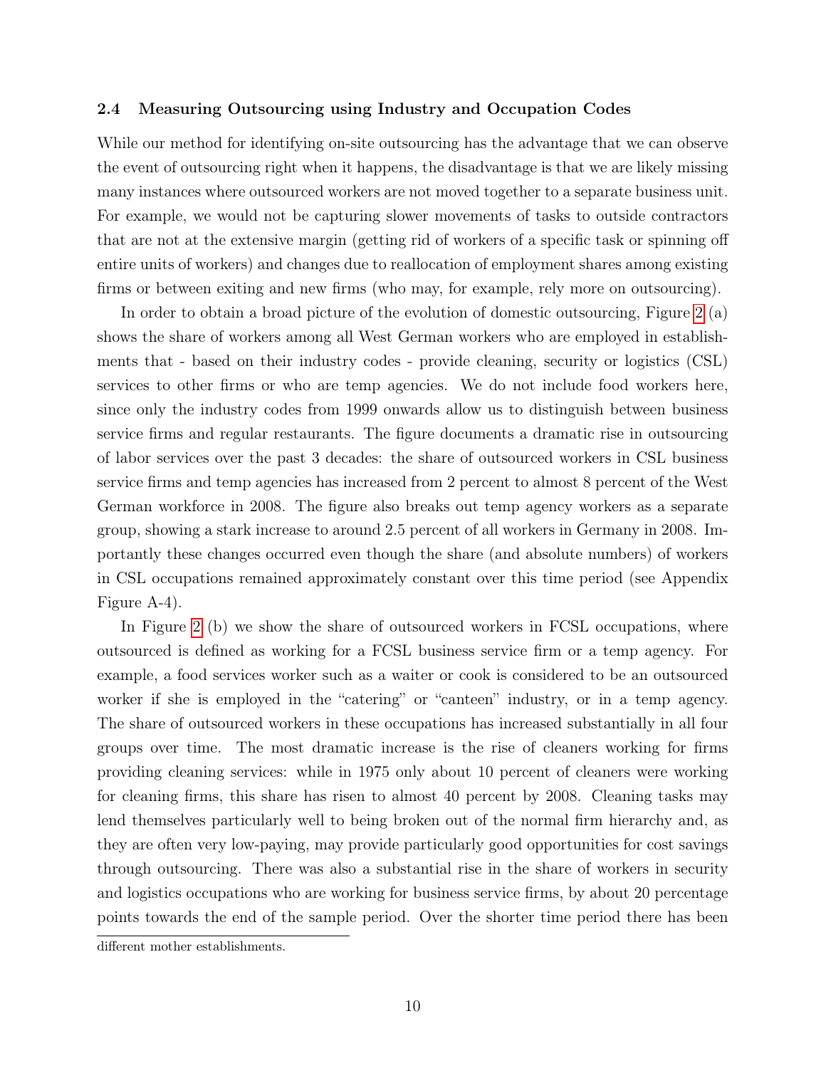### 2.4 Measuring Outsourcing using Industry and Occupation Codes

While our method for identifying on-site outsourcing has the advantage that we can observe the event of outsourcing right when it happens, the disadvantage is that we are likely missing many instances where outsourced workers are not moved together to a separate business unit. For example, we would not be capturing slower movements of tasks to outside contractors that are not at the extensive margin (getting rid of workers of a specific task or spinning off entire units of workers) and changes due to reallocation of employment shares among existing firms or between exiting and new firms (who may, for example, rely more on outsourcing).

In order to obtain a broad picture of the evolution of domestic outsourcing, Figure 2 (a) shows the share of workers among all West German workers who are employed in establishments that - based on their industry codes - provide cleaning, security or logistics (CSL) services to other firms or who are temp agencies. We do not include food workers here, since only the industry codes from 1999 onwards allow us to distinguish between business service firms and regular restaurants. The figure documents a dramatic rise in outsourcing of labor services over the past 3 decades: the share of outsourced workers in CSL business service firms and temp agencies has increased from 2 percent to almost 8 percent of the West German workforce in 2008. The figure also breaks out temp agency workers as a separate group, showing a stark increase to around 2.5 percent of all workers in Germany in 2008. Importantly these changes occurred even though the share (and absolute numbers) of workers in CSL occupations remained approximately constant over this time period (see Appendix Figure A-4).

In Figure 2 (b) we show the share of outsourced workers in FCSL occupations, where outsourced is defined as working for a FCSL business service firm or a temp agency. For example, a food services worker such as a waiter or cook is considered to be an outsourced worker if she is employed in the "catering" or "canteen" industry, or in a temp agency. The share of outsourced workers in these occupations has increased substantially in all four groups over time. The most dramatic increase is the rise of cleaners working for firms providing cleaning services: while in 1975 only about 10 percent of cleaners were working for cleaning firms, this share has risen to almost 40 percent by 2008. Cleaning tasks may lend themselves particularly well to being broken out of the normal firm hierarchy and, as they are often very low-paying, may provide particularly good opportunities for cost savings through outsourcing. There was also a substantial rise in the share of workers in security and logistics occupations who are working for business service firms, by about 20 percentage points towards the end of the sample period. Over the shorter time period there has been

different mother establishments.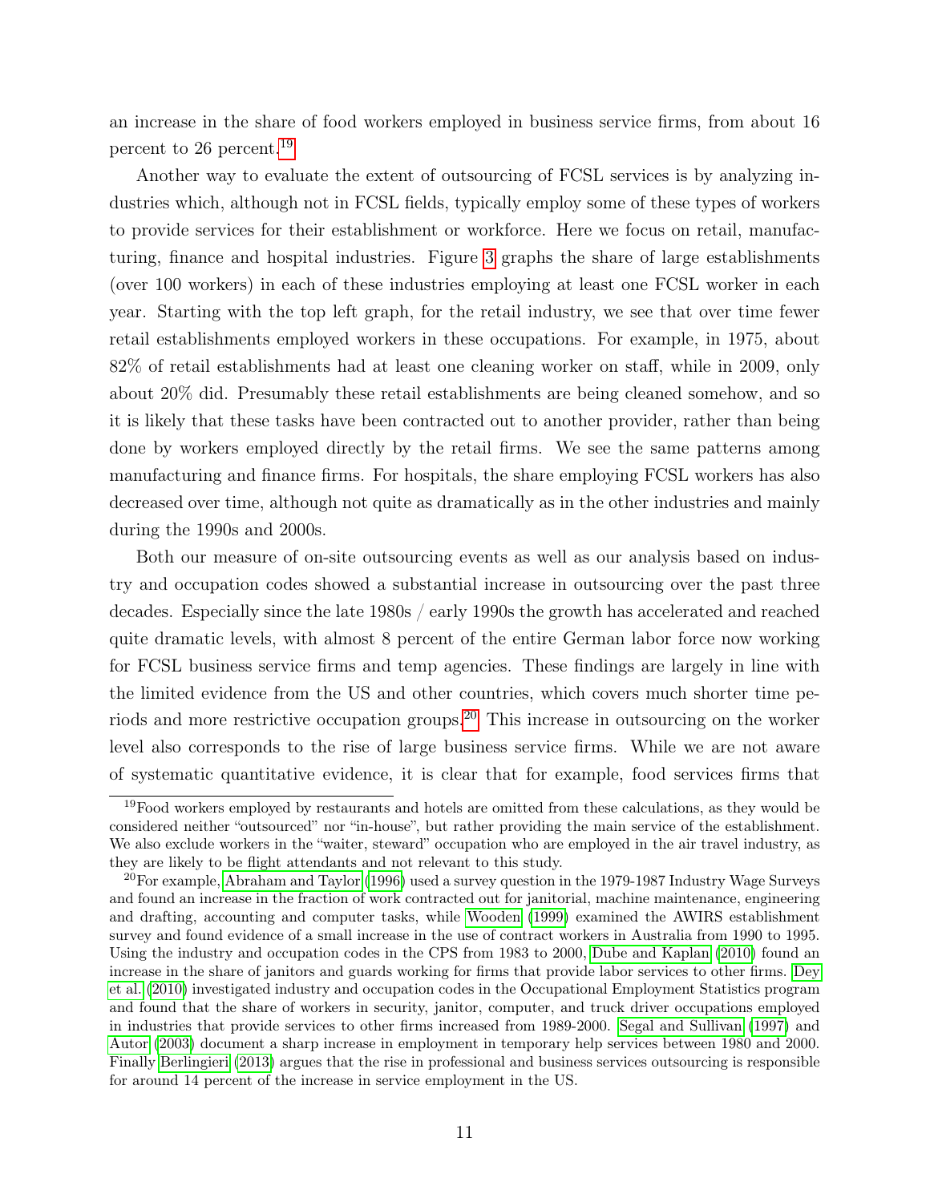an increase in the share of food workers employed in business service firms, from about 16 percent to 26 percent.[19]

Another way to evaluate the extent of outsourcing of FCSL services is by analyzing industries which, although not in FCSL fields, typically employ some of these types of workers to provide services for their establishment or workforce. Here we focus on retail, manufacturing, finance and hospital industries. Figure 3 graphs the share of large establishments (over 100 workers) in each of these industries employing at least one FCSL worker in each year. Starting with the top left graph, for the retail industry, we see that over time fewer retail establishments employed workers in these occupations. For example, in 1975, about 82% of retail establishments had at least one cleaning worker on staff, while in 2009, only about 20% did. Presumably these retail establishments are being cleaned somehow, and so it is likely that these tasks have been contracted out to another provider, rather than being done by workers employed directly by the retail firms. We see the same patterns among manufacturing and finance firms. For hospitals, the share employing FCSL workers has also decreased over time, although not quite as dramatically as in the other industries and mainly during the 1990s and 2000s.

Both our measure of on-site outsourcing events as well as our analysis based on industry and occupation codes showed a substantial increase in outsourcing over the past three decades. Especially since the late 1980s / early 1990s the growth has accelerated and reached quite dramatic levels, with almost 8 percent of the entire German labor force now working for FCSL business service firms and temp agencies. These findings are largely in line with the limited evidence from the US and other countries, which covers much shorter time periods and more restrictive occupation groups.[20] This increase in outsourcing on the worker level also corresponds to the rise of large business service firms. While we are not aware of systematic quantitative evidence, it is clear that for example, food services firms that

[19] Food workers employed by restaurants and hotels are omitted from these calculations, as they would be considered neither "outsourced" nor "in-house", but rather providing the main service of the establishment. We also exclude workers in the "waiter, steward" occupation who are employed in the air travel industry, as they are likely to be flight attendants and not relevant to this study.

[20] For example, Abraham and Taylor (1996) used a survey question in the 1979-1987 Industry Wage Surveys and found an increase in the fraction of work contracted out for janitorial, machine maintenance, engineering and drafting, accounting and computer tasks, while Wooden (1999) examined the AWIRS establishment survey and found evidence of a small increase in the use of contract workers in Australia from 1990 to 1995. Using the industry and occupation codes in the CPS from 1983 to 2000, Dube and Kaplan (2010) found an increase in the share of janitors and guards working for firms that provide labor services to other firms. Dey et al. (2010) investigated industry and occupation codes in the Occupational Employment Statistics program and found that the share of workers in security, janitor, computer, and truck driver occupations employed in industries that provide services to other firms increased from 1989-2000. Segal and Sullivan (1997) and Autor (2003) document a sharp increase in employment in temporary help services between 1980 and 2000. Finally Berlingieri (2013) argues that the rise in professional and business services outsourcing is responsible for around 14 percent of the increase in service employment in the US.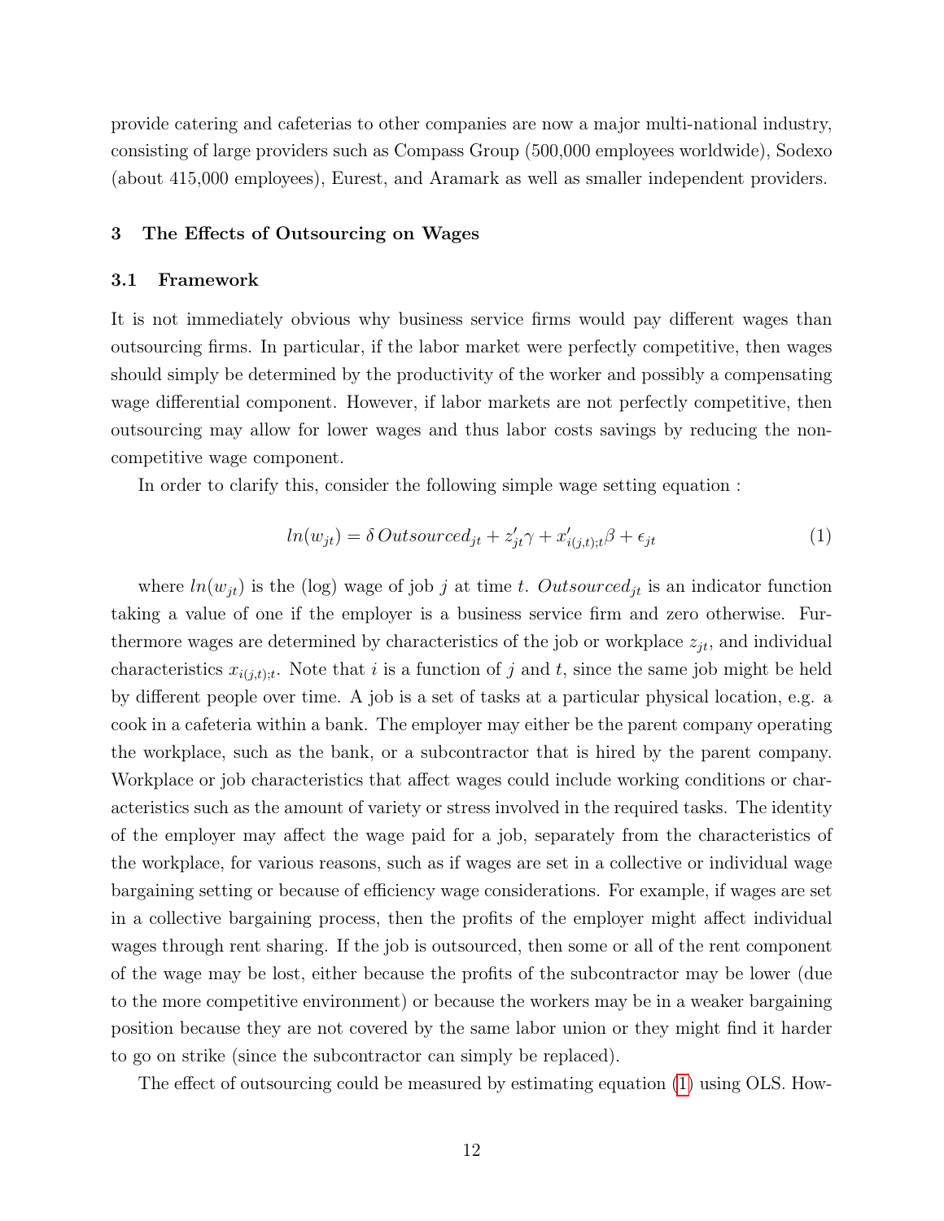provide catering and cafeterias to other companies are now a major multi-national industry, consisting of large providers such as Compass Group (500,000 employees worldwide), Sodexo (about 415,000 employees), Eurest, and Aramark as well as smaller independent providers.

## 3 The Effects of Outsourcing on Wages

### 3.1 Framework

It is not immediately obvious why business service firms would pay different wages than outsourcing firms. In particular, if the labor market were perfectly competitive, then wages should simply be determined by the productivity of the worker and possibly a compensating wage differential component. However, if labor markets are not perfectly competitive, then outsourcing may allow for lower wages and thus labor costs savings by reducing the non-competitive wage component.

In order to clarify this, consider the following simple wage setting equation :

$$ln(w_{jt}) = \delta \, Outsourced_{jt} + z_{jt}'\gamma + x_{i(j,t);t}'\beta + \epsilon_{jt} \tag{1}$$

where $ln(w_{jt})$ is the (log) wage of job $j$ at time $t$. $Outsourced_{jt}$ is an indicator function taking a value of one if the employer is a business service firm and zero otherwise. Furthermore wages are determined by characteristics of the job or workplace $z_{jt}$, and individual characteristics $x_{i(j,t);t}$. Note that $i$ is a function of $j$ and $t$, since the same job might be held by different people over time. A job is a set of tasks at a particular physical location, e.g. a cook in a cafeteria within a bank. The employer may either be the parent company operating the workplace, such as the bank, or a subcontractor that is hired by the parent company. Workplace or job characteristics that affect wages could include working conditions or characteristics such as the amount of variety or stress involved in the required tasks. The identity of the employer may affect the wage paid for a job, separately from the characteristics of the workplace, for various reasons, such as if wages are set in a collective or individual wage bargaining setting or because of efficiency wage considerations. For example, if wages are set in a collective bargaining process, then the profits of the employer might affect individual wages through rent sharing. If the job is outsourced, then some or all of the rent component of the wage may be lost, either because the profits of the subcontractor may be lower (due to the more competitive environment) or because the workers may be in a weaker bargaining position because they are not covered by the same labor union or they might find it harder to go on strike (since the subcontractor can simply be replaced).

The effect of outsourcing could be measured by estimating equation (1) using OLS. How-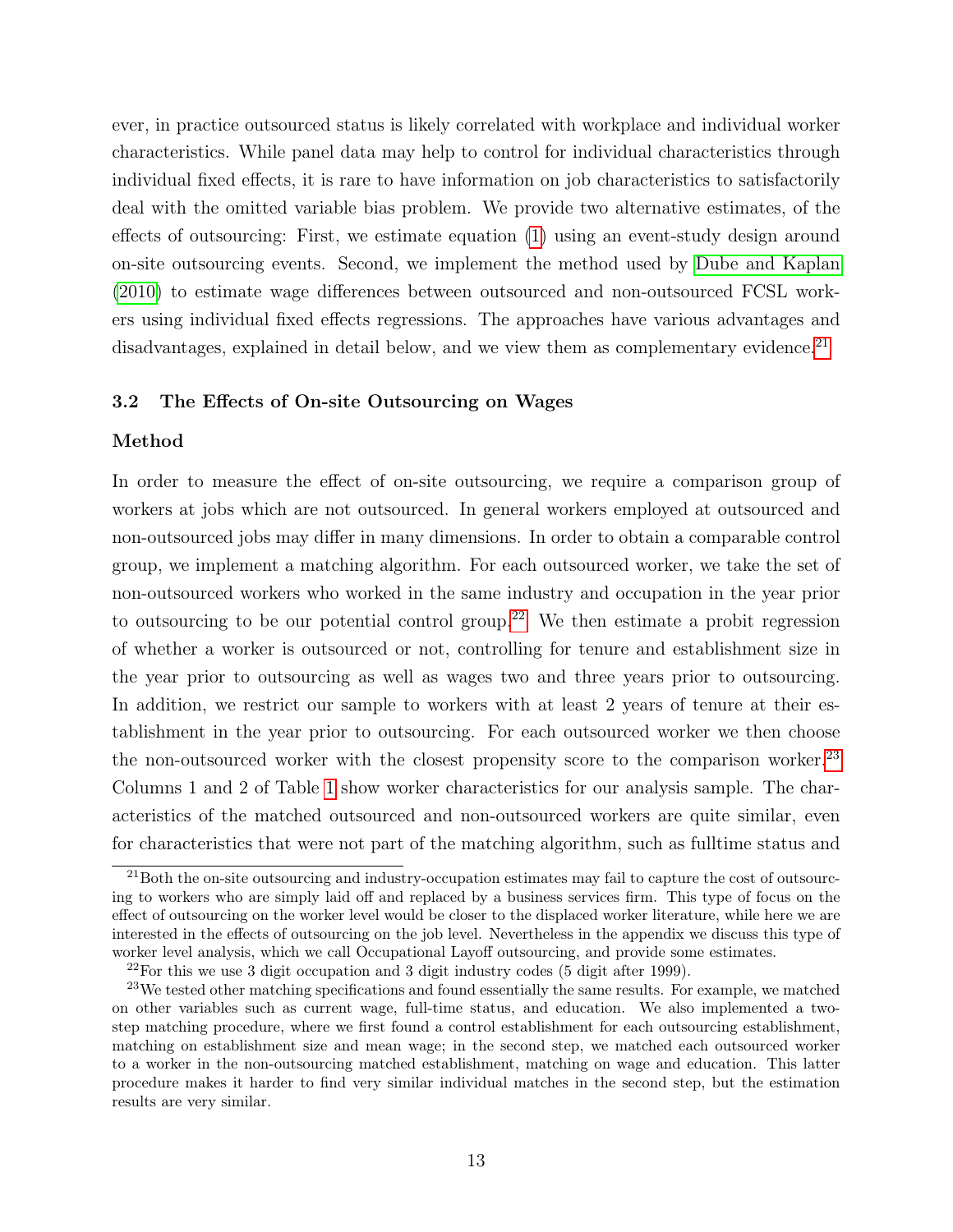ever, in practice outsourced status is likely correlated with workplace and individual worker characteristics. While panel data may help to control for individual characteristics through individual fixed effects, it is rare to have information on job characteristics to satisfactorily deal with the omitted variable bias problem. We provide two alternative estimates, of the effects of outsourcing: First, we estimate equation (1) using an event-study design around on-site outsourcing events. Second, we implement the method used by Dube and Kaplan (2010) to estimate wage differences between outsourced and non-outsourced FCSL workers using individual fixed effects regressions. The approaches have various advantages and disadvantages, explained in detail below, and we view them as complementary evidence.[21]

### 3.2 The Effects of On-site Outsourcing on Wages

#### Method

In order to measure the effect of on-site outsourcing, we require a comparison group of workers at jobs which are not outsourced. In general workers employed at outsourced and non-outsourced jobs may differ in many dimensions. In order to obtain a comparable control group, we implement a matching algorithm. For each outsourced worker, we take the set of non-outsourced workers who worked in the same industry and occupation in the year prior to outsourcing to be our potential control group.[22] We then estimate a probit regression of whether a worker is outsourced or not, controlling for tenure and establishment size in the year prior to outsourcing as well as wages two and three years prior to outsourcing. In addition, we restrict our sample to workers with at least 2 years of tenure at their establishment in the year prior to outsourcing. For each outsourced worker we then choose the non-outsourced worker with the closest propensity score to the comparison worker.[23] Columns 1 and 2 of Table 1 show worker characteristics for our analysis sample. The characteristics of the matched outsourced and non-outsourced workers are quite similar, even for characteristics that were not part of the matching algorithm, such as fulltime status and

[21] Both the on-site outsourcing and industry-occupation estimates may fail to capture the cost of outsourcing to workers who are simply laid off and replaced by a business services firm. This type of focus on the effect of outsourcing on the worker level would be closer to the displaced worker literature, while here we are interested in the effects of outsourcing on the job level. Nevertheless in the appendix we discuss this type of worker level analysis, which we call Occupational Layoff outsourcing, and provide some estimates.

[22] For this we use 3 digit occupation and 3 digit industry codes (5 digit after 1999).

[23] We tested other matching specifications and found essentially the same results. For example, we matched on other variables such as current wage, full-time status, and education. We also implemented a two-step matching procedure, where we first found a control establishment for each outsourcing establishment, matching on establishment size and mean wage; in the second step, we matched each outsourced worker to a worker in the non-outsourcing matched establishment, matching on wage and education. This latter procedure makes it harder to find very similar individual matches in the second step, but the estimation results are very similar.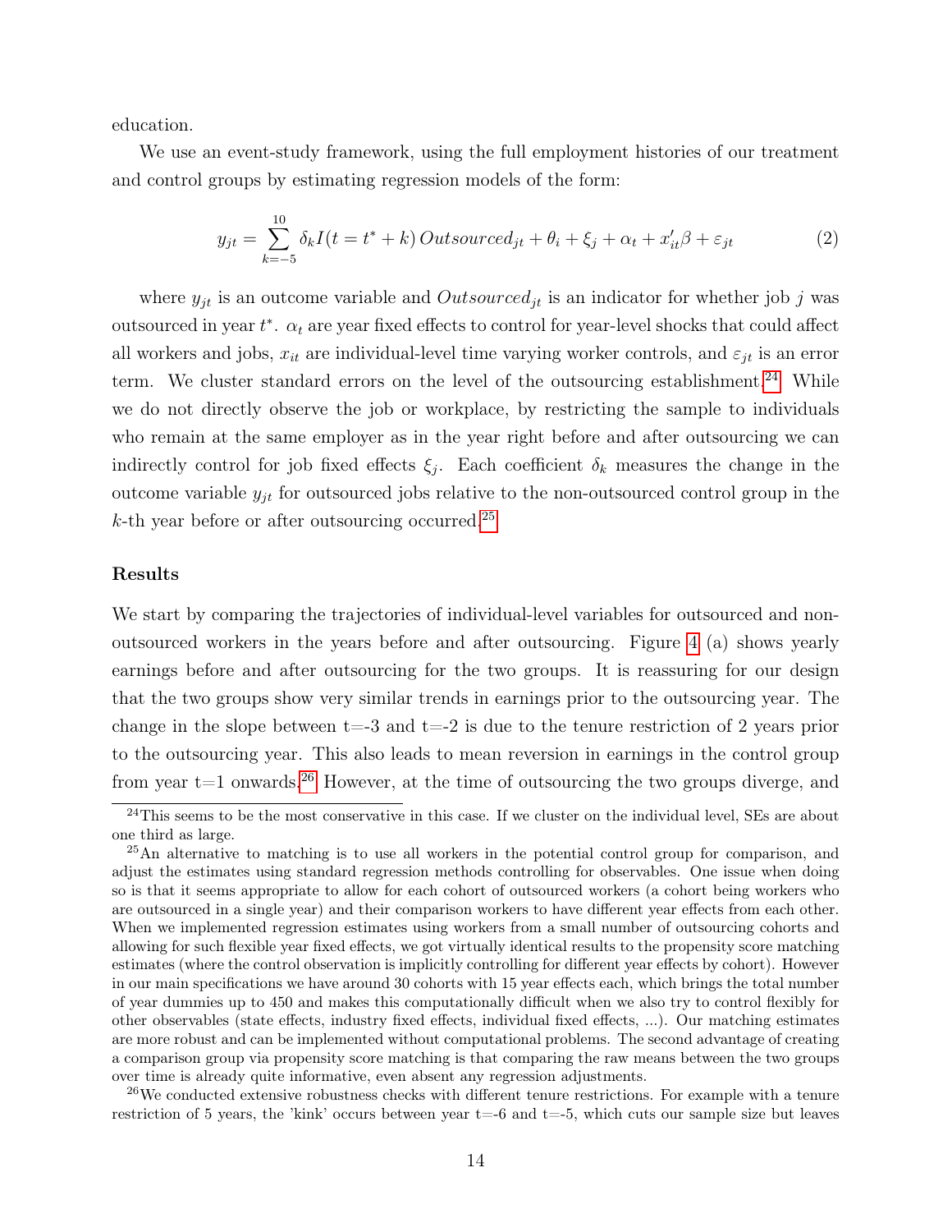education.

We use an event-study framework, using the full employment histories of our treatment and control groups by estimating regression models of the form:

$$y_{jt} = \sum_{k=-5}^{10} \delta_k I(t = t^* + k)\, Outsourced_{jt} + \theta_i + \xi_j + \alpha_t + x_{it}'\beta + \varepsilon_{jt} \tag{2}$$

where $y_{jt}$ is an outcome variable and $Outsourced_{jt}$ is an indicator for whether job $j$ was outsourced in year $t^*$. $\alpha_t$ are year fixed effects to control for year-level shocks that could affect all workers and jobs, $x_{it}$ are individual-level time varying worker controls, and $\varepsilon_{jt}$ is an error term. We cluster standard errors on the level of the outsourcing establishment.[24] While we do not directly observe the job or workplace, by restricting the sample to individuals who remain at the same employer as in the year right before and after outsourcing we can indirectly control for job fixed effects $\xi_j$. Each coefficient $\delta_k$ measures the change in the outcome variable $y_{jt}$ for outsourced jobs relative to the non-outsourced control group in the $k$-th year before or after outsourcing occurred.[25]

### Results

We start by comparing the trajectories of individual-level variables for outsourced and non-outsourced workers in the years before and after outsourcing. Figure 4 (a) shows yearly earnings before and after outsourcing for the two groups. It is reassuring for our design that the two groups show very similar trends in earnings prior to the outsourcing year. The change in the slope between t=-3 and t=-2 is due to the tenure restriction of 2 years prior to the outsourcing year. This also leads to mean reversion in earnings in the control group from year t=1 onwards.[26] However, at the time of outsourcing the two groups diverge, and

---

[24] This seems to be the most conservative in this case. If we cluster on the individual level, SEs are about one third as large.

[25] An alternative to matching is to use all workers in the potential control group for comparison, and adjust the estimates using standard regression methods controlling for observables. One issue when doing so is that it seems appropriate to allow for each cohort of outsourced workers (a cohort being workers who are outsourced in a single year) and their comparison workers to have different year effects from each other. When we implemented regression estimates using workers from a small number of outsourcing cohorts and allowing for such flexible year fixed effects, we got virtually identical results to the propensity score matching estimates (where the control observation is implicitly controlling for different year effects by cohort). However in our main specifications we have around 30 cohorts with 15 year effects each, which brings the total number of year dummies up to 450 and makes this computationally difficult when we also try to control flexibly for other observables (state effects, industry fixed effects, individual fixed effects, ...). Our matching estimates are more robust and can be implemented without computational problems. The second advantage of creating a comparison group via propensity score matching is that comparing the raw means between the two groups over time is already quite informative, even absent any regression adjustments.

[26] We conducted extensive robustness checks with different tenure restrictions. For example with a tenure restriction of 5 years, the 'kink' occurs between year t=-6 and t=-5, which cuts our sample size but leaves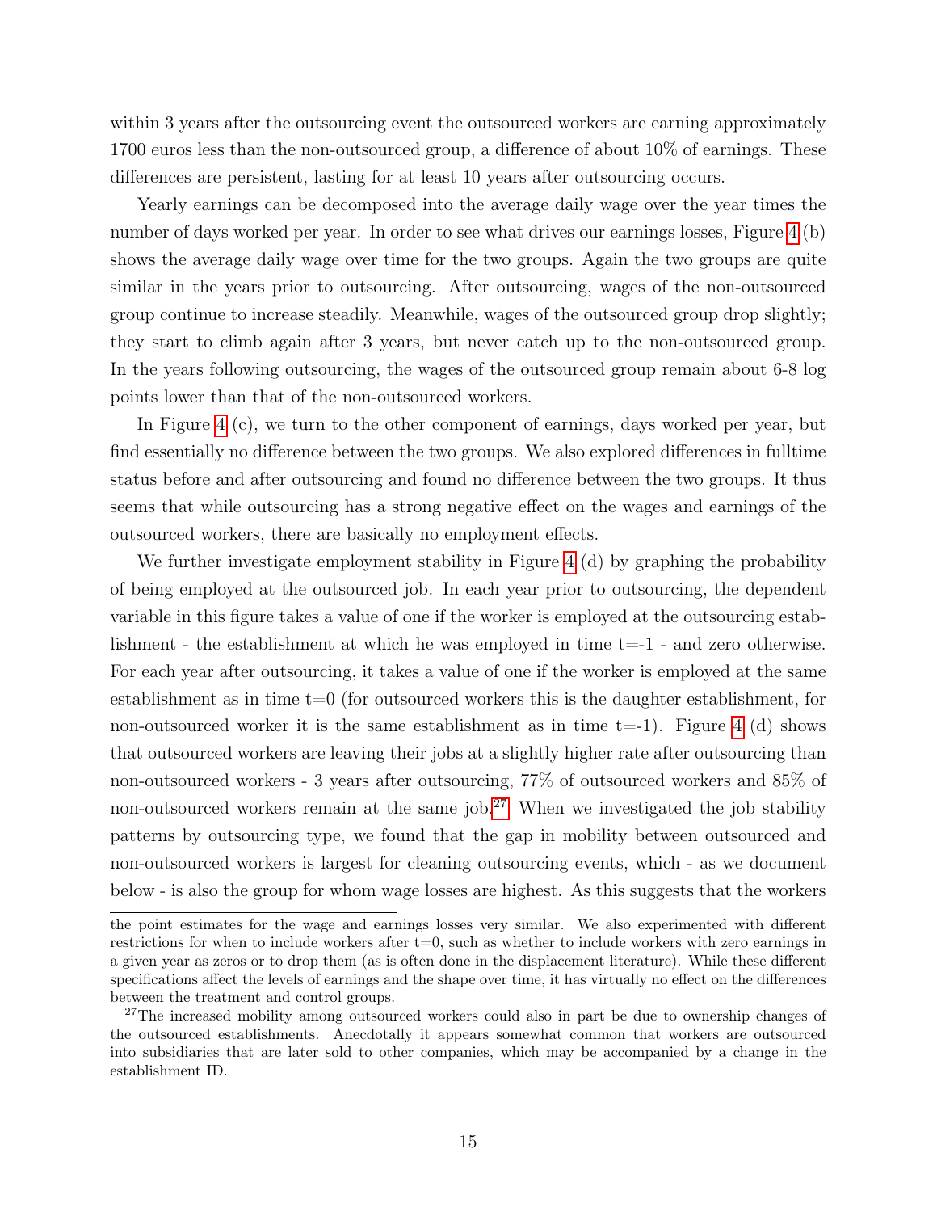within 3 years after the outsourcing event the outsourced workers are earning approximately 1700 euros less than the non-outsourced group, a difference of about 10% of earnings. These differences are persistent, lasting for at least 10 years after outsourcing occurs.

Yearly earnings can be decomposed into the average daily wage over the year times the number of days worked per year. In order to see what drives our earnings losses, Figure 4 (b) shows the average daily wage over time for the two groups. Again the two groups are quite similar in the years prior to outsourcing. After outsourcing, wages of the non-outsourced group continue to increase steadily. Meanwhile, wages of the outsourced group drop slightly; they start to climb again after 3 years, but never catch up to the non-outsourced group. In the years following outsourcing, the wages of the outsourced group remain about 6-8 log points lower than that of the non-outsourced workers.

In Figure 4 (c), we turn to the other component of earnings, days worked per year, but find essentially no difference between the two groups. We also explored differences in fulltime status before and after outsourcing and found no difference between the two groups. It thus seems that while outsourcing has a strong negative effect on the wages and earnings of the outsourced workers, there are basically no employment effects.

We further investigate employment stability in Figure 4 (d) by graphing the probability of being employed at the outsourced job. In each year prior to outsourcing, the dependent variable in this figure takes a value of one if the worker is employed at the outsourcing establishment - the establishment at which he was employed in time t=-1 - and zero otherwise. For each year after outsourcing, it takes a value of one if the worker is employed at the same establishment as in time t=0 (for outsourced workers this is the daughter establishment, for non-outsourced worker it is the same establishment as in time t=-1). Figure 4 (d) shows that outsourced workers are leaving their jobs at a slightly higher rate after outsourcing than non-outsourced workers - 3 years after outsourcing, 77% of outsourced workers and 85% of non-outsourced workers remain at the same job.[27] When we investigated the job stability patterns by outsourcing type, we found that the gap in mobility between outsourced and non-outsourced workers is largest for cleaning outsourcing events, which - as we document below - is also the group for whom wage losses are highest. As this suggests that the workers

---

the point estimates for the wage and earnings losses very similar. We also experimented with different restrictions for when to include workers after t=0, such as whether to include workers with zero earnings in a given year as zeros or to drop them (as is often done in the displacement literature). While these different specifications affect the levels of earnings and the shape over time, it has virtually no effect on the differences between the treatment and control groups.

[27] The increased mobility among outsourced workers could also in part be due to ownership changes of the outsourced establishments. Anecdotally it appears somewhat common that workers are outsourced into subsidiaries that are later sold to other companies, which may be accompanied by a change in the establishment ID.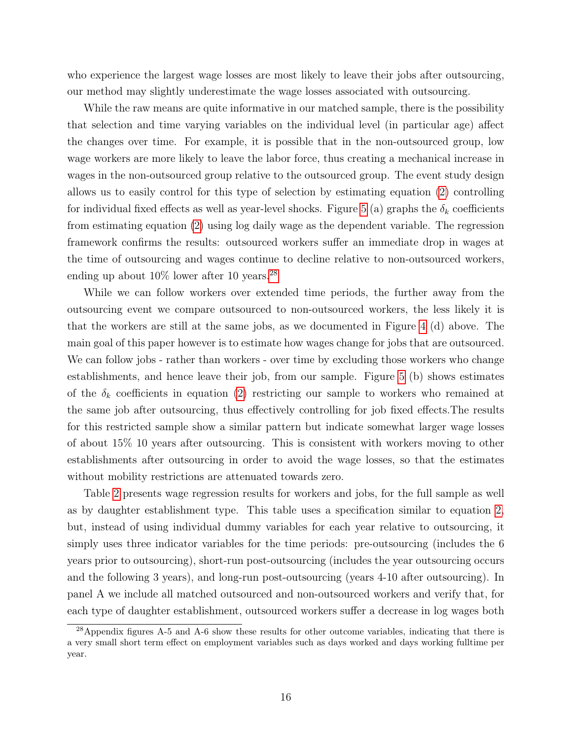who experience the largest wage losses are most likely to leave their jobs after outsourcing, our method may slightly underestimate the wage losses associated with outsourcing.

While the raw means are quite informative in our matched sample, there is the possibility that selection and time varying variables on the individual level (in particular age) affect the changes over time. For example, it is possible that in the non-outsourced group, low wage workers are more likely to leave the labor force, thus creating a mechanical increase in wages in the non-outsourced group relative to the outsourced group. The event study design allows us to easily control for this type of selection by estimating equation (2) controlling for individual fixed effects as well as year-level shocks. Figure 5 (a) graphs the $\delta_k$ coefficients from estimating equation (2) using log daily wage as the dependent variable. The regression framework confirms the results: outsourced workers suffer an immediate drop in wages at the time of outsourcing and wages continue to decline relative to non-outsourced workers, ending up about 10% lower after 10 years.[28]

While we can follow workers over extended time periods, the further away from the outsourcing event we compare outsourced to non-outsourced workers, the less likely it is that the workers are still at the same jobs, as we documented in Figure 4 (d) above. The main goal of this paper however is to estimate how wages change for jobs that are outsourced. We can follow jobs - rather than workers - over time by excluding those workers who change establishments, and hence leave their job, from our sample. Figure 5 (b) shows estimates of the $\delta_k$ coefficients in equation (2) restricting our sample to workers who remained at the same job after outsourcing, thus effectively controlling for job fixed effects.The results for this restricted sample show a similar pattern but indicate somewhat larger wage losses of about 15% 10 years after outsourcing. This is consistent with workers moving to other establishments after outsourcing in order to avoid the wage losses, so that the estimates without mobility restrictions are attenuated towards zero.

Table 2 presents wage regression results for workers and jobs, for the full sample as well as by daughter establishment type. This table uses a specification similar to equation 2, but, instead of using individual dummy variables for each year relative to outsourcing, it simply uses three indicator variables for the time periods: pre-outsourcing (includes the 6 years prior to outsourcing), short-run post-outsourcing (includes the year outsourcing occurs and the following 3 years), and long-run post-outsourcing (years 4-10 after outsourcing). In panel A we include all matched outsourced and non-outsourced workers and verify that, for each type of daughter establishment, outsourced workers suffer a decrease in log wages both

[28] Appendix figures A-5 and A-6 show these results for other outcome variables, indicating that there is a very small short term effect on employment variables such as days worked and days working fulltime per year.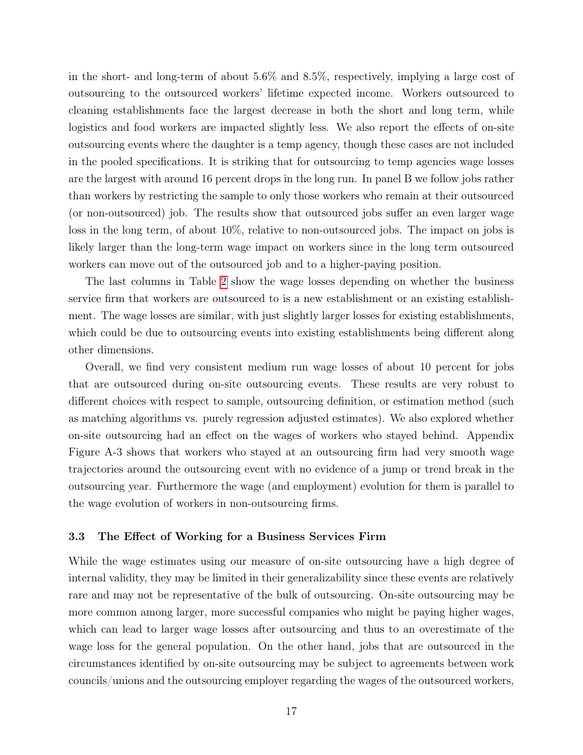in the short- and long-term of about 5.6% and 8.5%, respectively, implying a large cost of outsourcing to the outsourced workers' lifetime expected income. Workers outsourced to cleaning establishments face the largest decrease in both the short and long term, while logistics and food workers are impacted slightly less. We also report the effects of on-site outsourcing events where the daughter is a temp agency, though these cases are not included in the pooled specifications. It is striking that for outsourcing to temp agencies wage losses are the largest with around 16 percent drops in the long run. In panel B we follow jobs rather than workers by restricting the sample to only those workers who remain at their outsourced (or non-outsourced) job. The results show that outsourced jobs suffer an even larger wage loss in the long term, of about 10%, relative to non-outsourced jobs. The impact on jobs is likely larger than the long-term wage impact on workers since in the long term outsourced workers can move out of the outsourced job and to a higher-paying position.

The last columns in Table 2 show the wage losses depending on whether the business service firm that workers are outsourced to is a new establishment or an existing establishment. The wage losses are similar, with just slightly larger losses for existing establishments, which could be due to outsourcing events into existing establishments being different along other dimensions.

Overall, we find very consistent medium run wage losses of about 10 percent for jobs that are outsourced during on-site outsourcing events. These results are very robust to different choices with respect to sample, outsourcing definition, or estimation method (such as matching algorithms vs. purely regression adjusted estimates). We also explored whether on-site outsourcing had an effect on the wages of workers who stayed behind. Appendix Figure A-3 shows that workers who stayed at an outsourcing firm had very smooth wage trajectories around the outsourcing event with no evidence of a jump or trend break in the outsourcing year. Furthermore the wage (and employment) evolution for them is parallel to the wage evolution of workers in non-outsourcing firms.

### 3.3 The Effect of Working for a Business Services Firm

While the wage estimates using our measure of on-site outsourcing have a high degree of internal validity, they may be limited in their generalizability since these events are relatively rare and may not be representative of the bulk of outsourcing. On-site outsourcing may be more common among larger, more successful companies who might be paying higher wages, which can lead to larger wage losses after outsourcing and thus to an overestimate of the wage loss for the general population. On the other hand, jobs that are outsourced in the circumstances identified by on-site outsourcing may be subject to agreements between work councils/unions and the outsourcing employer regarding the wages of the outsourced workers,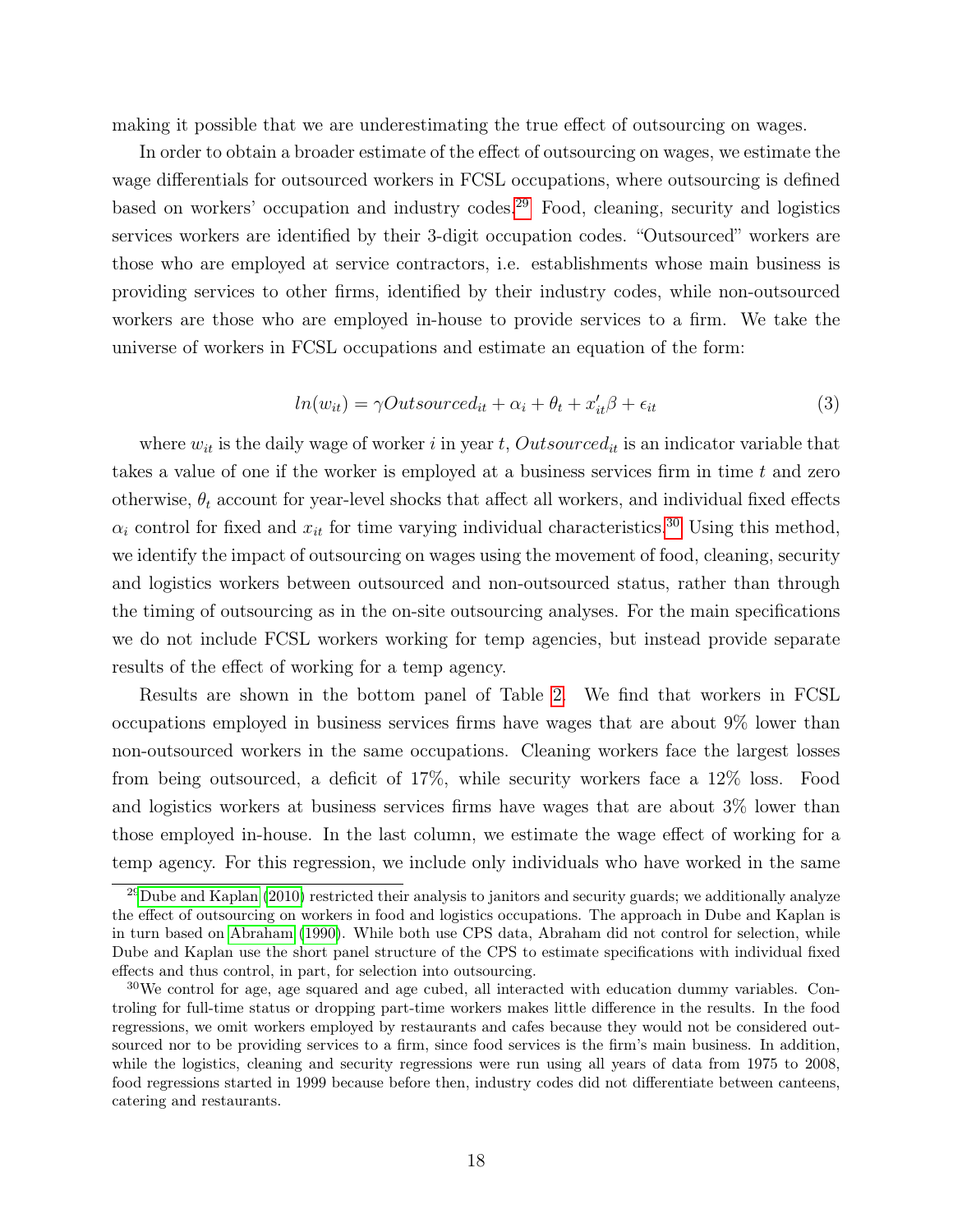making it possible that we are underestimating the true effect of outsourcing on wages.

In order to obtain a broader estimate of the effect of outsourcing on wages, we estimate the wage differentials for outsourced workers in FCSL occupations, where outsourcing is defined based on workers' occupation and industry codes.[29] Food, cleaning, security and logistics services workers are identified by their 3-digit occupation codes. "Outsourced" workers are those who are employed at service contractors, i.e. establishments whose main business is providing services to other firms, identified by their industry codes, while non-outsourced workers are those who are employed in-house to provide services to a firm. We take the universe of workers in FCSL occupations and estimate an equation of the form:

$$ln(w_{it}) = \gamma Outsourced_{it} + \alpha_i + \theta_t + x_{it}'\beta + \epsilon_{it} \quad (3)$$

where $w_{it}$ is the daily wage of worker $i$ in year $t$, $Outsourced_{it}$ is an indicator variable that takes a value of one if the worker is employed at a business services firm in time $t$ and zero otherwise, $\theta_t$ account for year-level shocks that affect all workers, and individual fixed effects $\alpha_i$ control for fixed and $x_{it}$ for time varying individual characteristics.[30] Using this method, we identify the impact of outsourcing on wages using the movement of food, cleaning, security and logistics workers between outsourced and non-outsourced status, rather than through the timing of outsourcing as in the on-site outsourcing analyses. For the main specifications we do not include FCSL workers working for temp agencies, but instead provide separate results of the effect of working for a temp agency.

Results are shown in the bottom panel of Table 2. We find that workers in FCSL occupations employed in business services firms have wages that are about 9% lower than non-outsourced workers in the same occupations. Cleaning workers face the largest losses from being outsourced, a deficit of 17%, while security workers face a 12% loss. Food and logistics workers at business services firms have wages that are about 3% lower than those employed in-house. In the last column, we estimate the wage effect of working for a temp agency. For this regression, we include only individuals who have worked in the same

[29] Dube and Kaplan (2010) restricted their analysis to janitors and security guards; we additionally analyze the effect of outsourcing on workers in food and logistics occupations. The approach in Dube and Kaplan is in turn based on Abraham (1990). While both use CPS data, Abraham did not control for selection, while Dube and Kaplan use the short panel structure of the CPS to estimate specifications with individual fixed effects and thus control, in part, for selection into outsourcing.

[30] We control for age, age squared and age cubed, all interacted with education dummy variables. Controling for full-time status or dropping part-time workers makes little difference in the results. In the food regressions, we omit workers employed by restaurants and cafes because they would not be considered outsourced nor to be providing services to a firm, since food services is the firm's main business. In addition, while the logistics, cleaning and security regressions were run using all years of data from 1975 to 2008, food regressions started in 1999 because before then, industry codes did not differentiate between canteens, catering and restaurants.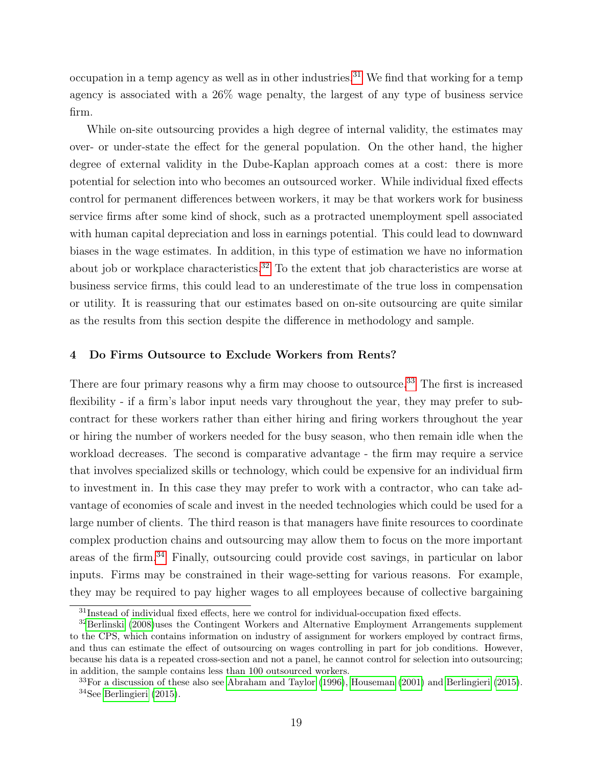occupation in a temp agency as well as in other industries.[31] We find that working for a temp agency is associated with a 26% wage penalty, the largest of any type of business service firm.

While on-site outsourcing provides a high degree of internal validity, the estimates may over- or under-state the effect for the general population. On the other hand, the higher degree of external validity in the Dube-Kaplan approach comes at a cost: there is more potential for selection into who becomes an outsourced worker. While individual fixed effects control for permanent differences between workers, it may be that workers work for business service firms after some kind of shock, such as a protracted unemployment spell associated with human capital depreciation and loss in earnings potential. This could lead to downward biases in the wage estimates. In addition, in this type of estimation we have no information about job or workplace characteristics.[32] To the extent that job characteristics are worse at business service firms, this could lead to an underestimate of the true loss in compensation or utility. It is reassuring that our estimates based on on-site outsourcing are quite similar as the results from this section despite the difference in methodology and sample.

## 4 Do Firms Outsource to Exclude Workers from Rents?

There are four primary reasons why a firm may choose to outsource.[33] The first is increased flexibility - if a firm's labor input needs vary throughout the year, they may prefer to subcontract for these workers rather than either hiring and firing workers throughout the year or hiring the number of workers needed for the busy season, who then remain idle when the workload decreases. The second is comparative advantage - the firm may require a service that involves specialized skills or technology, which could be expensive for an individual firm to investment in. In this case they may prefer to work with a contractor, who can take advantage of economies of scale and invest in the needed technologies which could be used for a large number of clients. The third reason is that managers have finite resources to coordinate complex production chains and outsourcing may allow them to focus on the more important areas of the firm.[34] Finally, outsourcing could provide cost savings, in particular on labor inputs. Firms may be constrained in their wage-setting for various reasons. For example, they may be required to pay higher wages to all employees because of collective bargaining

[31] Instead of individual fixed effects, here we control for individual-occupation fixed effects.

[32] Berlinski (2008)uses the Contingent Workers and Alternative Employment Arrangements supplement to the CPS, which contains information on industry of assignment for workers employed by contract firms, and thus can estimate the effect of outsourcing on wages controlling in part for job conditions. However, because his data is a repeated cross-section and not a panel, he cannot control for selection into outsourcing; in addition, the sample contains less than 100 outsourced workers.

[33] For a discussion of these also see Abraham and Taylor (1996), Houseman (2001) and Berlingieri (2015).

[34] See Berlingieri (2015).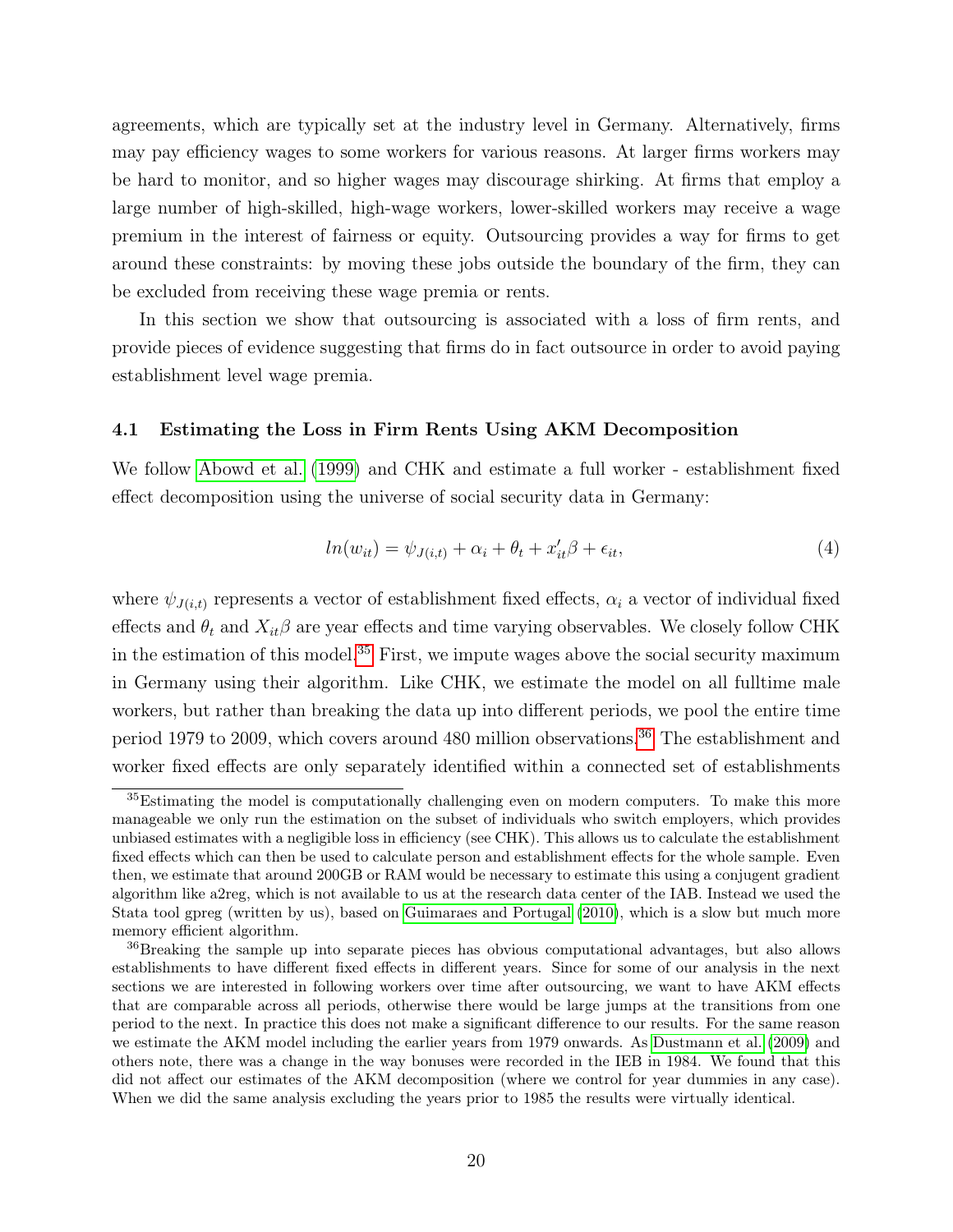agreements, which are typically set at the industry level in Germany. Alternatively, firms may pay efficiency wages to some workers for various reasons. At larger firms workers may be hard to monitor, and so higher wages may discourage shirking. At firms that employ a large number of high-skilled, high-wage workers, lower-skilled workers may receive a wage premium in the interest of fairness or equity. Outsourcing provides a way for firms to get around these constraints: by moving these jobs outside the boundary of the firm, they can be excluded from receiving these wage premia or rents.

In this section we show that outsourcing is associated with a loss of firm rents, and provide pieces of evidence suggesting that firms do in fact outsource in order to avoid paying establishment level wage premia.

### 4.1 Estimating the Loss in Firm Rents Using AKM Decomposition

We follow Abowd et al. (1999) and CHK and estimate a full worker - establishment fixed effect decomposition using the universe of social security data in Germany:

$$ln(w_{it}) = \psi_{J(i,t)} + \alpha_i + \theta_t + x_{it}'\beta + \epsilon_{it}, \tag{4}$$

where $\psi_{J(i,t)}$ represents a vector of establishment fixed effects, $\alpha_i$ a vector of individual fixed effects and $\theta_t$ and $X_{it}\beta$ are year effects and time varying observables. We closely follow CHK in the estimation of this model.[35] First, we impute wages above the social security maximum in Germany using their algorithm. Like CHK, we estimate the model on all fulltime male workers, but rather than breaking the data up into different periods, we pool the entire time period 1979 to 2009, which covers around 480 million observations.[36] The establishment and worker fixed effects are only separately identified within a connected set of establishments

[35] Estimating the model is computationally challenging even on modern computers. To make this more manageable we only run the estimation on the subset of individuals who switch employers, which provides unbiased estimates with a negligible loss in efficiency (see CHK). This allows us to calculate the establishment fixed effects which can then be used to calculate person and establishment effects for the whole sample. Even then, we estimate that around 200GB or RAM would be necessary to estimate this using a conjugent gradient algorithm like a2reg, which is not available to us at the research data center of the IAB. Instead we used the Stata tool gpreg (written by us), based on Guimaraes and Portugal (2010), which is a slow but much more memory efficient algorithm.

[36] Breaking the sample up into separate pieces has obvious computational advantages, but also allows establishments to have different fixed effects in different years. Since for some of our analysis in the next sections we are interested in following workers over time after outsourcing, we want to have AKM effects that are comparable across all periods, otherwise there would be large jumps at the transitions from one period to the next. In practice this does not make a significant difference to our results. For the same reason we estimate the AKM model including the earlier years from 1979 onwards. As Dustmann et al. (2009) and others note, there was a change in the way bonuses were recorded in the IEB in 1984. We found that this did not affect our estimates of the AKM decomposition (where we control for year dummies in any case). When we did the same analysis excluding the years prior to 1985 the results were virtually identical.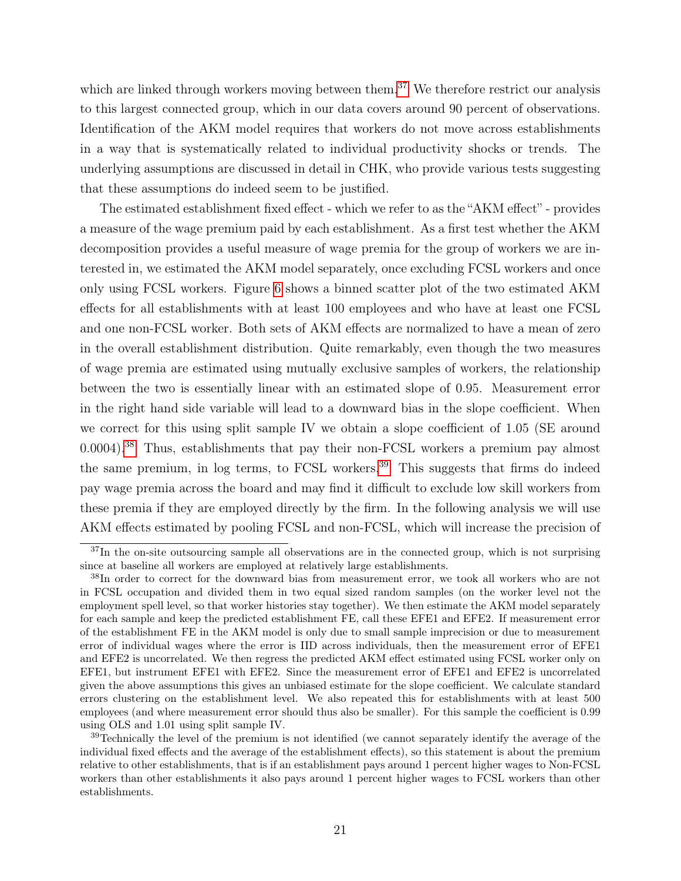which are linked through workers moving between them.[37] We therefore restrict our analysis to this largest connected group, which in our data covers around 90 percent of observations. Identification of the AKM model requires that workers do not move across establishments in a way that is systematically related to individual productivity shocks or trends. The underlying assumptions are discussed in detail in CHK, who provide various tests suggesting that these assumptions do indeed seem to be justified.

The estimated establishment fixed effect - which we refer to as the "AKM effect" - provides a measure of the wage premium paid by each establishment. As a first test whether the AKM decomposition provides a useful measure of wage premia for the group of workers we are interested in, we estimated the AKM model separately, once excluding FCSL workers and once only using FCSL workers. Figure 6 shows a binned scatter plot of the two estimated AKM effects for all establishments with at least 100 employees and who have at least one FCSL and one non-FCSL worker. Both sets of AKM effects are normalized to have a mean of zero in the overall establishment distribution. Quite remarkably, even though the two measures of wage premia are estimated using mutually exclusive samples of workers, the relationship between the two is essentially linear with an estimated slope of 0.95. Measurement error in the right hand side variable will lead to a downward bias in the slope coefficient. When we correct for this using split sample IV we obtain a slope coefficient of 1.05 (SE around 0.0004).[38] Thus, establishments that pay their non-FCSL workers a premium pay almost the same premium, in log terms, to FCSL workers.[39] This suggests that firms do indeed pay wage premia across the board and may find it difficult to exclude low skill workers from these premia if they are employed directly by the firm. In the following analysis we will use AKM effects estimated by pooling FCSL and non-FCSL, which will increase the precision of

[37] In the on-site outsourcing sample all observations are in the connected group, which is not surprising since at baseline all workers are employed at relatively large establishments.

[38] In order to correct for the downward bias from measurement error, we took all workers who are not in FCSL occupation and divided them in two equal sized random samples (on the worker level not the employment spell level, so that worker histories stay together). We then estimate the AKM model separately for each sample and keep the predicted establishment FE, call these EFE1 and EFE2. If measurement error of the establishment FE in the AKM model is only due to small sample imprecision or due to measurement error of individual wages where the error is IID across individuals, then the measurement error of EFE1 and EFE2 is uncorrelated. We then regress the predicted AKM effect estimated using FCSL worker only on EFE1, but instrument EFE1 with EFE2. Since the measurement error of EFE1 and EFE2 is uncorrelated given the above assumptions this gives an unbiased estimate for the slope coefficient. We calculate standard errors clustering on the establishment level. We also repeated this for establishments with at least 500 employees (and where measurement error should thus also be smaller). For this sample the coefficient is 0.99 using OLS and 1.01 using split sample IV.

[39] Technically the level of the premium is not identified (we cannot separately identify the average of the individual fixed effects and the average of the establishment effects), so this statement is about the premium relative to other establishments, that is if an establishment pays around 1 percent higher wages to Non-FCSL workers than other establishments it also pays around 1 percent higher wages to FCSL workers than other establishments.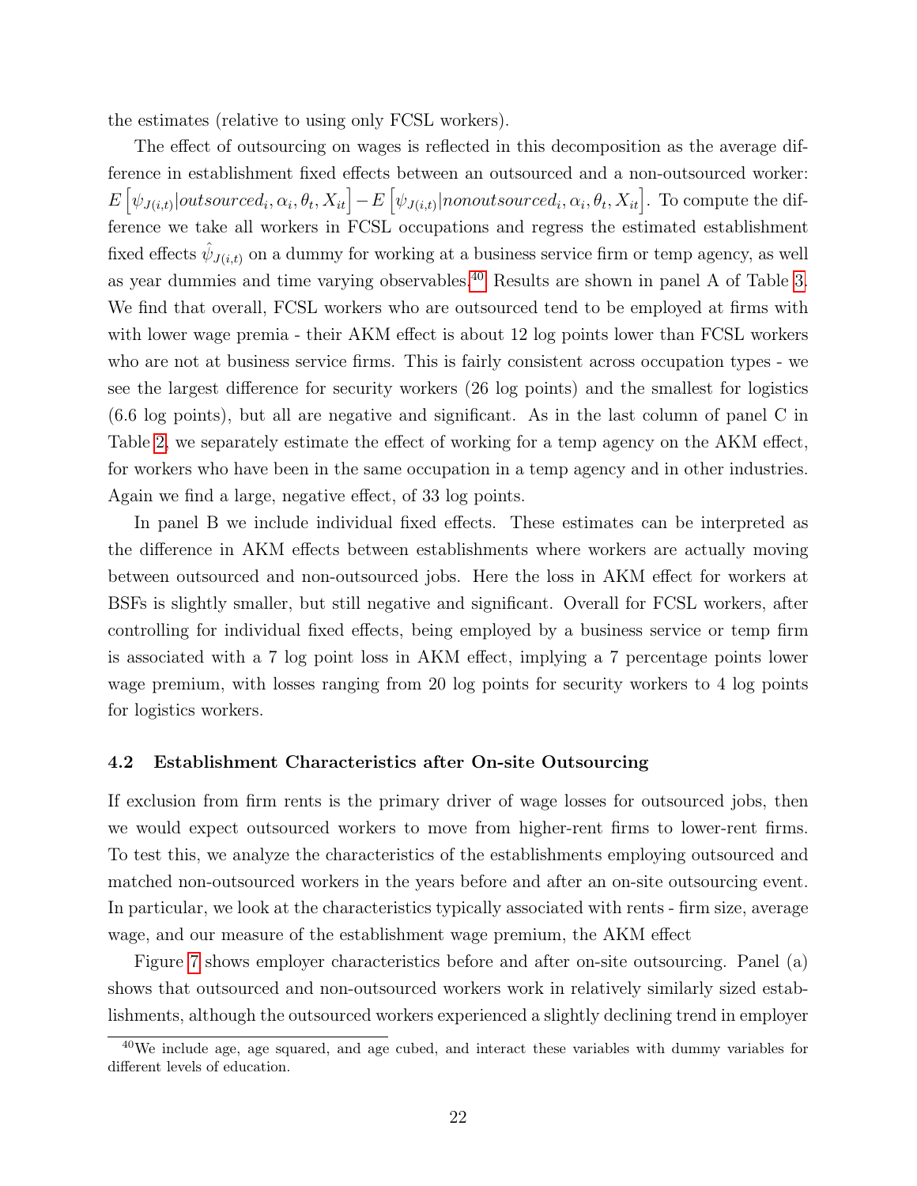the estimates (relative to using only FCSL workers).

The effect of outsourcing on wages is reflected in this decomposition as the average difference in establishment fixed effects between an outsourced and a non-outsourced worker: $E\left[\psi_{J(i,t)}|outsourced_i, \alpha_i, \theta_t, X_{it}\right] - E\left[\psi_{J(i,t)}|nonoutsourced_i, \alpha_i, \theta_t, X_{it}\right]$. To compute the difference we take all workers in FCSL occupations and regress the estimated establishment fixed effects $\hat{\psi}_{J(i,t)}$ on a dummy for working at a business service firm or temp agency, as well as year dummies and time varying observables.[40] Results are shown in panel A of Table 3. We find that overall, FCSL workers who are outsourced tend to be employed at firms with with lower wage premia - their AKM effect is about 12 log points lower than FCSL workers who are not at business service firms. This is fairly consistent across occupation types - we see the largest difference for security workers (26 log points) and the smallest for logistics (6.6 log points), but all are negative and significant. As in the last column of panel C in Table 2, we separately estimate the effect of working for a temp agency on the AKM effect, for workers who have been in the same occupation in a temp agency and in other industries. Again we find a large, negative effect, of 33 log points.

In panel B we include individual fixed effects. These estimates can be interpreted as the difference in AKM effects between establishments where workers are actually moving between outsourced and non-outsourced jobs. Here the loss in AKM effect for workers at BSFs is slightly smaller, but still negative and significant. Overall for FCSL workers, after controlling for individual fixed effects, being employed by a business service or temp firm is associated with a 7 log point loss in AKM effect, implying a 7 percentage points lower wage premium, with losses ranging from 20 log points for security workers to 4 log points for logistics workers.

### 4.2 Establishment Characteristics after On-site Outsourcing

If exclusion from firm rents is the primary driver of wage losses for outsourced jobs, then we would expect outsourced workers to move from higher-rent firms to lower-rent firms. To test this, we analyze the characteristics of the establishments employing outsourced and matched non-outsourced workers in the years before and after an on-site outsourcing event. In particular, we look at the characteristics typically associated with rents - firm size, average wage, and our measure of the establishment wage premium, the AKM effect

Figure 7 shows employer characteristics before and after on-site outsourcing. Panel (a) shows that outsourced and non-outsourced workers work in relatively similarly sized establishments, although the outsourced workers experienced a slightly declining trend in employer

[40] We include age, age squared, and age cubed, and interact these variables with dummy variables for different levels of education.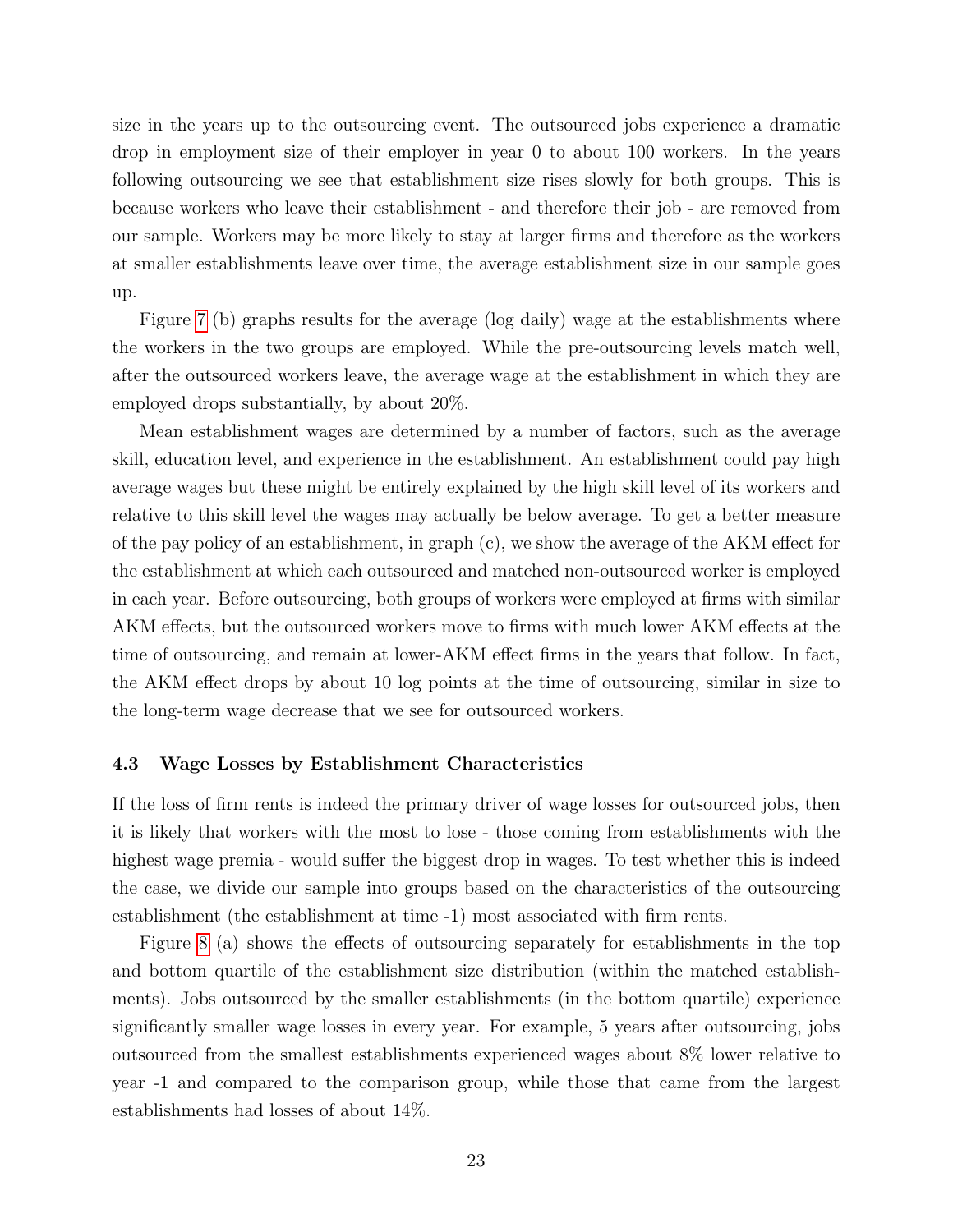size in the years up to the outsourcing event. The outsourced jobs experience a dramatic drop in employment size of their employer in year 0 to about 100 workers. In the years following outsourcing we see that establishment size rises slowly for both groups. This is because workers who leave their establishment - and therefore their job - are removed from our sample. Workers may be more likely to stay at larger firms and therefore as the workers at smaller establishments leave over time, the average establishment size in our sample goes up.

Figure 7 (b) graphs results for the average (log daily) wage at the establishments where the workers in the two groups are employed. While the pre-outsourcing levels match well, after the outsourced workers leave, the average wage at the establishment in which they are employed drops substantially, by about 20%.

Mean establishment wages are determined by a number of factors, such as the average skill, education level, and experience in the establishment. An establishment could pay high average wages but these might be entirely explained by the high skill level of its workers and relative to this skill level the wages may actually be below average. To get a better measure of the pay policy of an establishment, in graph (c), we show the average of the AKM effect for the establishment at which each outsourced and matched non-outsourced worker is employed in each year. Before outsourcing, both groups of workers were employed at firms with similar AKM effects, but the outsourced workers move to firms with much lower AKM effects at the time of outsourcing, and remain at lower-AKM effect firms in the years that follow. In fact, the AKM effect drops by about 10 log points at the time of outsourcing, similar in size to the long-term wage decrease that we see for outsourced workers.

### 4.3 Wage Losses by Establishment Characteristics

If the loss of firm rents is indeed the primary driver of wage losses for outsourced jobs, then it is likely that workers with the most to lose - those coming from establishments with the highest wage premia - would suffer the biggest drop in wages. To test whether this is indeed the case, we divide our sample into groups based on the characteristics of the outsourcing establishment (the establishment at time -1) most associated with firm rents.

Figure 8 (a) shows the effects of outsourcing separately for establishments in the top and bottom quartile of the establishment size distribution (within the matched establishments). Jobs outsourced by the smaller establishments (in the bottom quartile) experience significantly smaller wage losses in every year. For example, 5 years after outsourcing, jobs outsourced from the smallest establishments experienced wages about 8% lower relative to year -1 and compared to the comparison group, while those that came from the largest establishments had losses of about 14%.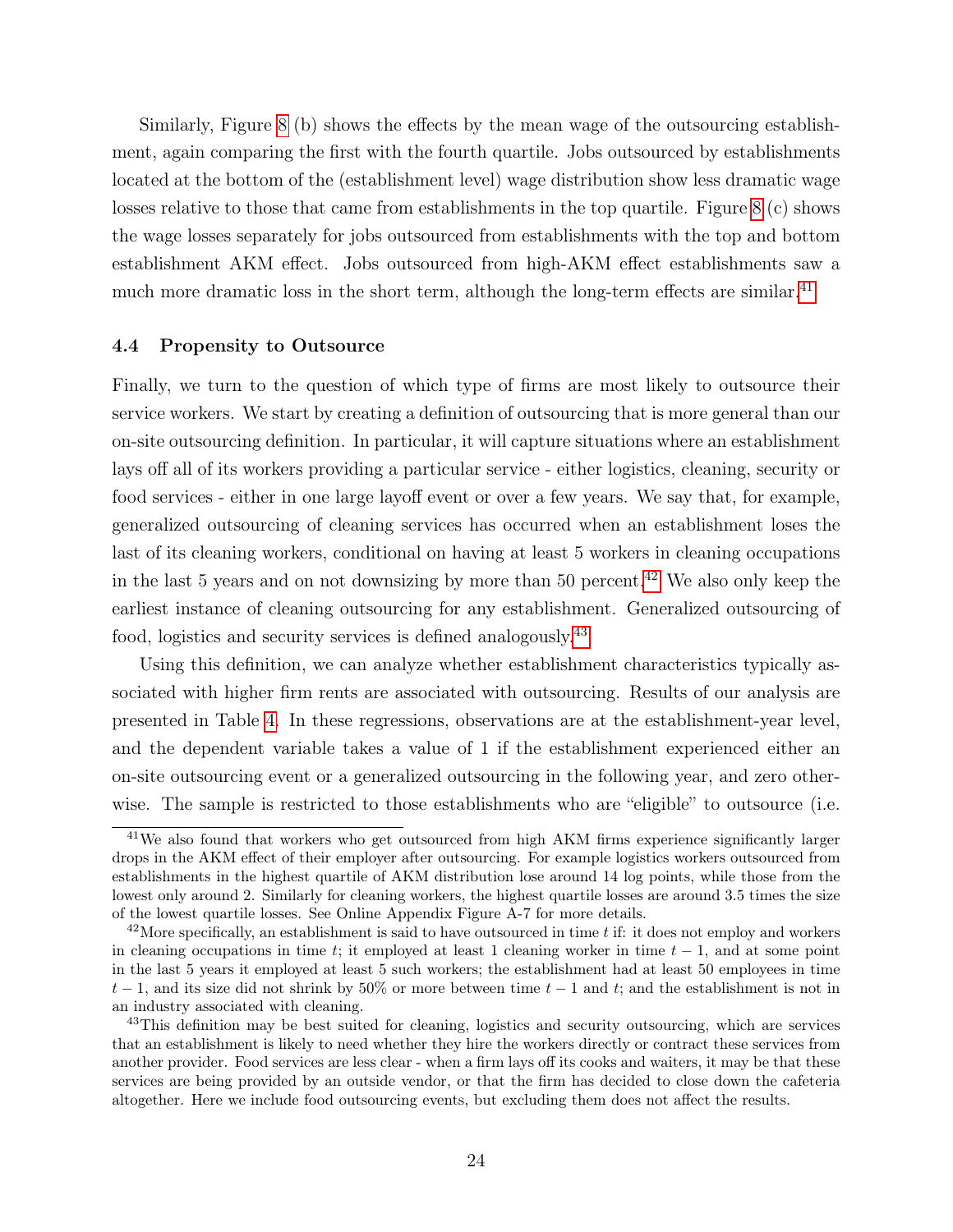Similarly, Figure 8 (b) shows the effects by the mean wage of the outsourcing establishment, again comparing the first with the fourth quartile. Jobs outsourced by establishments located at the bottom of the (establishment level) wage distribution show less dramatic wage losses relative to those that came from establishments in the top quartile. Figure 8 (c) shows the wage losses separately for jobs outsourced from establishments with the top and bottom establishment AKM effect. Jobs outsourced from high-AKM effect establishments saw a much more dramatic loss in the short term, although the long-term effects are similar.[41]

### 4.4 Propensity to Outsource

Finally, we turn to the question of which type of firms are most likely to outsource their service workers. We start by creating a definition of outsourcing that is more general than our on-site outsourcing definition. In particular, it will capture situations where an establishment lays off all of its workers providing a particular service - either logistics, cleaning, security or food services - either in one large layoff event or over a few years. We say that, for example, generalized outsourcing of cleaning services has occurred when an establishment loses the last of its cleaning workers, conditional on having at least 5 workers in cleaning occupations in the last 5 years and on not downsizing by more than 50 percent.[42] We also only keep the earliest instance of cleaning outsourcing for any establishment. Generalized outsourcing of food, logistics and security services is defined analogously.[43]

Using this definition, we can analyze whether establishment characteristics typically associated with higher firm rents are associated with outsourcing. Results of our analysis are presented in Table 4. In these regressions, observations are at the establishment-year level, and the dependent variable takes a value of 1 if the establishment experienced either an on-site outsourcing event or a generalized outsourcing in the following year, and zero otherwise. The sample is restricted to those establishments who are "eligible" to outsource (i.e.

[41] We also found that workers who get outsourced from high AKM firms experience significantly larger drops in the AKM effect of their employer after outsourcing. For example logistics workers outsourced from establishments in the highest quartile of AKM distribution lose around 14 log points, while those from the lowest only around 2. Similarly for cleaning workers, the highest quartile losses are around 3.5 times the size of the lowest quartile losses. See Online Appendix Figure A-7 for more details.

[42] More specifically, an establishment is said to have outsourced in time $t$ if: it does not employ and workers in cleaning occupations in time $t$; it employed at least 1 cleaning worker in time $t-1$, and at some point in the last 5 years it employed at least 5 such workers; the establishment had at least 50 employees in time $t-1$, and its size did not shrink by 50% or more between time $t-1$ and $t$; and the establishment is not in an industry associated with cleaning.

[43] This definition may be best suited for cleaning, logistics and security outsourcing, which are services that an establishment is likely to need whether they hire the workers directly or contract these services from another provider. Food services are less clear - when a firm lays off its cooks and waiters, it may be that these services are being provided by an outside vendor, or that the firm has decided to close down the cafeteria altogether. Here we include food outsourcing events, but excluding them does not affect the results.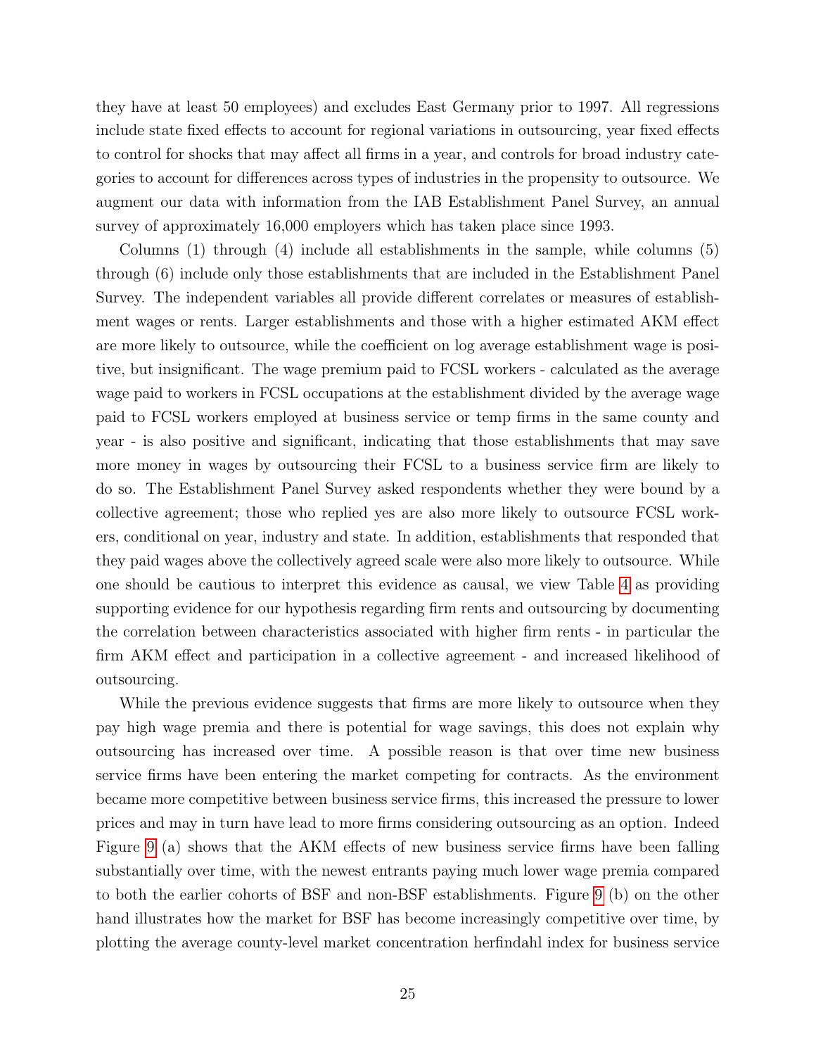they have at least 50 employees) and excludes East Germany prior to 1997. All regressions include state fixed effects to account for regional variations in outsourcing, year fixed effects to control for shocks that may affect all firms in a year, and controls for broad industry categories to account for differences across types of industries in the propensity to outsource. We augment our data with information from the IAB Establishment Panel Survey, an annual survey of approximately 16,000 employers which has taken place since 1993.

Columns (1) through (4) include all establishments in the sample, while columns (5) through (6) include only those establishments that are included in the Establishment Panel Survey. The independent variables all provide different correlates or measures of establishment wages or rents. Larger establishments and those with a higher estimated AKM effect are more likely to outsource, while the coefficient on log average establishment wage is positive, but insignificant. The wage premium paid to FCSL workers - calculated as the average wage paid to workers in FCSL occupations at the establishment divided by the average wage paid to FCSL workers employed at business service or temp firms in the same county and year - is also positive and significant, indicating that those establishments that may save more money in wages by outsourcing their FCSL to a business service firm are likely to do so. The Establishment Panel Survey asked respondents whether they were bound by a collective agreement; those who replied yes are also more likely to outsource FCSL workers, conditional on year, industry and state. In addition, establishments that responded that they paid wages above the collectively agreed scale were also more likely to outsource. While one should be cautious to interpret this evidence as causal, we view Table 4 as providing supporting evidence for our hypothesis regarding firm rents and outsourcing by documenting the correlation between characteristics associated with higher firm rents - in particular the firm AKM effect and participation in a collective agreement - and increased likelihood of outsourcing.

While the previous evidence suggests that firms are more likely to outsource when they pay high wage premia and there is potential for wage savings, this does not explain why outsourcing has increased over time. A possible reason is that over time new business service firms have been entering the market competing for contracts. As the environment became more competitive between business service firms, this increased the pressure to lower prices and may in turn have lead to more firms considering outsourcing as an option. Indeed Figure 9 (a) shows that the AKM effects of new business service firms have been falling substantially over time, with the newest entrants paying much lower wage premia compared to both the earlier cohorts of BSF and non-BSF establishments. Figure 9 (b) on the other hand illustrates how the market for BSF has become increasingly competitive over time, by plotting the average county-level market concentration herfindahl index for business service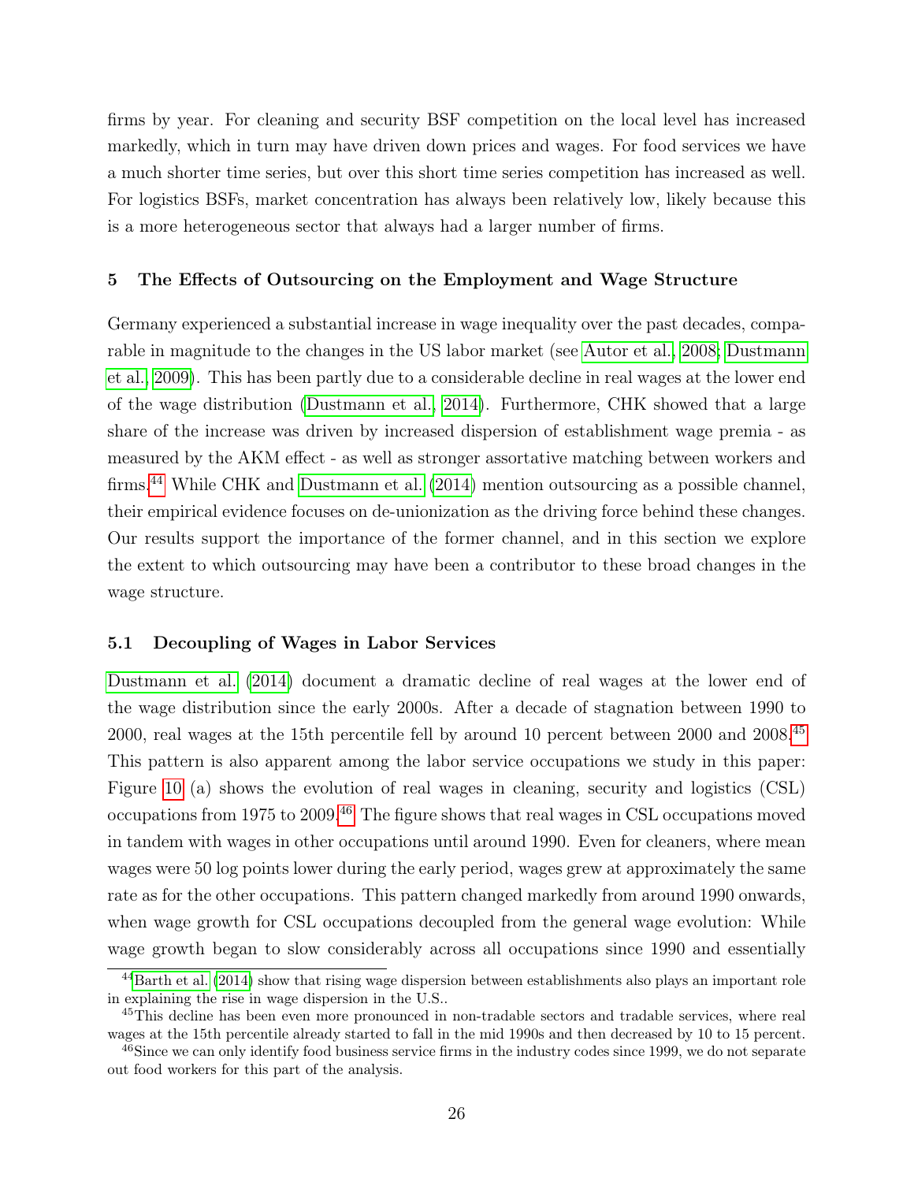firms by year. For cleaning and security BSF competition on the local level has increased markedly, which in turn may have driven down prices and wages. For food services we have a much shorter time series, but over this short time series competition has increased as well. For logistics BSFs, market concentration has always been relatively low, likely because this is a more heterogeneous sector that always had a larger number of firms.

## 5 The Effects of Outsourcing on the Employment and Wage Structure

Germany experienced a substantial increase in wage inequality over the past decades, comparable in magnitude to the changes in the US labor market (see Autor et al., 2008; Dustmann et al., 2009). This has been partly due to a considerable decline in real wages at the lower end of the wage distribution (Dustmann et al., 2014). Furthermore, CHK showed that a large share of the increase was driven by increased dispersion of establishment wage premia - as measured by the AKM effect - as well as stronger assortative matching between workers and firms.[44] While CHK and Dustmann et al. (2014) mention outsourcing as a possible channel, their empirical evidence focuses on de-unionization as the driving force behind these changes. Our results support the importance of the former channel, and in this section we explore the extent to which outsourcing may have been a contributor to these broad changes in the wage structure.

### 5.1 Decoupling of Wages in Labor Services

Dustmann et al. (2014) document a dramatic decline of real wages at the lower end of the wage distribution since the early 2000s. After a decade of stagnation between 1990 to 2000, real wages at the 15th percentile fell by around 10 percent between 2000 and 2008.[45] This pattern is also apparent among the labor service occupations we study in this paper: Figure 10 (a) shows the evolution of real wages in cleaning, security and logistics (CSL) occupations from 1975 to 2009.[46] The figure shows that real wages in CSL occupations moved in tandem with wages in other occupations until around 1990. Even for cleaners, where mean wages were 50 log points lower during the early period, wages grew at approximately the same rate as for the other occupations. This pattern changed markedly from around 1990 onwards, when wage growth for CSL occupations decoupled from the general wage evolution: While wage growth began to slow considerably across all occupations since 1990 and essentially

[44] Barth et al. (2014) show that rising wage dispersion between establishments also plays an important role in explaining the rise in wage dispersion in the U.S..

[45] This decline has been even more pronounced in non-tradable sectors and tradable services, where real wages at the 15th percentile already started to fall in the mid 1990s and then decreased by 10 to 15 percent.

[46] Since we can only identify food business service firms in the industry codes since 1999, we do not separate out food workers for this part of the analysis.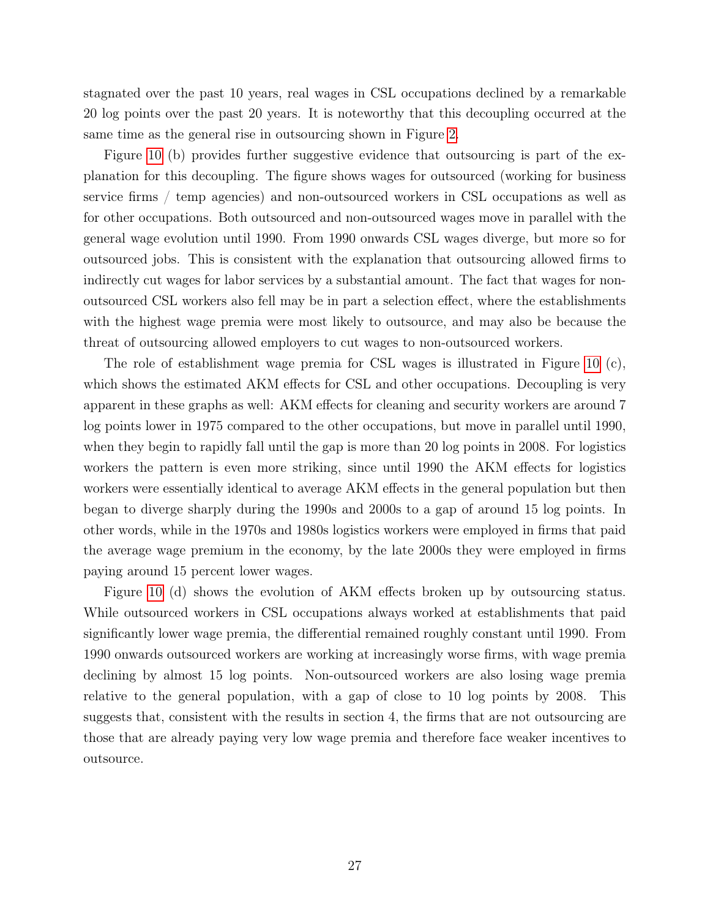stagnated over the past 10 years, real wages in CSL occupations declined by a remarkable 20 log points over the past 20 years. It is noteworthy that this decoupling occurred at the same time as the general rise in outsourcing shown in Figure 2.

Figure 10 (b) provides further suggestive evidence that outsourcing is part of the explanation for this decoupling. The figure shows wages for outsourced (working for business service firms / temp agencies) and non-outsourced workers in CSL occupations as well as for other occupations. Both outsourced and non-outsourced wages move in parallel with the general wage evolution until 1990. From 1990 onwards CSL wages diverge, but more so for outsourced jobs. This is consistent with the explanation that outsourcing allowed firms to indirectly cut wages for labor services by a substantial amount. The fact that wages for non-outsourced CSL workers also fell may be in part a selection effect, where the establishments with the highest wage premia were most likely to outsource, and may also be because the threat of outsourcing allowed employers to cut wages to non-outsourced workers.

The role of establishment wage premia for CSL wages is illustrated in Figure 10 (c), which shows the estimated AKM effects for CSL and other occupations. Decoupling is very apparent in these graphs as well: AKM effects for cleaning and security workers are around 7 log points lower in 1975 compared to the other occupations, but move in parallel until 1990, when they begin to rapidly fall until the gap is more than 20 log points in 2008. For logistics workers the pattern is even more striking, since until 1990 the AKM effects for logistics workers were essentially identical to average AKM effects in the general population but then began to diverge sharply during the 1990s and 2000s to a gap of around 15 log points. In other words, while in the 1970s and 1980s logistics workers were employed in firms that paid the average wage premium in the economy, by the late 2000s they were employed in firms paying around 15 percent lower wages.

Figure 10 (d) shows the evolution of AKM effects broken up by outsourcing status. While outsourced workers in CSL occupations always worked at establishments that paid significantly lower wage premia, the differential remained roughly constant until 1990. From 1990 onwards outsourced workers are working at increasingly worse firms, with wage premia declining by almost 15 log points. Non-outsourced workers are also losing wage premia relative to the general population, with a gap of close to 10 log points by 2008. This suggests that, consistent with the results in section 4, the firms that are not outsourcing are those that are already paying very low wage premia and therefore face weaker incentives to outsource.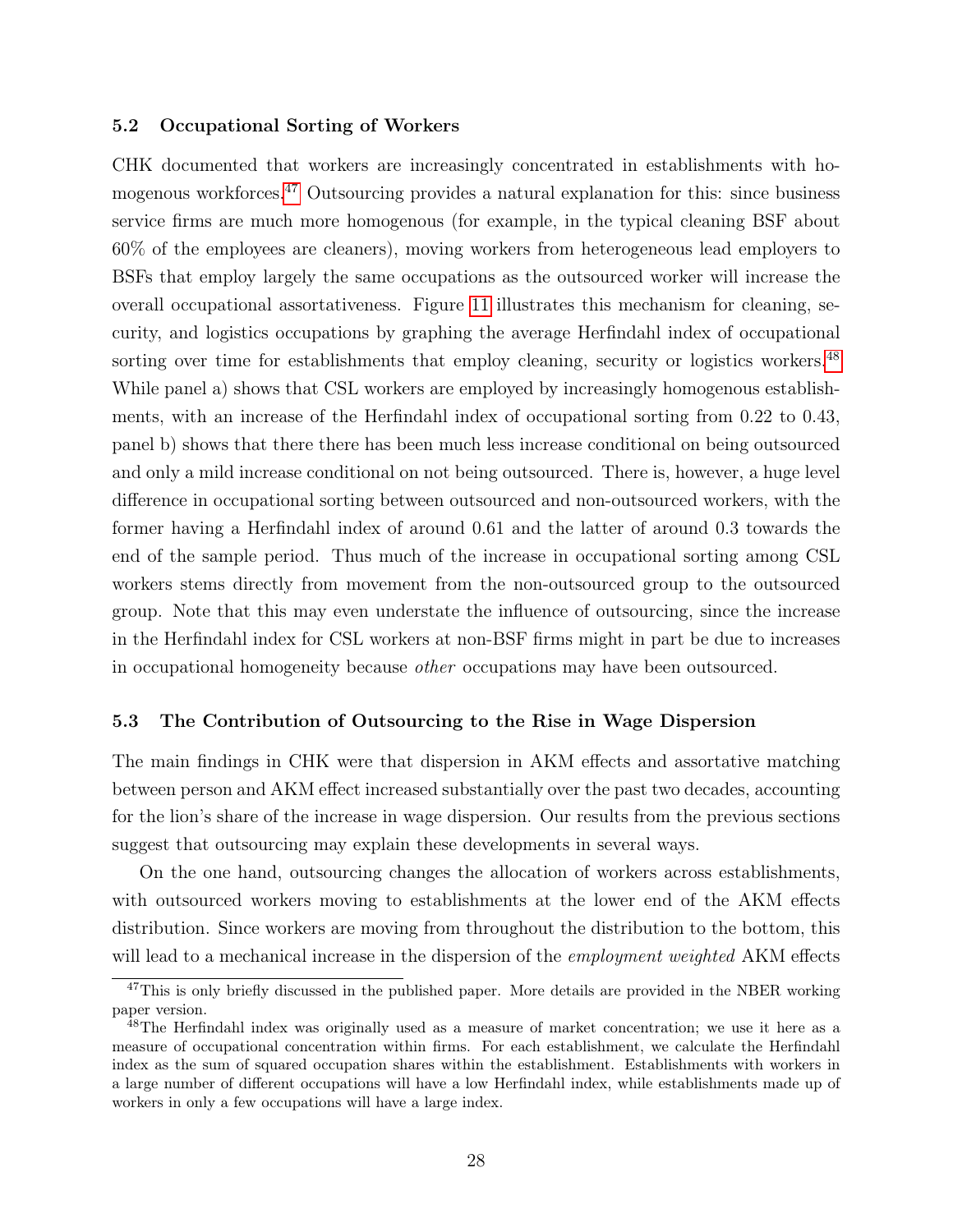### 5.2 Occupational Sorting of Workers

CHK documented that workers are increasingly concentrated in establishments with homogenous workforces.[47] Outsourcing provides a natural explanation for this: since business service firms are much more homogenous (for example, in the typical cleaning BSF about 60% of the employees are cleaners), moving workers from heterogeneous lead employers to BSFs that employ largely the same occupations as the outsourced worker will increase the overall occupational assortativeness. Figure 11 illustrates this mechanism for cleaning, security, and logistics occupations by graphing the average Herfindahl index of occupational sorting over time for establishments that employ cleaning, security or logistics workers.[48] While panel a) shows that CSL workers are employed by increasingly homogenous establishments, with an increase of the Herfindahl index of occupational sorting from 0.22 to 0.43, panel b) shows that there there has been much less increase conditional on being outsourced and only a mild increase conditional on not being outsourced. There is, however, a huge level difference in occupational sorting between outsourced and non-outsourced workers, with the former having a Herfindahl index of around 0.61 and the latter of around 0.3 towards the end of the sample period. Thus much of the increase in occupational sorting among CSL workers stems directly from movement from the non-outsourced group to the outsourced group. Note that this may even understate the influence of outsourcing, since the increase in the Herfindahl index for CSL workers at non-BSF firms might in part be due to increases in occupational homogeneity because *other* occupations may have been outsourced.

### 5.3 The Contribution of Outsourcing to the Rise in Wage Dispersion

The main findings in CHK were that dispersion in AKM effects and assortative matching between person and AKM effect increased substantially over the past two decades, accounting for the lion's share of the increase in wage dispersion. Our results from the previous sections suggest that outsourcing may explain these developments in several ways.

On the one hand, outsourcing changes the allocation of workers across establishments, with outsourced workers moving to establishments at the lower end of the AKM effects distribution. Since workers are moving from throughout the distribution to the bottom, this will lead to a mechanical increase in the dispersion of the *employment weighted* AKM effects

[47] This is only briefly discussed in the published paper. More details are provided in the NBER working paper version.

[48] The Herfindahl index was originally used as a measure of market concentration; we use it here as a measure of occupational concentration within firms. For each establishment, we calculate the Herfindahl index as the sum of squared occupation shares within the establishment. Establishments with workers in a large number of different occupations will have a low Herfindahl index, while establishments made up of workers in only a few occupations will have a large index.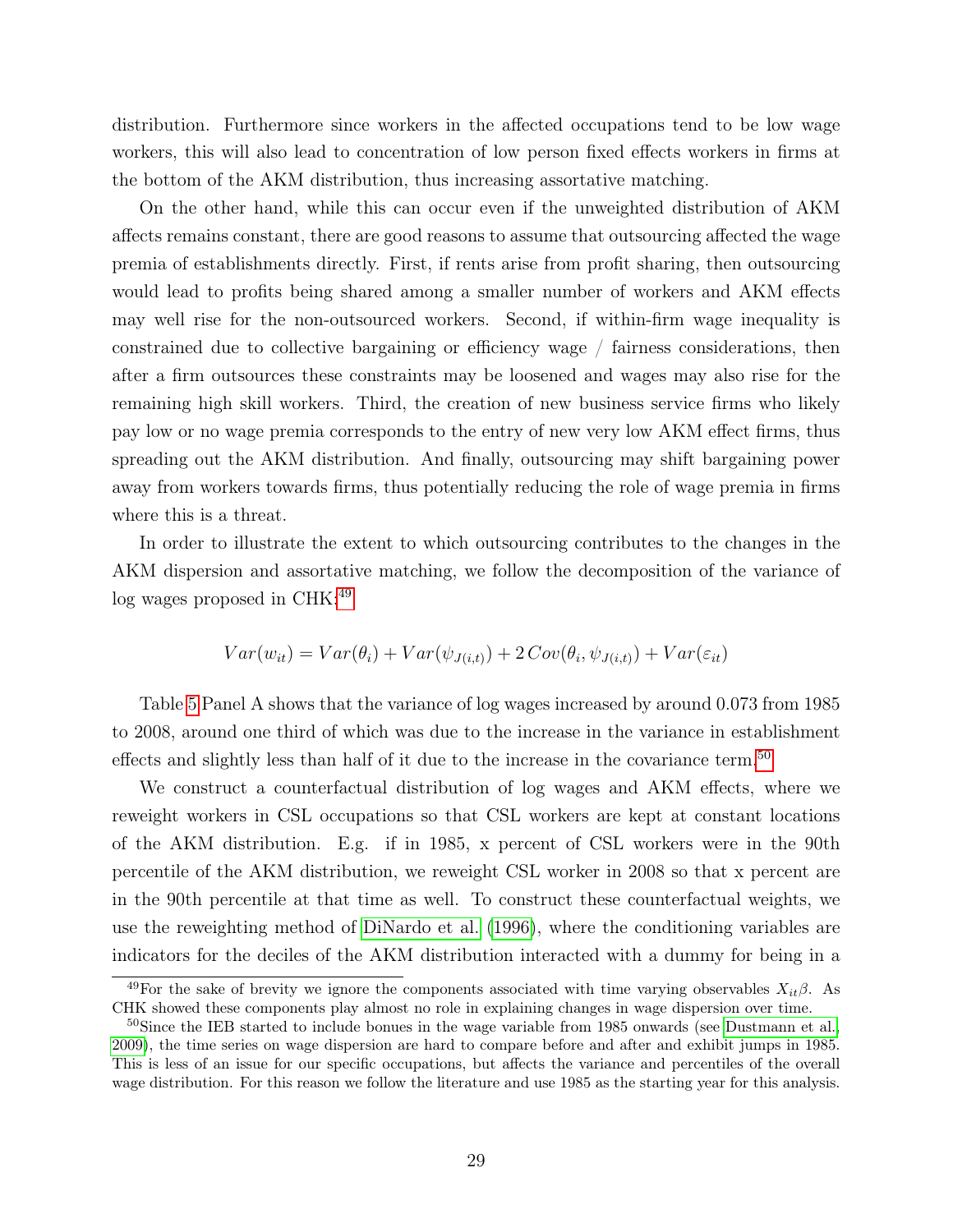distribution. Furthermore since workers in the affected occupations tend to be low wage workers, this will also lead to concentration of low person fixed effects workers in firms at the bottom of the AKM distribution, thus increasing assortative matching.

On the other hand, while this can occur even if the unweighted distribution of AKM affects remains constant, there are good reasons to assume that outsourcing affected the wage premia of establishments directly. First, if rents arise from profit sharing, then outsourcing would lead to profits being shared among a smaller number of workers and AKM effects may well rise for the non-outsourced workers. Second, if within-firm wage inequality is constrained due to collective bargaining or efficiency wage / fairness considerations, then after a firm outsources these constraints may be loosened and wages may also rise for the remaining high skill workers. Third, the creation of new business service firms who likely pay low or no wage premia corresponds to the entry of new very low AKM effect firms, thus spreading out the AKM distribution. And finally, outsourcing may shift bargaining power away from workers towards firms, thus potentially reducing the role of wage premia in firms where this is a threat.

In order to illustrate the extent to which outsourcing contributes to the changes in the AKM dispersion and assortative matching, we follow the decomposition of the variance of log wages proposed in CHK.[49]

$$Var(w_{it}) = Var(\theta_i) + Var(\psi_{J(i,t)}) + 2\,Cov(\theta_i, \psi_{J(i,t)}) + Var(\varepsilon_{it})$$

Table 5 Panel A shows that the variance of log wages increased by around 0.073 from 1985 to 2008, around one third of which was due to the increase in the variance in establishment effects and slightly less than half of it due to the increase in the covariance term.[50]

We construct a counterfactual distribution of log wages and AKM effects, where we reweight workers in CSL occupations so that CSL workers are kept at constant locations of the AKM distribution. E.g. if in 1985, x percent of CSL workers were in the 90th percentile of the AKM distribution, we reweight CSL worker in 2008 so that x percent are in the 90th percentile at that time as well. To construct these counterfactual weights, we use the reweighting method of DiNardo et al. (1996), where the conditioning variables are indicators for the deciles of the AKM distribution interacted with a dummy for being in a

[49] For the sake of brevity we ignore the components associated with time varying observables $X_{it}\beta$. As CHK showed these components play almost no role in explaining changes in wage dispersion over time.

[50] Since the IEB started to include bonues in the wage variable from 1985 onwards (see Dustmann et al., 2009), the time series on wage dispersion are hard to compare before and after and exhibit jumps in 1985. This is less of an issue for our specific occupations, but affects the variance and percentiles of the overall wage distribution. For this reason we follow the literature and use 1985 as the starting year for this analysis.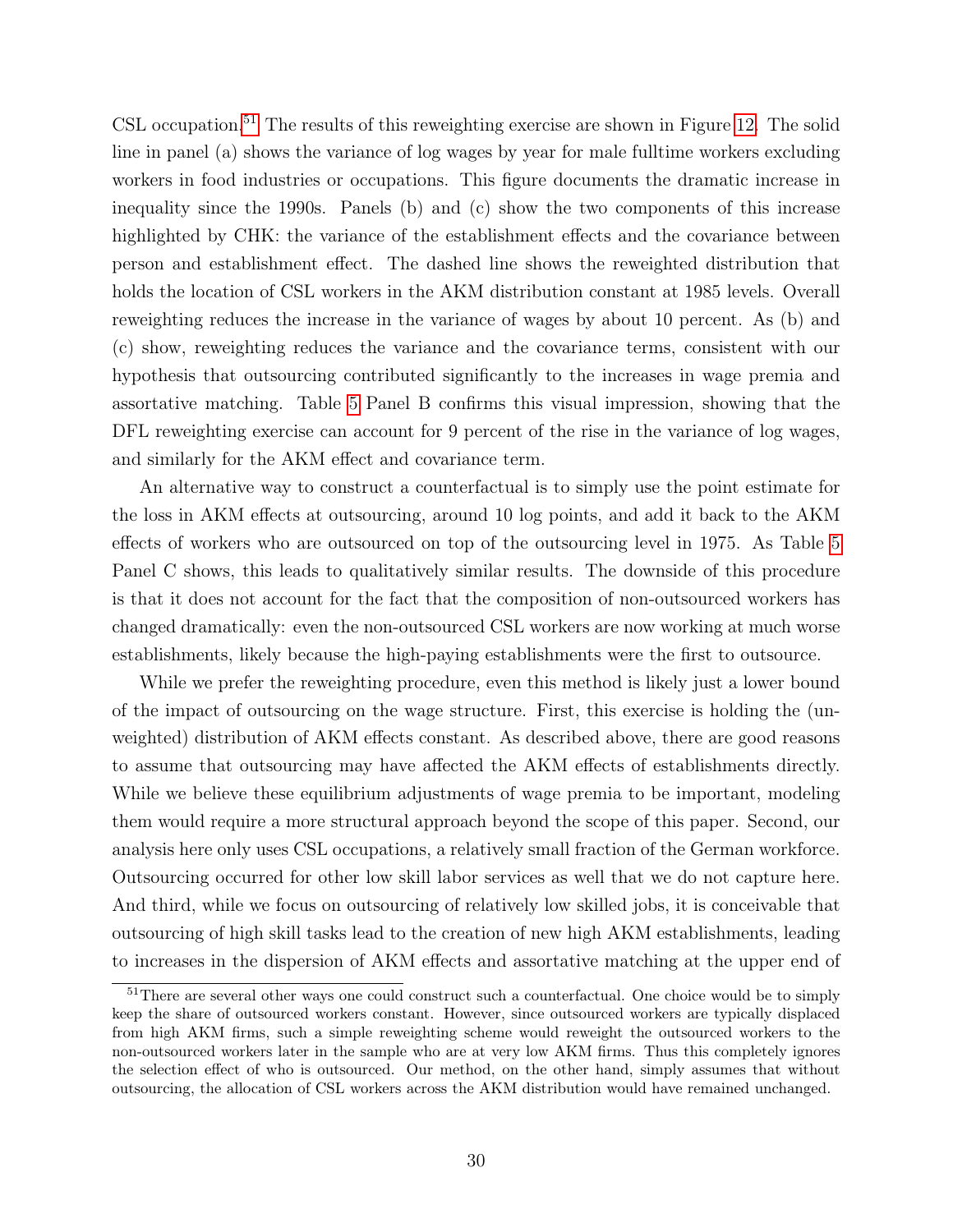CSL occupation.[51] The results of this reweighting exercise are shown in Figure 12. The solid line in panel (a) shows the variance of log wages by year for male fulltime workers excluding workers in food industries or occupations. This figure documents the dramatic increase in inequality since the 1990s. Panels (b) and (c) show the two components of this increase highlighted by CHK: the variance of the establishment effects and the covariance between person and establishment effect. The dashed line shows the reweighted distribution that holds the location of CSL workers in the AKM distribution constant at 1985 levels. Overall reweighting reduces the increase in the variance of wages by about 10 percent. As (b) and (c) show, reweighting reduces the variance and the covariance terms, consistent with our hypothesis that outsourcing contributed significantly to the increases in wage premia and assortative matching. Table 5 Panel B confirms this visual impression, showing that the DFL reweighting exercise can account for 9 percent of the rise in the variance of log wages, and similarly for the AKM effect and covariance term.

An alternative way to construct a counterfactual is to simply use the point estimate for the loss in AKM effects at outsourcing, around 10 log points, and add it back to the AKM effects of workers who are outsourced on top of the outsourcing level in 1975. As Table 5 Panel C shows, this leads to qualitatively similar results. The downside of this procedure is that it does not account for the fact that the composition of non-outsourced workers has changed dramatically: even the non-outsourced CSL workers are now working at much worse establishments, likely because the high-paying establishments were the first to outsource.

While we prefer the reweighting procedure, even this method is likely just a lower bound of the impact of outsourcing on the wage structure. First, this exercise is holding the (unweighted) distribution of AKM effects constant. As described above, there are good reasons to assume that outsourcing may have affected the AKM effects of establishments directly. While we believe these equilibrium adjustments of wage premia to be important, modeling them would require a more structural approach beyond the scope of this paper. Second, our analysis here only uses CSL occupations, a relatively small fraction of the German workforce. Outsourcing occurred for other low skill labor services as well that we do not capture here. And third, while we focus on outsourcing of relatively low skilled jobs, it is conceivable that outsourcing of high skill tasks lead to the creation of new high AKM establishments, leading to increases in the dispersion of AKM effects and assortative matching at the upper end of

[51] There are several other ways one could construct such a counterfactual. One choice would be to simply keep the share of outsourced workers constant. However, since outsourced workers are typically displaced from high AKM firms, such a simple reweighting scheme would reweight the outsourced workers to the non-outsourced workers later in the sample who are at very low AKM firms. Thus this completely ignores the selection effect of who is outsourced. Our method, on the other hand, simply assumes that without outsourcing, the allocation of CSL workers across the AKM distribution would have remained unchanged.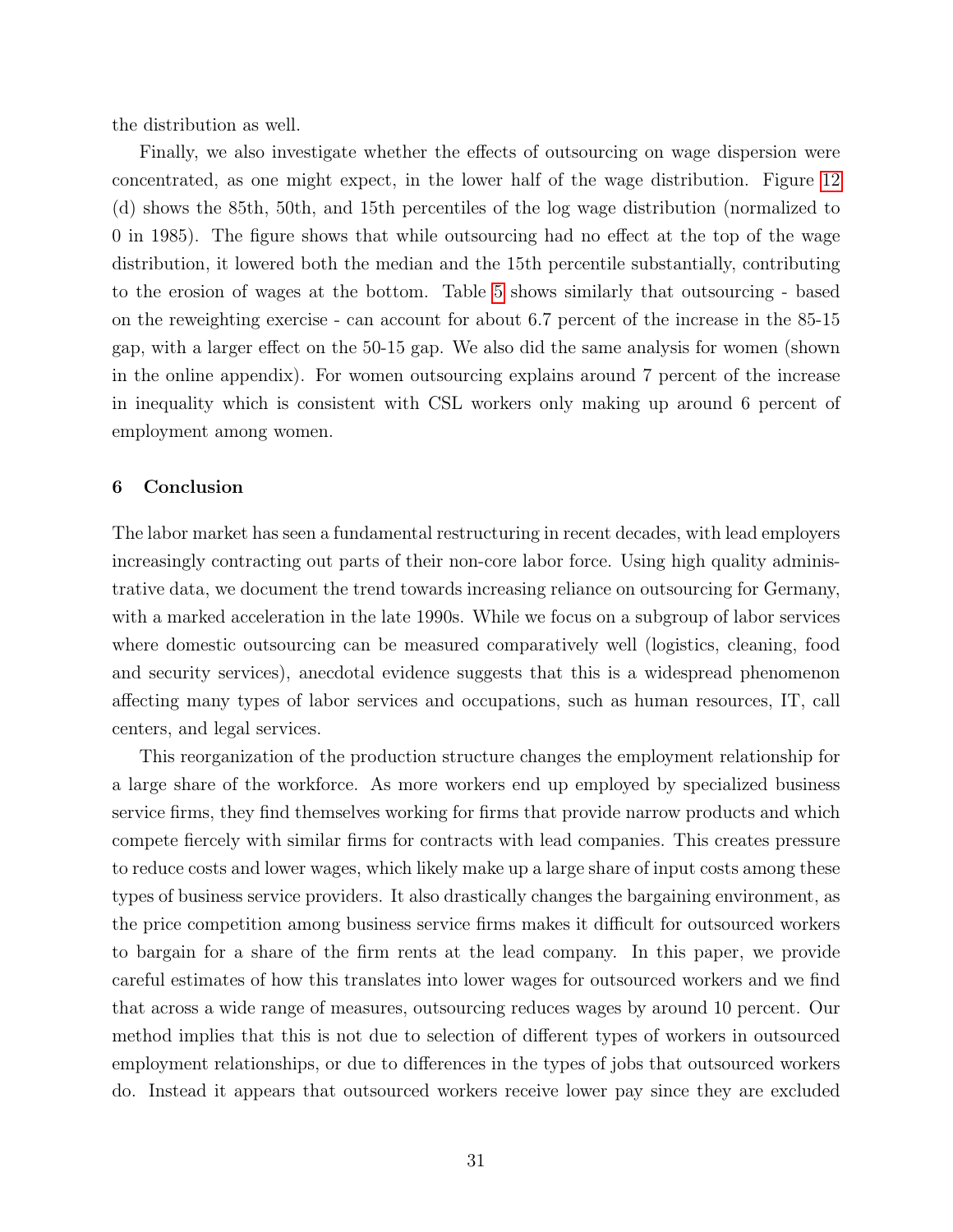the distribution as well.

Finally, we also investigate whether the effects of outsourcing on wage dispersion were concentrated, as one might expect, in the lower half of the wage distribution. Figure 12 (d) shows the 85th, 50th, and 15th percentiles of the log wage distribution (normalized to 0 in 1985). The figure shows that while outsourcing had no effect at the top of the wage distribution, it lowered both the median and the 15th percentile substantially, contributing to the erosion of wages at the bottom. Table 5 shows similarly that outsourcing - based on the reweighting exercise - can account for about 6.7 percent of the increase in the 85-15 gap, with a larger effect on the 50-15 gap. We also did the same analysis for women (shown in the online appendix). For women outsourcing explains around 7 percent of the increase in inequality which is consistent with CSL workers only making up around 6 percent of employment among women.

## 6 Conclusion

The labor market has seen a fundamental restructuring in recent decades, with lead employers increasingly contracting out parts of their non-core labor force. Using high quality administrative data, we document the trend towards increasing reliance on outsourcing for Germany, with a marked acceleration in the late 1990s. While we focus on a subgroup of labor services where domestic outsourcing can be measured comparatively well (logistics, cleaning, food and security services), anecdotal evidence suggests that this is a widespread phenomenon affecting many types of labor services and occupations, such as human resources, IT, call centers, and legal services.

This reorganization of the production structure changes the employment relationship for a large share of the workforce. As more workers end up employed by specialized business service firms, they find themselves working for firms that provide narrow products and which compete fiercely with similar firms for contracts with lead companies. This creates pressure to reduce costs and lower wages, which likely make up a large share of input costs among these types of business service providers. It also drastically changes the bargaining environment, as the price competition among business service firms makes it difficult for outsourced workers to bargain for a share of the firm rents at the lead company. In this paper, we provide careful estimates of how this translates into lower wages for outsourced workers and we find that across a wide range of measures, outsourcing reduces wages by around 10 percent. Our method implies that this is not due to selection of different types of workers in outsourced employment relationships, or due to differences in the types of jobs that outsourced workers do. Instead it appears that outsourced workers receive lower pay since they are excluded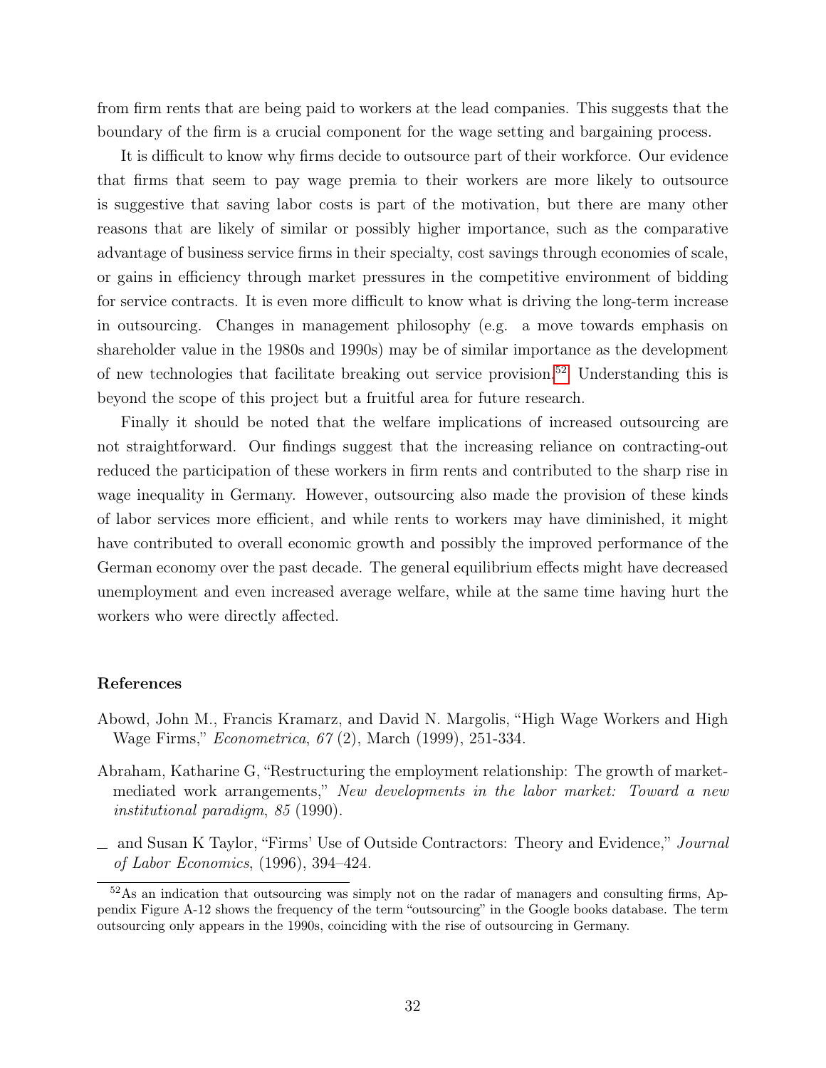from firm rents that are being paid to workers at the lead companies. This suggests that the boundary of the firm is a crucial component for the wage setting and bargaining process.

It is difficult to know why firms decide to outsource part of their workforce. Our evidence that firms that seem to pay wage premia to their workers are more likely to outsource is suggestive that saving labor costs is part of the motivation, but there are many other reasons that are likely of similar or possibly higher importance, such as the comparative advantage of business service firms in their specialty, cost savings through economies of scale, or gains in efficiency through market pressures in the competitive environment of bidding for service contracts. It is even more difficult to know what is driving the long-term increase in outsourcing. Changes in management philosophy (e.g. a move towards emphasis on shareholder value in the 1980s and 1990s) may be of similar importance as the development of new technologies that facilitate breaking out service provision.[52] Understanding this is beyond the scope of this project but a fruitful area for future research.

Finally it should be noted that the welfare implications of increased outsourcing are not straightforward. Our findings suggest that the increasing reliance on contracting-out reduced the participation of these workers in firm rents and contributed to the sharp rise in wage inequality in Germany. However, outsourcing also made the provision of these kinds of labor services more efficient, and while rents to workers may have diminished, it might have contributed to overall economic growth and possibly the improved performance of the German economy over the past decade. The general equilibrium effects might have decreased unemployment and even increased average welfare, while at the same time having hurt the workers who were directly affected.

## References

Abowd, John M., Francis Kramarz, and David N. Margolis, "High Wage Workers and High Wage Firms," *Econometrica*, *67* (2), March (1999), 251-334.

Abraham, Katharine G, "Restructuring the employment relationship: The growth of market-mediated work arrangements," *New developments in the labor market: Toward a new institutional paradigm*, *85* (1990).

\_ and Susan K Taylor, "Firms' Use of Outside Contractors: Theory and Evidence," *Journal of Labor Economics*, (1996), 394–424.

[52] As an indication that outsourcing was simply not on the radar of managers and consulting firms, Appendix Figure A-12 shows the frequency of the term "outsourcing" in the Google books database. The term outsourcing only appears in the 1990s, coinciding with the rise of outsourcing in Germany.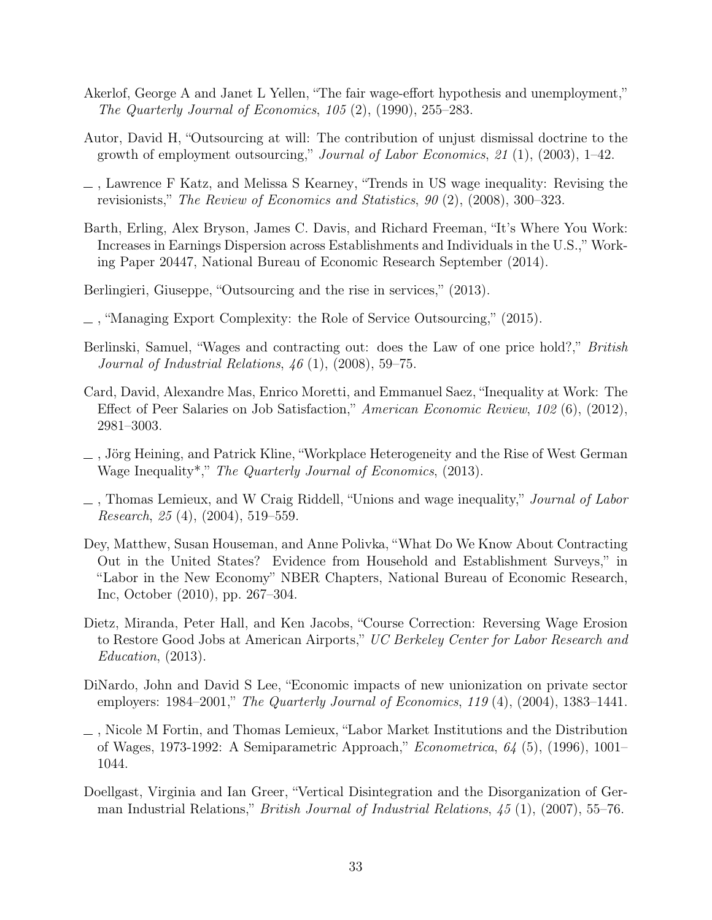Akerlof, George A and Janet L Yellen, "The fair wage-effort hypothesis and unemployment," *The Quarterly Journal of Economics*, *105* (2), (1990), 255–283.

Autor, David H, "Outsourcing at will: The contribution of unjust dismissal doctrine to the growth of employment outsourcing," *Journal of Labor Economics*, *21* (1), (2003), 1–42.

—, Lawrence F Katz, and Melissa S Kearney, "Trends in US wage inequality: Revising the revisionists," *The Review of Economics and Statistics*, *90* (2), (2008), 300–323.

Barth, Erling, Alex Bryson, James C. Davis, and Richard Freeman, "It's Where You Work: Increases in Earnings Dispersion across Establishments and Individuals in the U.S.," Working Paper 20447, National Bureau of Economic Research September (2014).

Berlingieri, Giuseppe, "Outsourcing and the rise in services," (2013).

—, "Managing Export Complexity: the Role of Service Outsourcing," (2015).

Berlinski, Samuel, "Wages and contracting out: does the Law of one price hold?," *British Journal of Industrial Relations*, *46* (1), (2008), 59–75.

Card, David, Alexandre Mas, Enrico Moretti, and Emmanuel Saez, "Inequality at Work: The Effect of Peer Salaries on Job Satisfaction," *American Economic Review*, *102* (6), (2012), 2981–3003.

—, Jörg Heining, and Patrick Kline, "Workplace Heterogeneity and the Rise of West German Wage Inequality*," *The Quarterly Journal of Economics*, (2013).

—, Thomas Lemieux, and W Craig Riddell, "Unions and wage inequality," *Journal of Labor Research*, *25* (4), (2004), 519–559.

Dey, Matthew, Susan Houseman, and Anne Polivka, "What Do We Know About Contracting Out in the United States? Evidence from Household and Establishment Surveys," in "Labor in the New Economy" NBER Chapters, National Bureau of Economic Research, Inc, October (2010), pp. 267–304.

Dietz, Miranda, Peter Hall, and Ken Jacobs, "Course Correction: Reversing Wage Erosion to Restore Good Jobs at American Airports," *UC Berkeley Center for Labor Research and Education*, (2013).

DiNardo, John and David S Lee, "Economic impacts of new unionization on private sector employers: 1984–2001," *The Quarterly Journal of Economics*, *119* (4), (2004), 1383–1441.

—, Nicole M Fortin, and Thomas Lemieux, "Labor Market Institutions and the Distribution of Wages, 1973-1992: A Semiparametric Approach," *Econometrica*, *64* (5), (1996), 1001–1044.

Doellgast, Virginia and Ian Greer, "Vertical Disintegration and the Disorganization of German Industrial Relations," *British Journal of Industrial Relations*, *45* (1), (2007), 55–76.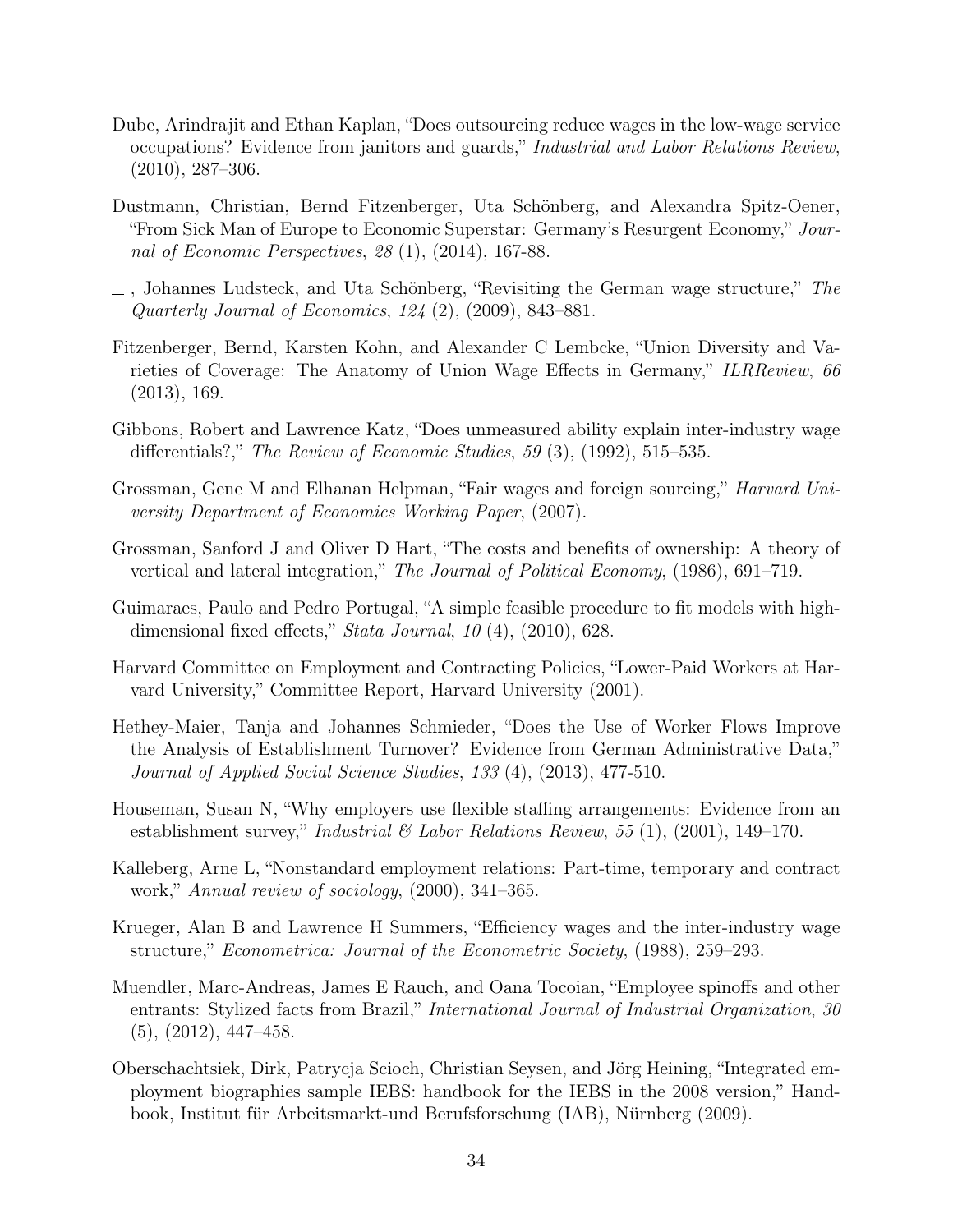Dube, Arindrajit and Ethan Kaplan, "Does outsourcing reduce wages in the low-wage service occupations? Evidence from janitors and guards," *Industrial and Labor Relations Review*, (2010), 287–306.

Dustmann, Christian, Bernd Fitzenberger, Uta Schönberg, and Alexandra Spitz-Oener, "From Sick Man of Europe to Economic Superstar: Germany's Resurgent Economy," *Journal of Economic Perspectives*, *28* (1), (2014), 167-88.

—, Johannes Ludsteck, and Uta Schönberg, "Revisiting the German wage structure," *The Quarterly Journal of Economics*, *124* (2), (2009), 843–881.

Fitzenberger, Bernd, Karsten Kohn, and Alexander C Lembcke, "Union Diversity and Varieties of Coverage: The Anatomy of Union Wage Effects in Germany," *ILRReview*, *66* (2013), 169.

Gibbons, Robert and Lawrence Katz, "Does unmeasured ability explain inter-industry wage differentials?," *The Review of Economic Studies*, *59* (3), (1992), 515–535.

Grossman, Gene M and Elhanan Helpman, "Fair wages and foreign sourcing," *Harvard University Department of Economics Working Paper*, (2007).

Grossman, Sanford J and Oliver D Hart, "The costs and benefits of ownership: A theory of vertical and lateral integration," *The Journal of Political Economy*, (1986), 691–719.

Guimaraes, Paulo and Pedro Portugal, "A simple feasible procedure to fit models with high-dimensional fixed effects," *Stata Journal*, *10* (4), (2010), 628.

Harvard Committee on Employment and Contracting Policies, "Lower-Paid Workers at Harvard University," Committee Report, Harvard University (2001).

Hethey-Maier, Tanja and Johannes Schmieder, "Does the Use of Worker Flows Improve the Analysis of Establishment Turnover? Evidence from German Administrative Data," *Journal of Applied Social Science Studies*, *133* (4), (2013), 477-510.

Houseman, Susan N, "Why employers use flexible staffing arrangements: Evidence from an establishment survey," *Industrial & Labor Relations Review*, *55* (1), (2001), 149–170.

Kalleberg, Arne L, "Nonstandard employment relations: Part-time, temporary and contract work," *Annual review of sociology*, (2000), 341–365.

Krueger, Alan B and Lawrence H Summers, "Efficiency wages and the inter-industry wage structure," *Econometrica: Journal of the Econometric Society*, (1988), 259–293.

Muendler, Marc-Andreas, James E Rauch, and Oana Tocoian, "Employee spinoffs and other entrants: Stylized facts from Brazil," *International Journal of Industrial Organization*, *30* (5), (2012), 447–458.

Oberschachtsiek, Dirk, Patrycja Scioch, Christian Seysen, and Jörg Heining, "Integrated employment biographies sample IEBS: handbook for the IEBS in the 2008 version," Handbook, Institut für Arbeitsmarkt-und Berufsforschung (IAB), Nürnberg (2009).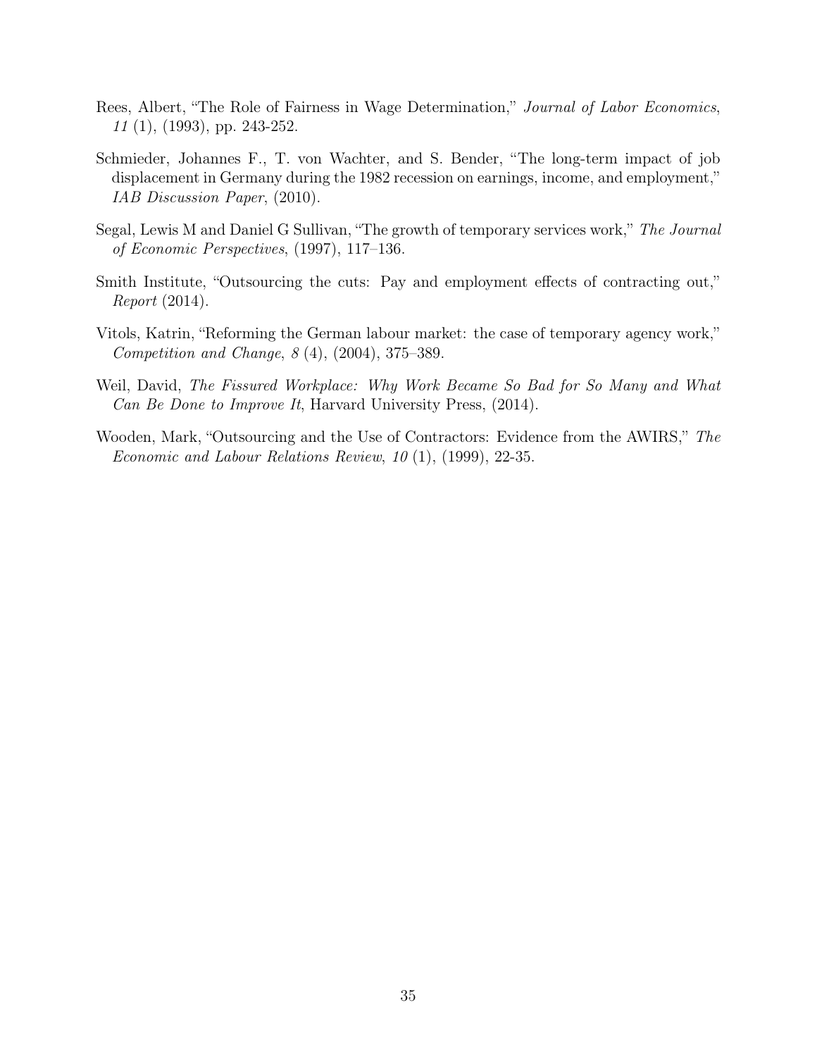Rees, Albert, "The Role of Fairness in Wage Determination," *Journal of Labor Economics*, *11* (1), (1993), pp. 243-252.

Schmieder, Johannes F., T. von Wachter, and S. Bender, "The long-term impact of job displacement in Germany during the 1982 recession on earnings, income, and employment," *IAB Discussion Paper*, (2010).

Segal, Lewis M and Daniel G Sullivan, "The growth of temporary services work," *The Journal of Economic Perspectives*, (1997), 117–136.

Smith Institute, "Outsourcing the cuts: Pay and employment effects of contracting out," *Report* (2014).

Vitols, Katrin, "Reforming the German labour market: the case of temporary agency work," *Competition and Change*, *8* (4), (2004), 375–389.

Weil, David, *The Fissured Workplace: Why Work Became So Bad for So Many and What Can Be Done to Improve It*, Harvard University Press, (2014).

Wooden, Mark, "Outsourcing and the Use of Contractors: Evidence from the AWIRS," *The Economic and Labour Relations Review*, *10* (1), (1999), 22-35.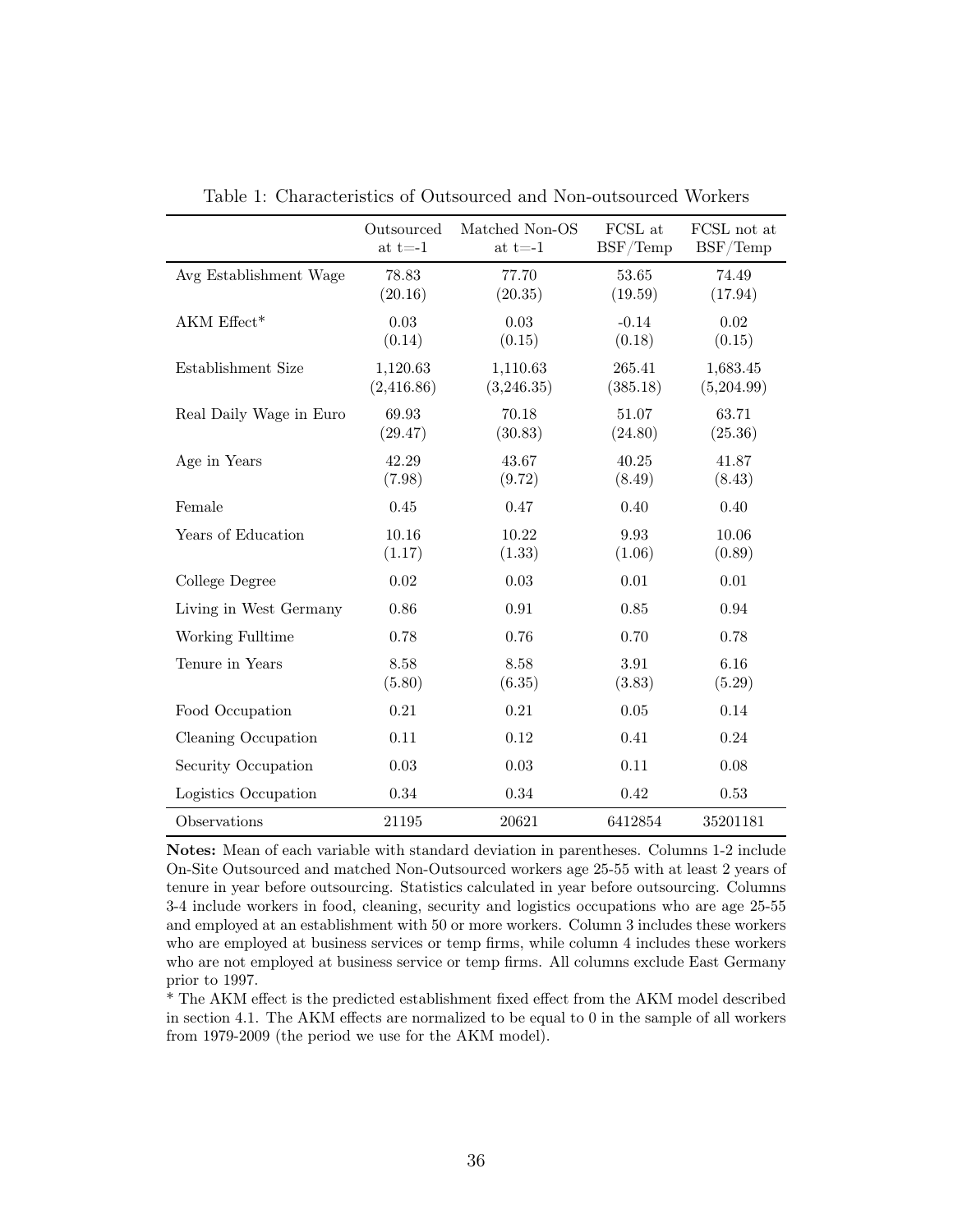Table 1: Characteristics of Outsourced and Non-outsourced Workers

| | Outsourced at t=-1 | Matched Non-OS at t=-1 | FCSL at BSF/Temp | FCSL not at BSF/Temp |
|---|---|---|---|---|
| Avg Establishment Wage | 78.83 | 77.70 | 53.65 | 74.49 |
| | (20.16) | (20.35) | (19.59) | (17.94) |
| AKM Effect* | 0.03 | 0.03 | -0.14 | 0.02 |
| | (0.14) | (0.15) | (0.18) | (0.15) |
| Establishment Size | 1,120.63 | 1,110.63 | 265.41 | 1,683.45 |
| | (2,416.86) | (3,246.35) | (385.18) | (5,204.99) |
| Real Daily Wage in Euro | 69.93 | 70.18 | 51.07 | 63.71 |
| | (29.47) | (30.83) | (24.80) | (25.36) |
| Age in Years | 42.29 | 43.67 | 40.25 | 41.87 |
| | (7.98) | (9.72) | (8.49) | (8.43) |
| Female | 0.45 | 0.47 | 0.40 | 0.40 |
| Years of Education | 10.16 | 10.22 | 9.93 | 10.06 |
| | (1.17) | (1.33) | (1.06) | (0.89) |
| College Degree | 0.02 | 0.03 | 0.01 | 0.01 |
| Living in West Germany | 0.86 | 0.91 | 0.85 | 0.94 |
| Working Fulltime | 0.78 | 0.76 | 0.70 | 0.78 |
| Tenure in Years | 8.58 | 8.58 | 3.91 | 6.16 |
| | (5.80) | (6.35) | (3.83) | (5.29) |
| Food Occupation | 0.21 | 0.21 | 0.05 | 0.14 |
| Cleaning Occupation | 0.11 | 0.12 | 0.41 | 0.24 |
| Security Occupation | 0.03 | 0.03 | 0.11 | 0.08 |
| Logistics Occupation | 0.34 | 0.34 | 0.42 | 0.53 |
| Observations | 21195 | 20621 | 6412854 | 35201181 |

**Notes:** Mean of each variable with standard deviation in parentheses. Columns 1-2 include On-Site Outsourced and matched Non-Outsourced workers age 25-55 with at least 2 years of tenure in year before outsourcing. Statistics calculated in year before outsourcing. Columns 3-4 include workers in food, cleaning, security and logistics occupations who are age 25-55 and employed at an establishment with 50 or more workers. Column 3 includes these workers who are employed at business services or temp firms, while column 4 includes these workers who are not employed at business service or temp firms. All columns exclude East Germany prior to 1997.

* The AKM effect is the predicted establishment fixed effect from the AKM model described in section 4.1. The AKM effects are normalized to be equal to 0 in the sample of all workers from 1979-2009 (the period we use for the AKM model).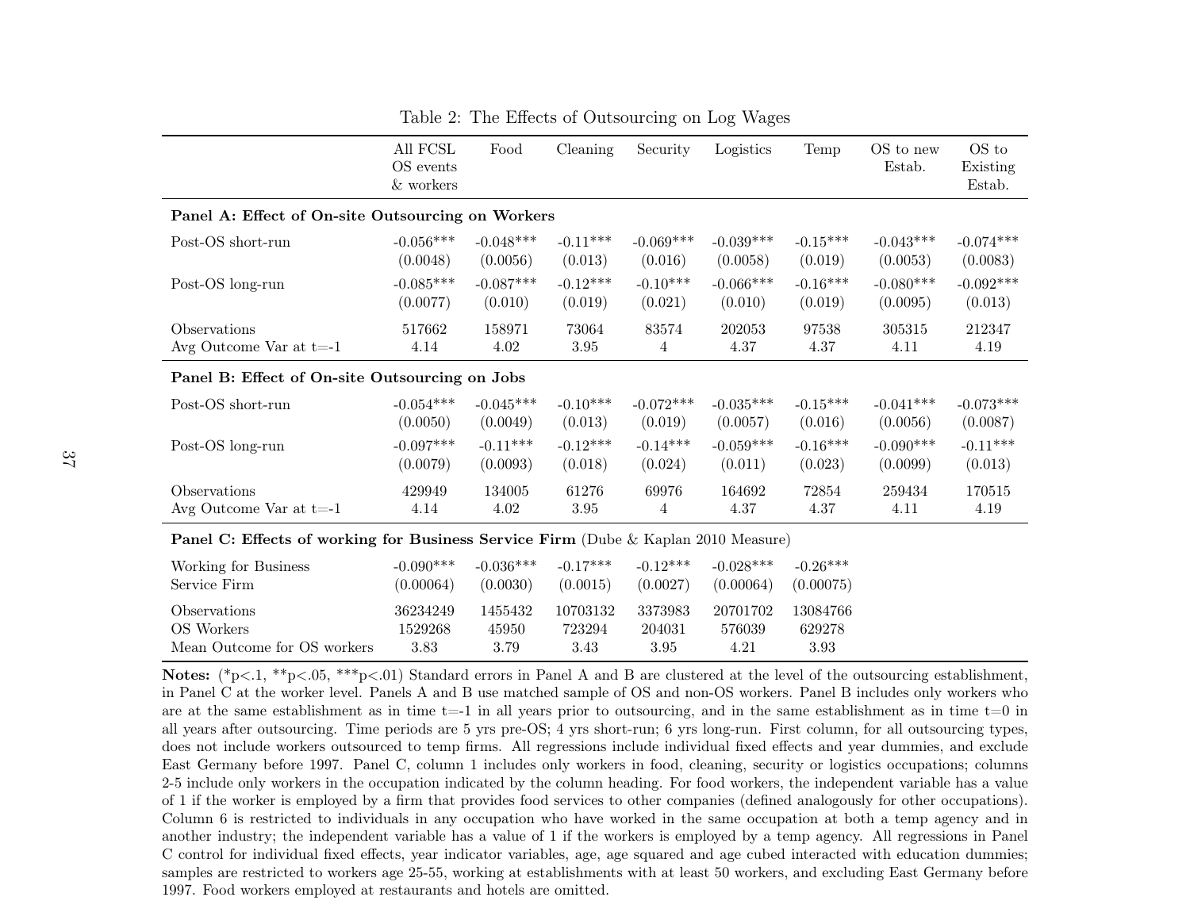Table 2: The Effects of Outsourcing on Log Wages

| | All FCSL OS events & workers | Food | Cleaning | Security | Logistics | Temp | OS to new Estab. | OS to Existing Estab. |
|---|---|---|---|---|---|---|---|---|
| **Panel A: Effect of On-site Outsourcing on Workers** | | | | | | | | |
| Post-OS short-run | -0.056*** | -0.048*** | -0.11*** | -0.069*** | -0.039*** | -0.15*** | -0.043*** | -0.074*** |
| | (0.0048) | (0.0056) | (0.013) | (0.016) | (0.0058) | (0.019) | (0.0053) | (0.0083) |
| Post-OS long-run | -0.085*** | -0.087*** | -0.12*** | -0.10*** | -0.066*** | -0.16*** | -0.080*** | -0.092*** |
| | (0.0077) | (0.010) | (0.019) | (0.021) | (0.010) | (0.019) | (0.0095) | (0.013) |
| Observations | 517662 | 158971 | 73064 | 83574 | 202053 | 97538 | 305315 | 212347 |
| Avg Outcome Var at t=-1 | 4.14 | 4.02 | 3.95 | 4 | 4.37 | 4.37 | 4.11 | 4.19 |
| **Panel B: Effect of On-site Outsourcing on Jobs** | | | | | | | | |
| Post-OS short-run | -0.054*** | -0.045*** | -0.10*** | -0.072*** | -0.035*** | -0.15*** | -0.041*** | -0.073*** |
| | (0.0050) | (0.0049) | (0.013) | (0.019) | (0.0057) | (0.016) | (0.0056) | (0.0087) |
| Post-OS long-run | -0.097*** | -0.11*** | -0.12*** | -0.14*** | -0.059*** | -0.16*** | -0.090*** | -0.11*** |
| | (0.0079) | (0.0093) | (0.018) | (0.024) | (0.011) | (0.023) | (0.0099) | (0.013) |
| Observations | 429949 | 134005 | 61276 | 69976 | 164692 | 72854 | 259434 | 170515 |
| Avg Outcome Var at t=-1 | 4.14 | 4.02 | 3.95 | 4 | 4.37 | 4.37 | 4.11 | 4.19 |
| **Panel C: Effects of working for Business Service Firm** (Dube & Kaplan 2010 Measure) | | | | | | | | |
| Working for Business Service Firm | -0.090*** | -0.036*** | -0.17*** | -0.12*** | -0.028*** | -0.26*** | | |
| | (0.00064) | (0.0030) | (0.0015) | (0.0027) | (0.00064) | (0.00075) | | |
| Observations | 36234249 | 1455432 | 10703132 | 3373983 | 20701702 | 13084766 | | |
| OS Workers | 1529268 | 45950 | 723294 | 204031 | 576039 | 629278 | | |
| Mean Outcome for OS workers | 3.83 | 3.79 | 3.43 | 3.95 | 4.21 | 3.93 | | |

**Notes:** (*p<.1, **p<.05, ***p<.01) Standard errors in Panel A and B are clustered at the level of the outsourcing establishment, in Panel C at the worker level. Panels A and B use matched sample of OS and non-OS workers. Panel B includes only workers who are at the same establishment as in time t=-1 in all years prior to outsourcing, and in the same establishment as in time t=0 in all years after outsourcing. Time periods are 5 yrs pre-OS; 4 yrs short-run; 6 yrs long-run. First column, for all outsourcing types, does not include workers outsourced to temp firms. All regressions include individual fixed effects and year dummies, and exclude East Germany before 1997. Panel C, column 1 includes only workers in food, cleaning, security or logistics occupations; columns 2-5 include only workers in the occupation indicated by the column heading. For food workers, the independent variable has a value of 1 if the worker is employed by a firm that provides food services to other companies (defined analogously for other occupations). Column 6 is restricted to individuals in any occupation who have worked in the same occupation at both a temp agency and in another industry; the independent variable has a value of 1 if the workers is employed by a temp agency. All regressions in Panel C control for individual fixed effects, year indicator variables, age, age squared and age cubed interacted with education dummies; samples are restricted to workers age 25-55, working at establishments with at least 50 workers, and excluding East Germany before 1997. Food workers employed at restaurants and hotels are omitted.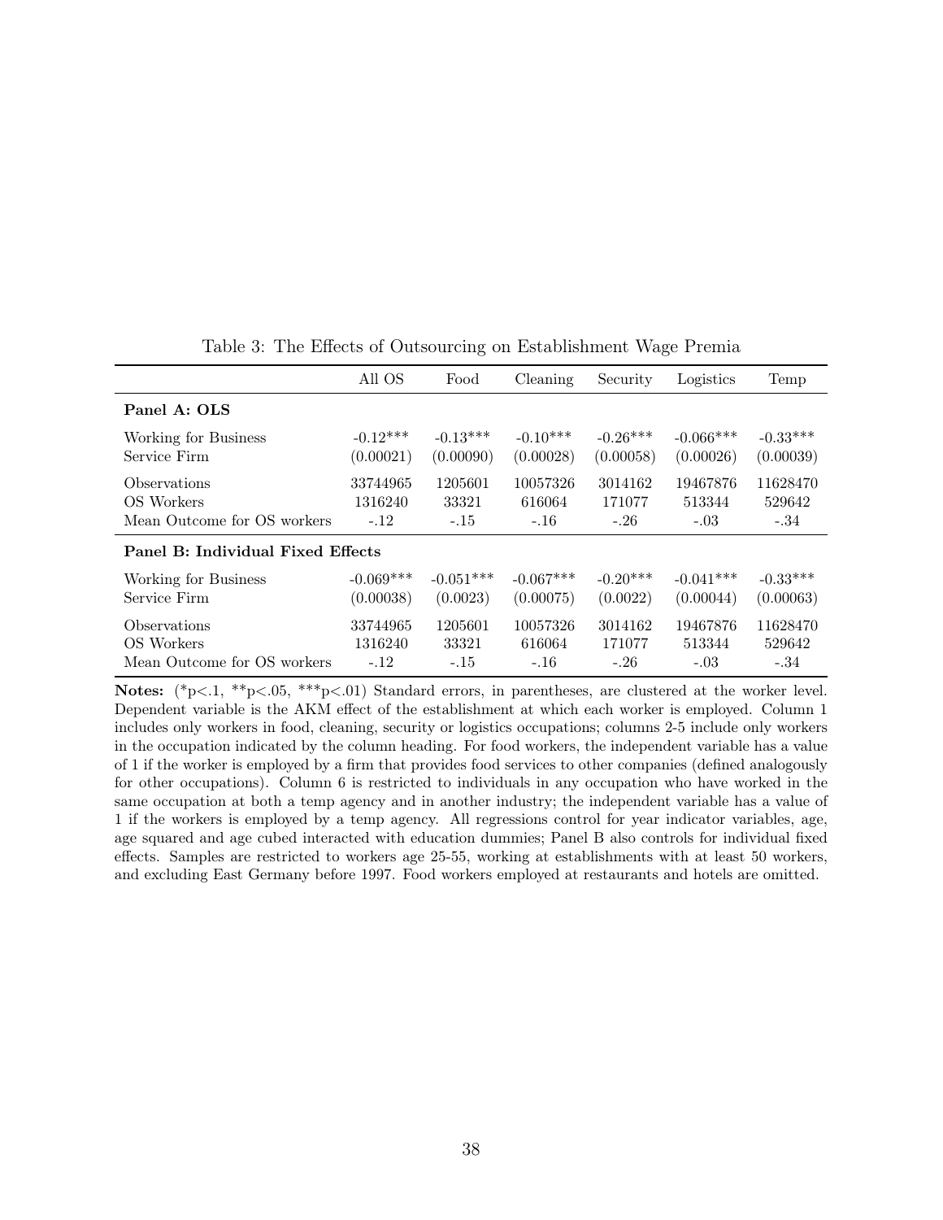Table 3: The Effects of Outsourcing on Establishment Wage Premia

| | All OS | Food | Cleaning | Security | Logistics | Temp |
|---|---|---|---|---|---|---|
| **Panel A: OLS** | | | | | | |
| Working for Business | -0.12*** | -0.13*** | -0.10*** | -0.26*** | -0.066*** | -0.33*** |
| Service Firm | (0.00021) | (0.00090) | (0.00028) | (0.00058) | (0.00026) | (0.00039) |
| Observations | 33744965 | 1205601 | 10057326 | 3014162 | 19467876 | 11628470 |
| OS Workers | 1316240 | 33321 | 616064 | 171077 | 513344 | 529642 |
| Mean Outcome for OS workers | -.12 | -.15 | -.16 | -.26 | -.03 | -.34 |
| **Panel B: Individual Fixed Effects** | | | | | | |
| Working for Business | -0.069*** | -0.051*** | -0.067*** | -0.20*** | -0.041*** | -0.33*** |
| Service Firm | (0.00038) | (0.0023) | (0.00075) | (0.0022) | (0.00044) | (0.00063) |
| Observations | 33744965 | 1205601 | 10057326 | 3014162 | 19467876 | 11628470 |
| OS Workers | 1316240 | 33321 | 616064 | 171077 | 513344 | 529642 |
| Mean Outcome for OS workers | -.12 | -.15 | -.16 | -.26 | -.03 | -.34 |

**Notes:** (*p<.1, **p<.05, ***p<.01) Standard errors, in parentheses, are clustered at the worker level. Dependent variable is the AKM effect of the establishment at which each worker is employed. Column 1 includes only workers in food, cleaning, security or logistics occupations; columns 2-5 include only workers in the occupation indicated by the column heading. For food workers, the independent variable has a value of 1 if the worker is employed by a firm that provides food services to other companies (defined analogously for other occupations). Column 6 is restricted to individuals in any occupation who have worked in the same occupation at both a temp agency and in another industry; the independent variable has a value of 1 if the workers is employed by a temp agency. All regressions control for year indicator variables, age, age squared and age cubed interacted with education dummies; Panel B also controls for individual fixed effects. Samples are restricted to workers age 25-55, working at establishments with at least 50 workers, and excluding East Germany before 1997. Food workers employed at restaurants and hotels are omitted.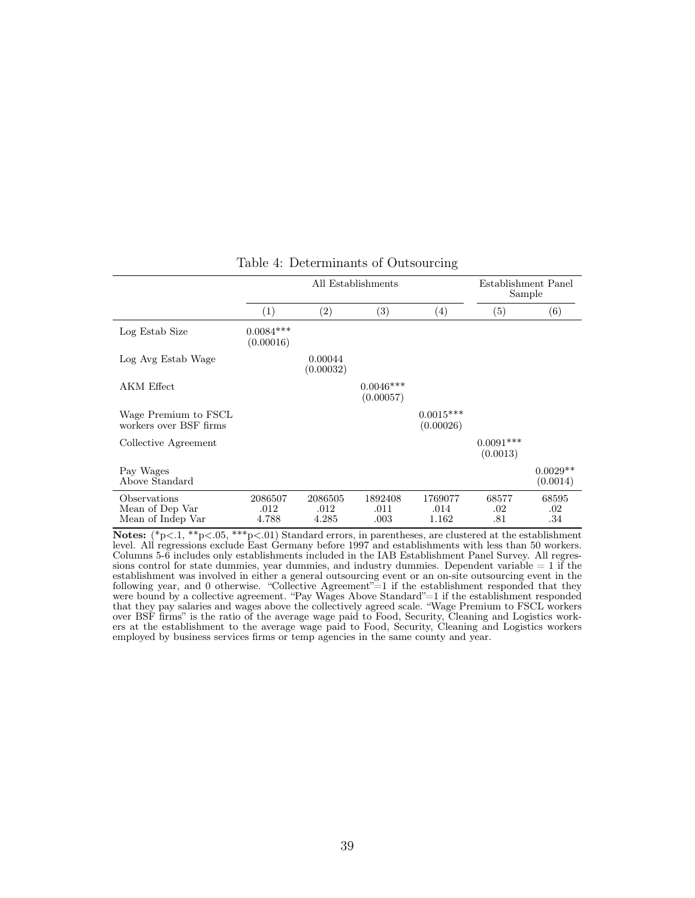Table 4: Determinants of Outsourcing

| | All Establishments | | | | Establishment Panel Sample | |
|---|---|---|---|---|---|---|
| | (1) | (2) | (3) | (4) | (5) | (6) |
| Log Estab Size | 0.0084***<br>(0.00016) | | | | | |
| Log Avg Estab Wage | | 0.00044<br>(0.00032) | | | | |
| AKM Effect | | | 0.0046***<br>(0.00057) | | | |
| Wage Premium to FSCL workers over BSF firms | | | | 0.0015***<br>(0.00026) | | |
| Collective Agreement | | | | | 0.0091***<br>(0.0013) | |
| Pay Wages Above Standard | | | | | | 0.0029**<br>(0.0014) |
| Observations | 2086507 | 2086505 | 1892408 | 1769077 | 68577 | 68595 |
| Mean of Dep Var | .012 | .012 | .011 | .014 | .02 | .02 |
| Mean of Indep Var | 4.788 | 4.285 | .003 | 1.162 | .81 | .34 |

**Notes:** (*p<.1, **p<.05, ***p<.01) Standard errors, in parentheses, are clustered at the establishment level. All regressions exclude East Germany before 1997 and establishments with less than 50 workers. Columns 5-6 includes only establishments included in the IAB Establishment Panel Survey. All regressions control for state dummies, year dummies, and industry dummies. Dependent variable = 1 if the establishment was involved in either a general outsourcing event or an on-site outsourcing event in the following year, and 0 otherwise. "Collective Agreement"=1 if the establishment responded that they were bound by a collective agreement. "Pay Wages Above Standard"=1 if the establishment responded that they pay salaries and wages above the collectively agreed scale. "Wage Premium to FSCL workers over BSF firms" is the ratio of the average wage paid to Food, Security, Cleaning and Logistics workers at the establishment to the average wage paid to Food, Security, Cleaning and Logistics workers employed by business services firms or temp agencies in the same county and year.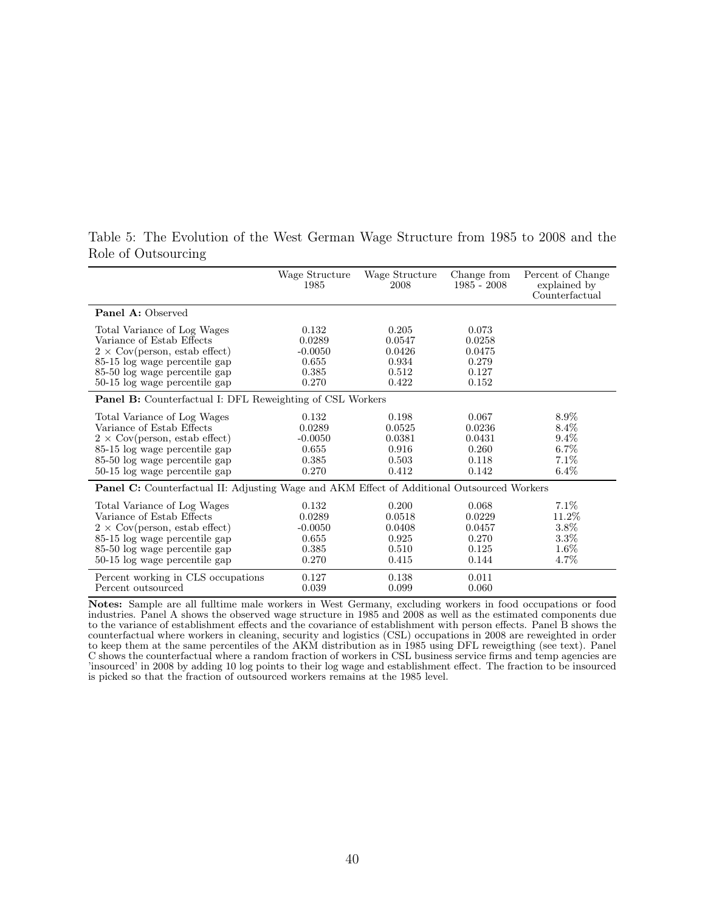Table 5: The Evolution of the West German Wage Structure from 1985 to 2008 and the Role of Outsourcing

| | Wage Structure 1985 | Wage Structure 2008 | Change from 1985 - 2008 | Percent of Change explained by Counterfactual |
|---|---|---|---|---|
| **Panel A:** Observed | | | | |
| Total Variance of Log Wages | 0.132 | 0.205 | 0.073 | |
| Variance of Estab Effects | 0.0289 | 0.0547 | 0.0258 | |
| $2 \times$ Cov(person, estab effect) | -0.0050 | 0.0426 | 0.0475 | |
| 85-15 log wage percentile gap | 0.655 | 0.934 | 0.279 | |
| 85-50 log wage percentile gap | 0.385 | 0.512 | 0.127 | |
| 50-15 log wage percentile gap | 0.270 | 0.422 | 0.152 | |
| **Panel B:** Counterfactual I: DFL Reweighting of CSL Workers | | | | |
| Total Variance of Log Wages | 0.132 | 0.198 | 0.067 | 8.9% |
| Variance of Estab Effects | 0.0289 | 0.0525 | 0.0236 | 8.4% |
| $2 \times$ Cov(person, estab effect) | -0.0050 | 0.0381 | 0.0431 | 9.4% |
| 85-15 log wage percentile gap | 0.655 | 0.916 | 0.260 | 6.7% |
| 85-50 log wage percentile gap | 0.385 | 0.503 | 0.118 | 7.1% |
| 50-15 log wage percentile gap | 0.270 | 0.412 | 0.142 | 6.4% |
| **Panel C:** Counterfactual II: Adjusting Wage and AKM Effect of Additional Outsourced Workers | | | | |
| Total Variance of Log Wages | 0.132 | 0.200 | 0.068 | 7.1% |
| Variance of Estab Effects | 0.0289 | 0.0518 | 0.0229 | 11.2% |
| $2 \times$ Cov(person, estab effect) | -0.0050 | 0.0408 | 0.0457 | 3.8% |
| 85-15 log wage percentile gap | 0.655 | 0.925 | 0.270 | 3.3% |
| 85-50 log wage percentile gap | 0.385 | 0.510 | 0.125 | 1.6% |
| 50-15 log wage percentile gap | 0.270 | 0.415 | 0.144 | 4.7% |
| Percent working in CLS occupations | 0.127 | 0.138 | 0.011 | |
| Percent outsourced | 0.039 | 0.099 | 0.060 | |

**Notes:** Sample are all fulltime male workers in West Germany, excluding workers in food occupations or food industries. Panel A shows the observed wage structure in 1985 and 2008 as well as the estimated components due to the variance of establishment effects and the covariance of establishment with person effects. Panel B shows the counterfactual where workers in cleaning, security and logistics (CSL) occupations in 2008 are reweighted in order to keep them at the same percentiles of the AKM distribution as in 1985 using DFL reweigthing (see text). Panel C shows the counterfactual where a random fraction of workers in CSL business service firms and temp agencies are 'insourced' in 2008 by adding 10 log points to their log wage and establishment effect. The fraction to be insourced is picked so that the fraction of outsourced workers remains at the 1985 level.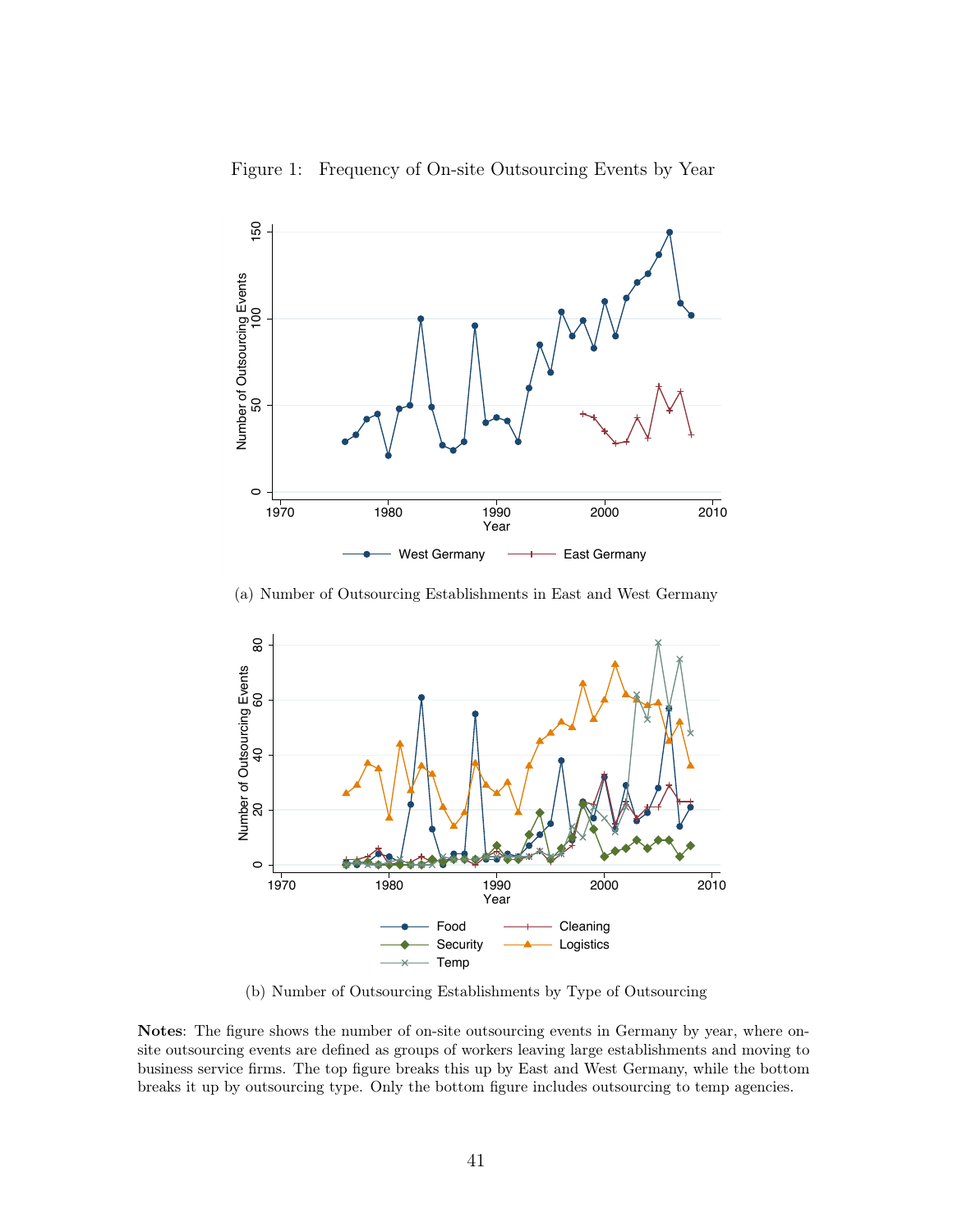Figure 1: Frequency of On-site Outsourcing Events by Year

(a) Number of Outsourcing Establishments in East and West Germany

(b) Number of Outsourcing Establishments by Type of Outsourcing

**Notes**: The figure shows the number of on-site outsourcing events in Germany by year, where on-site outsourcing events are defined as groups of workers leaving large establishments and moving to business service firms. The top figure breaks this up by East and West Germany, while the bottom breaks it up by outsourcing type. Only the bottom figure includes outsourcing to temp agencies.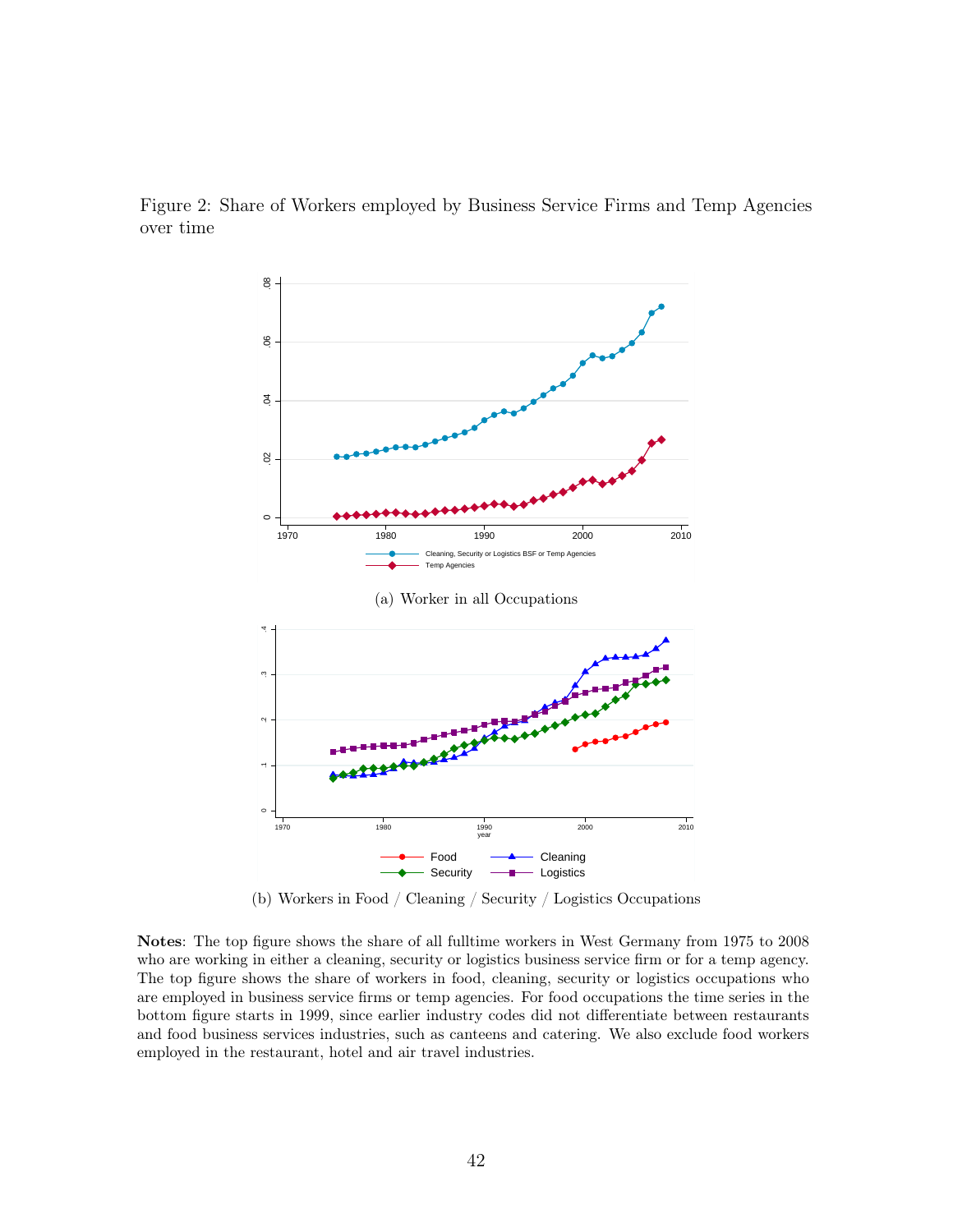Figure 2: Share of Workers employed by Business Service Firms and Temp Agencies over time

(a) Worker in all Occupations

(b) Workers in Food / Cleaning / Security / Logistics Occupations

**Notes**: The top figure shows the share of all fulltime workers in West Germany from 1975 to 2008 who are working in either a cleaning, security or logistics business service firm or for a temp agency. The top figure shows the share of workers in food, cleaning, security or logistics occupations who are employed in business service firms or temp agencies. For food occupations the time series in the bottom figure starts in 1999, since earlier industry codes did not differentiate between restaurants and food business services industries, such as canteens and catering. We also exclude food workers employed in the restaurant, hotel and air travel industries.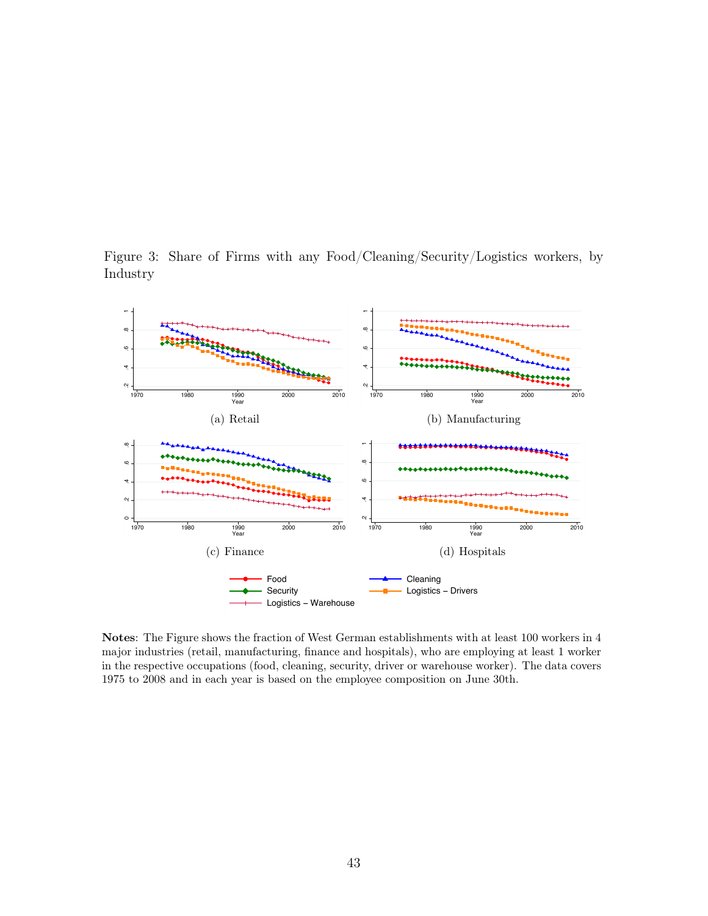Figure 3: Share of Firms with any Food/Cleaning/Security/Logistics workers, by Industry

(a) Retail

(b) Manufacturing

(c) Finance

(d) Hospitals

Food — Cleaning — Security — Logistics – Drivers — Logistics – Warehouse

**Notes**: The Figure shows the fraction of West German establishments with at least 100 workers in 4 major industries (retail, manufacturing, finance and hospitals), who are employing at least 1 worker in the respective occupations (food, cleaning, security, driver or warehouse worker). The data covers 1975 to 2008 and in each year is based on the employee composition on June 30th.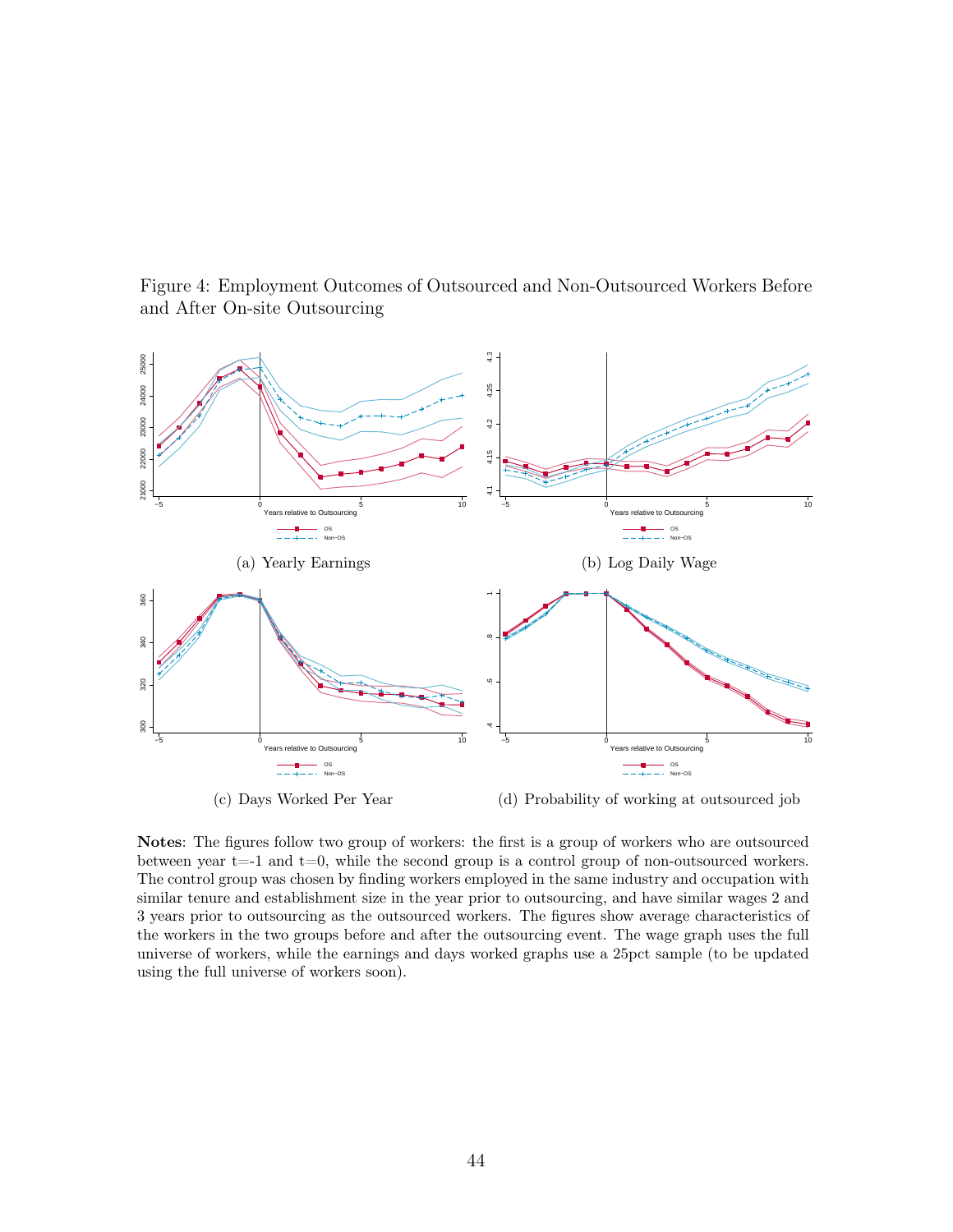Figure 4: Employment Outcomes of Outsourced and Non-Outsourced Workers Before and After On-site Outsourcing

(a) Yearly Earnings

(b) Log Daily Wage

(c) Days Worked Per Year

(d) Probability of working at outsourced job

**Notes**: The figures follow two group of workers: the first is a group of workers who are outsourced between year t=-1 and t=0, while the second group is a control group of non-outsourced workers. The control group was chosen by finding workers employed in the same industry and occupation with similar tenure and establishment size in the year prior to outsourcing, and have similar wages 2 and 3 years prior to outsourcing as the outsourced workers. The figures show average characteristics of the workers in the two groups before and after the outsourcing event. The wage graph uses the full universe of workers, while the earnings and days worked graphs use a 25pct sample (to be updated using the full universe of workers soon).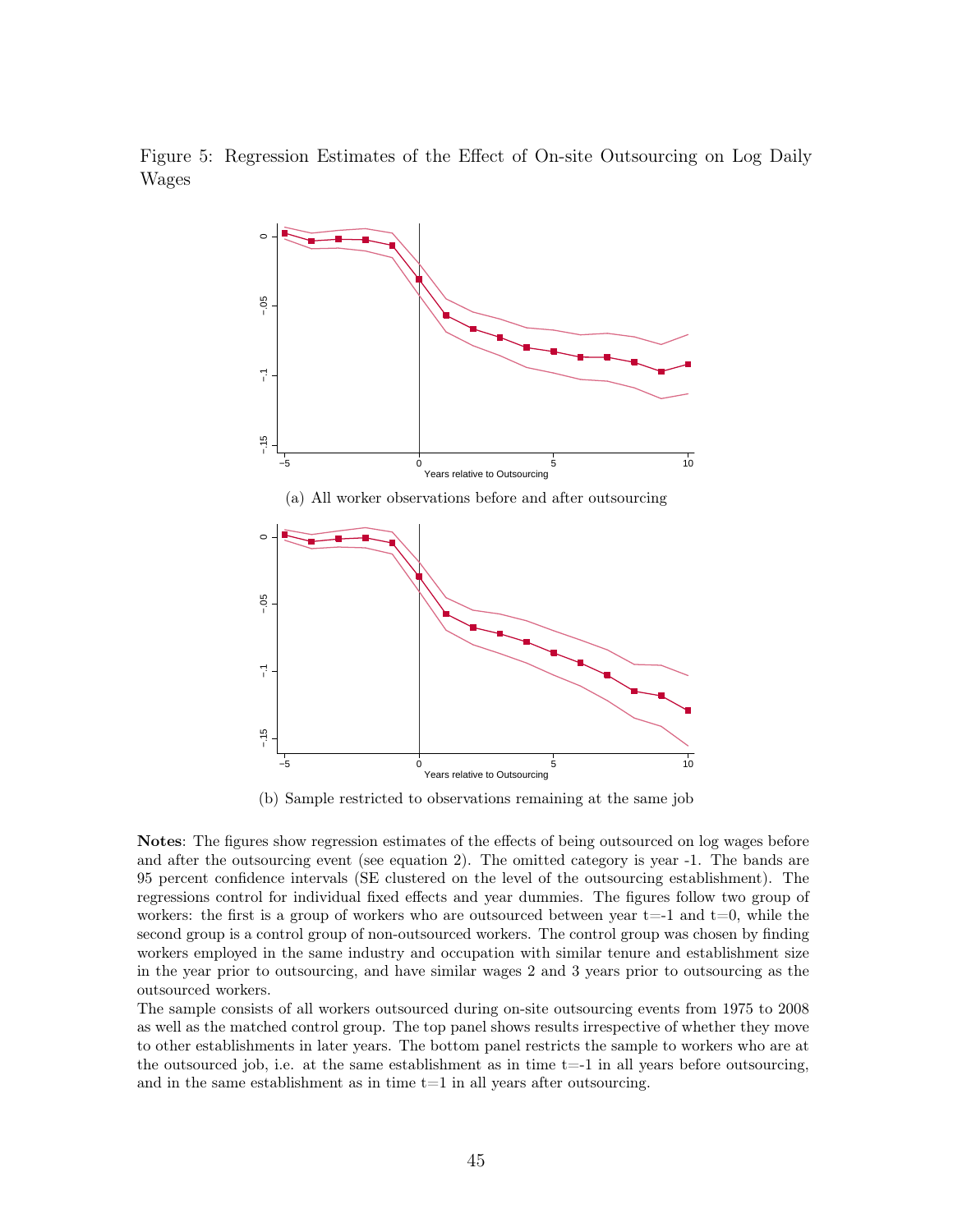Figure 5: Regression Estimates of the Effect of On-site Outsourcing on Log Daily Wages

(a) All worker observations before and after outsourcing

(b) Sample restricted to observations remaining at the same job

**Notes**: The figures show regression estimates of the effects of being outsourced on log wages before and after the outsourcing event (see equation 2). The omitted category is year -1. The bands are 95 percent confidence intervals (SE clustered on the level of the outsourcing establishment). The regressions control for individual fixed effects and year dummies. The figures follow two group of workers: the first is a group of workers who are outsourced between year t=-1 and t=0, while the second group is a control group of non-outsourced workers. The control group was chosen by finding workers employed in the same industry and occupation with similar tenure and establishment size in the year prior to outsourcing, and have similar wages 2 and 3 years prior to outsourcing as the outsourced workers.

The sample consists of all workers outsourced during on-site outsourcing events from 1975 to 2008 as well as the matched control group. The top panel shows results irrespective of whether they move to other establishments in later years. The bottom panel restricts the sample to workers who are at the outsourced job, i.e. at the same establishment as in time t=-1 in all years before outsourcing, and in the same establishment as in time t=1 in all years after outsourcing.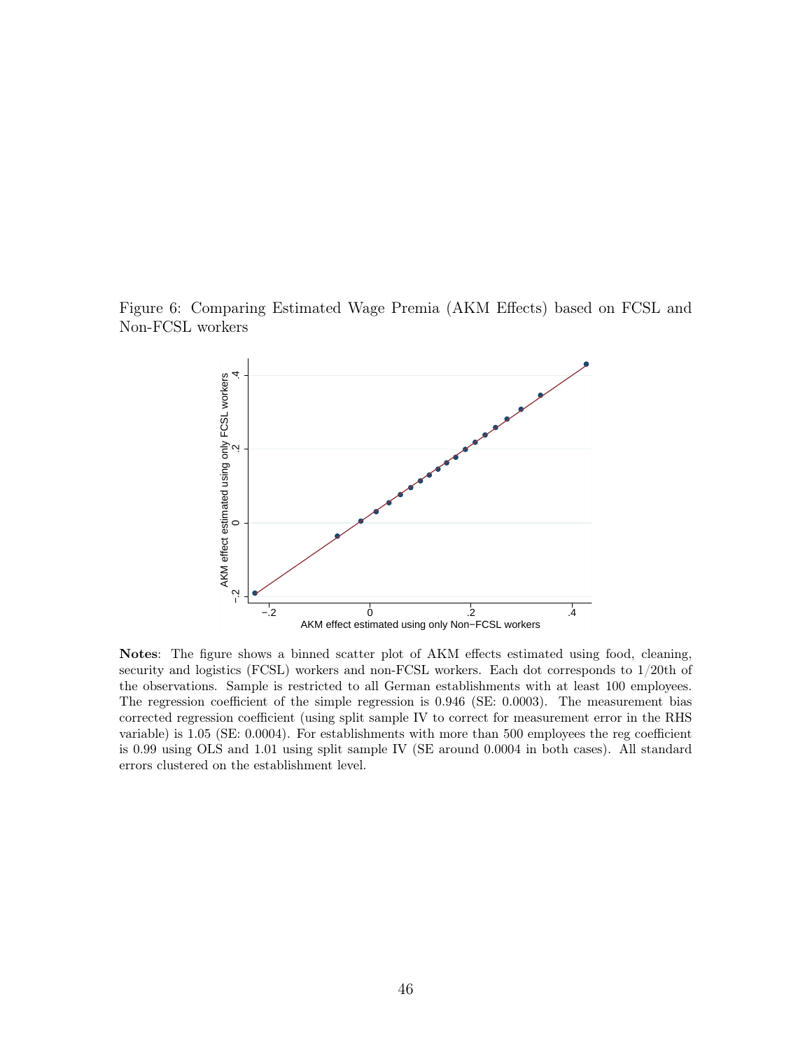Figure 6: Comparing Estimated Wage Premia (AKM Effects) based on FCSL and Non-FCSL workers

**Notes**: The figure shows a binned scatter plot of AKM effects estimated using food, cleaning, security and logistics (FCSL) workers and non-FCSL workers. Each dot corresponds to 1/20th of the observations. Sample is restricted to all German establishments with at least 100 employees. The regression coefficient of the simple regression is 0.946 (SE: 0.0003). The measurement bias corrected regression coefficient (using split sample IV to correct for measurement error in the RHS variable) is 1.05 (SE: 0.0004). For establishments with more than 500 employees the reg coefficient is 0.99 using OLS and 1.01 using split sample IV (SE around 0.0004 in both cases). All standard errors clustered on the establishment level.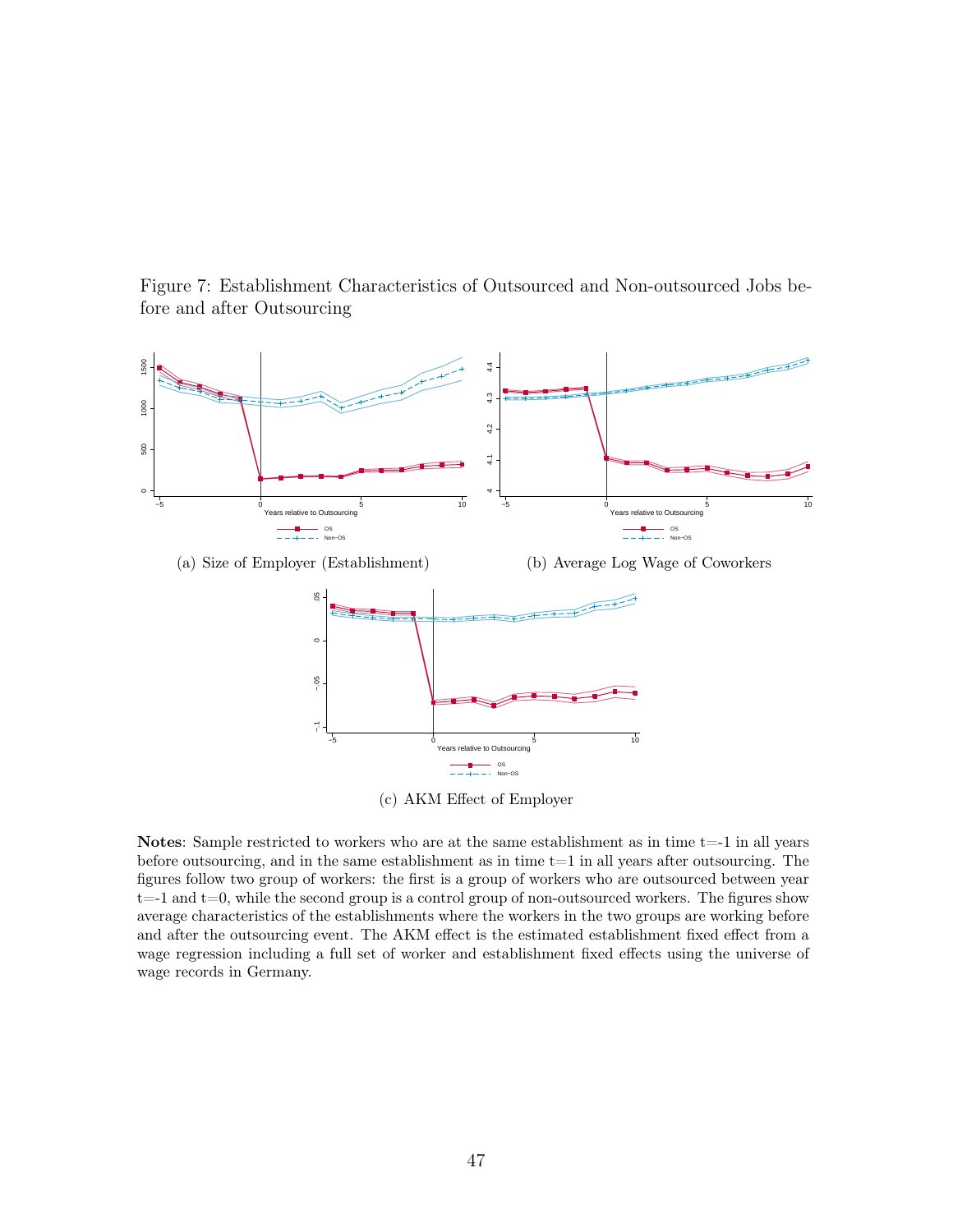Figure 7: Establishment Characteristics of Outsourced and Non-outsourced Jobs before and after Outsourcing

(a) Size of Employer (Establishment)

(b) Average Log Wage of Coworkers

(c) AKM Effect of Employer

**Notes**: Sample restricted to workers who are at the same establishment as in time t=-1 in all years before outsourcing, and in the same establishment as in time t=1 in all years after outsourcing. The figures follow two group of workers: the first is a group of workers who are outsourced between year t=-1 and t=0, while the second group is a control group of non-outsourced workers. The figures show average characteristics of the establishments where the workers in the two groups are working before and after the outsourcing event. The AKM effect is the estimated establishment fixed effect from a wage regression including a full set of worker and establishment fixed effects using the universe of wage records in Germany.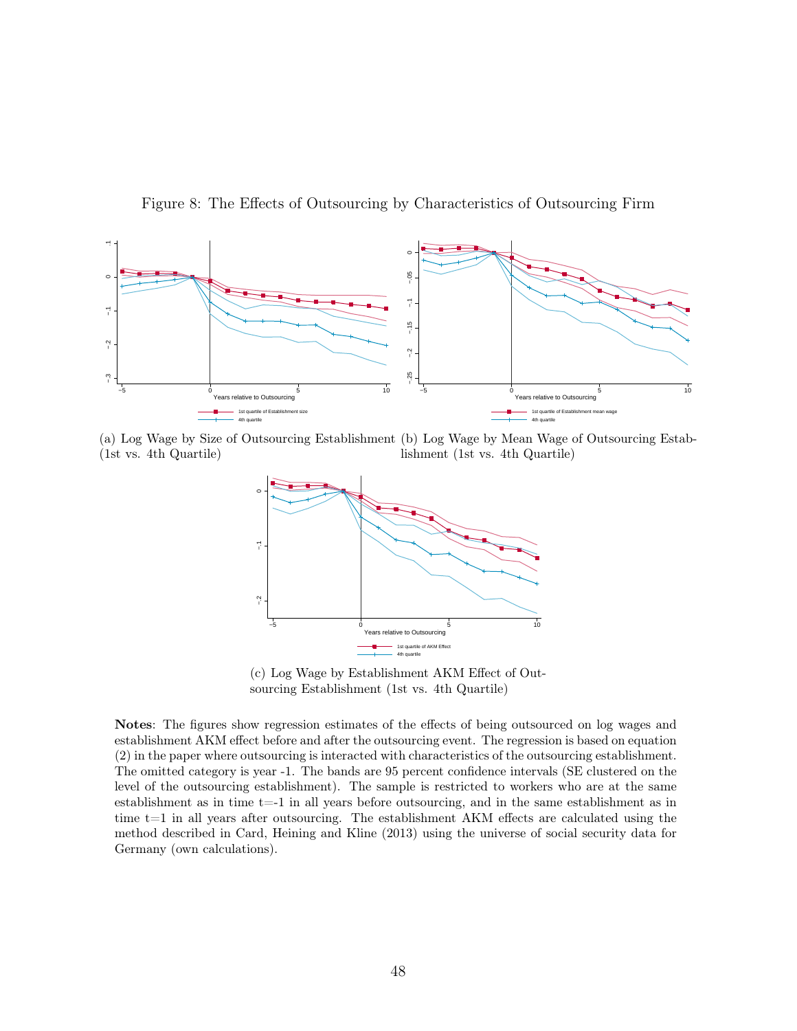Figure 8: The Effects of Outsourcing by Characteristics of Outsourcing Firm

(a) Log Wage by Size of Outsourcing Establishment (1st vs. 4th Quartile)

(b) Log Wage by Mean Wage of Outsourcing Establishment (1st vs. 4th Quartile)

(c) Log Wage by Establishment AKM Effect of Outsourcing Establishment (1st vs. 4th Quartile)

**Notes**: The figures show regression estimates of the effects of being outsourced on log wages and establishment AKM effect before and after the outsourcing event. The regression is based on equation (2) in the paper where outsourcing is interacted with characteristics of the outsourcing establishment. The omitted category is year -1. The bands are 95 percent confidence intervals (SE clustered on the level of the outsourcing establishment). The sample is restricted to workers who are at the same establishment as in time t=-1 in all years before outsourcing, and in the same establishment as in time t=1 in all years after outsourcing. The establishment AKM effects are calculated using the method described in Card, Heining and Kline (2013) using the universe of social security data for Germany (own calculations).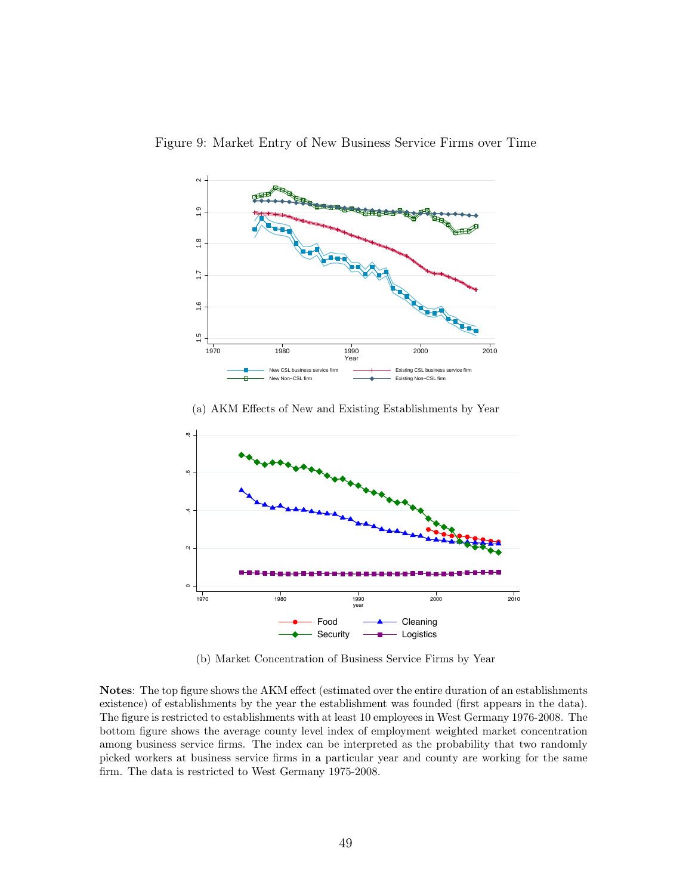Figure 9: Market Entry of New Business Service Firms over Time

(a) AKM Effects of New and Existing Establishments by Year

(b) Market Concentration of Business Service Firms by Year

**Notes**: The top figure shows the AKM effect (estimated over the entire duration of an establishments existence) of establishments by the year the establishment was founded (first appears in the data). The figure is restricted to establishments with at least 10 employees in West Germany 1976-2008. The bottom figure shows the average county level index of employment weighted market concentration among business service firms. The index can be interpreted as the probability that two randomly picked workers at business service firms in a particular year and county are working for the same firm. The data is restricted to West Germany 1975-2008.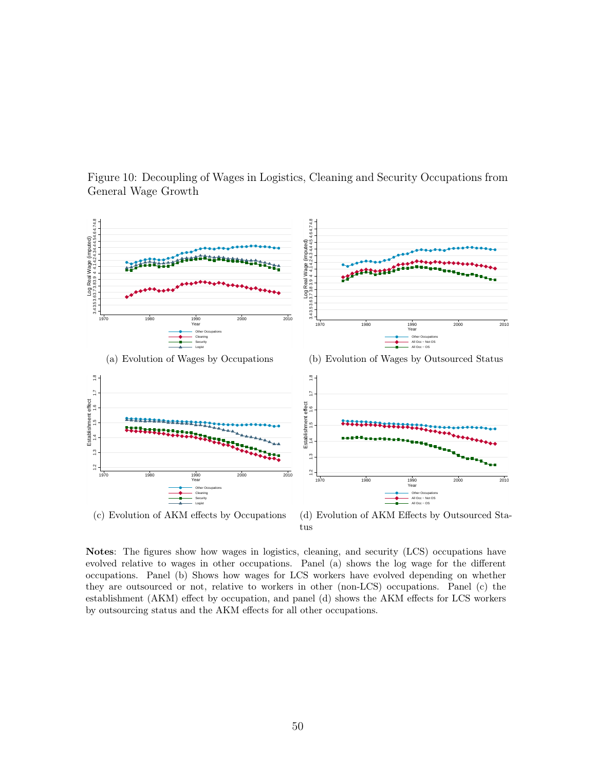Figure 10: Decoupling of Wages in Logistics, Cleaning and Security Occupations from General Wage Growth

(a) Evolution of Wages by Occupations

(b) Evolution of Wages by Outsourced Status

(c) Evolution of AKM effects by Occupations

(d) Evolution of AKM Effects by Outsourced Status

**Notes**: The figures show how wages in logistics, cleaning, and security (LCS) occupations have evolved relative to wages in other occupations. Panel (a) shows the log wage for the different occupations. Panel (b) Shows how wages for LCS workers have evolved depending on whether they are outsourced or not, relative to workers in other (non-LCS) occupations. Panel (c) the establishment (AKM) effect by occupation, and panel (d) shows the AKM effects for LCS workers by outsourcing status and the AKM effects for all other occupations.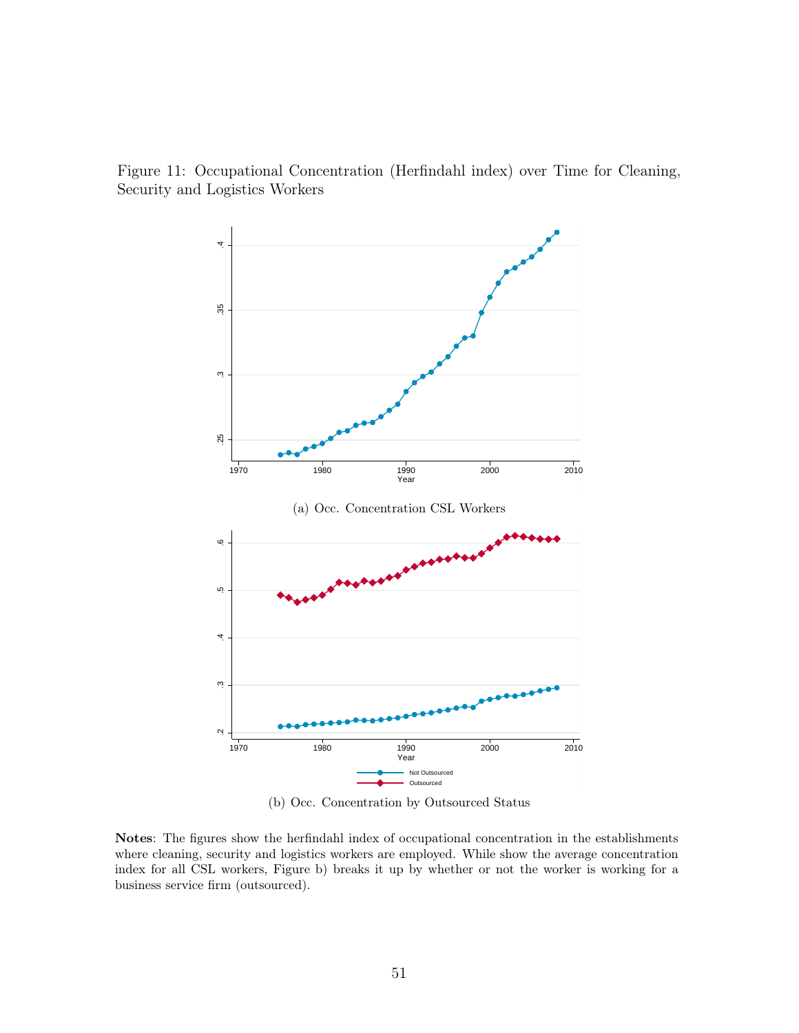Figure 11: Occupational Concentration (Herfindahl index) over Time for Cleaning, Security and Logistics Workers

(a) Occ. Concentration CSL Workers

(b) Occ. Concentration by Outsourced Status

**Notes**: The figures show the herfindahl index of occupational concentration in the establishments where cleaning, security and logistics workers are employed. While show the average concentration index for all CSL workers, Figure b) breaks it up by whether or not the worker is working for a business service firm (outsourced).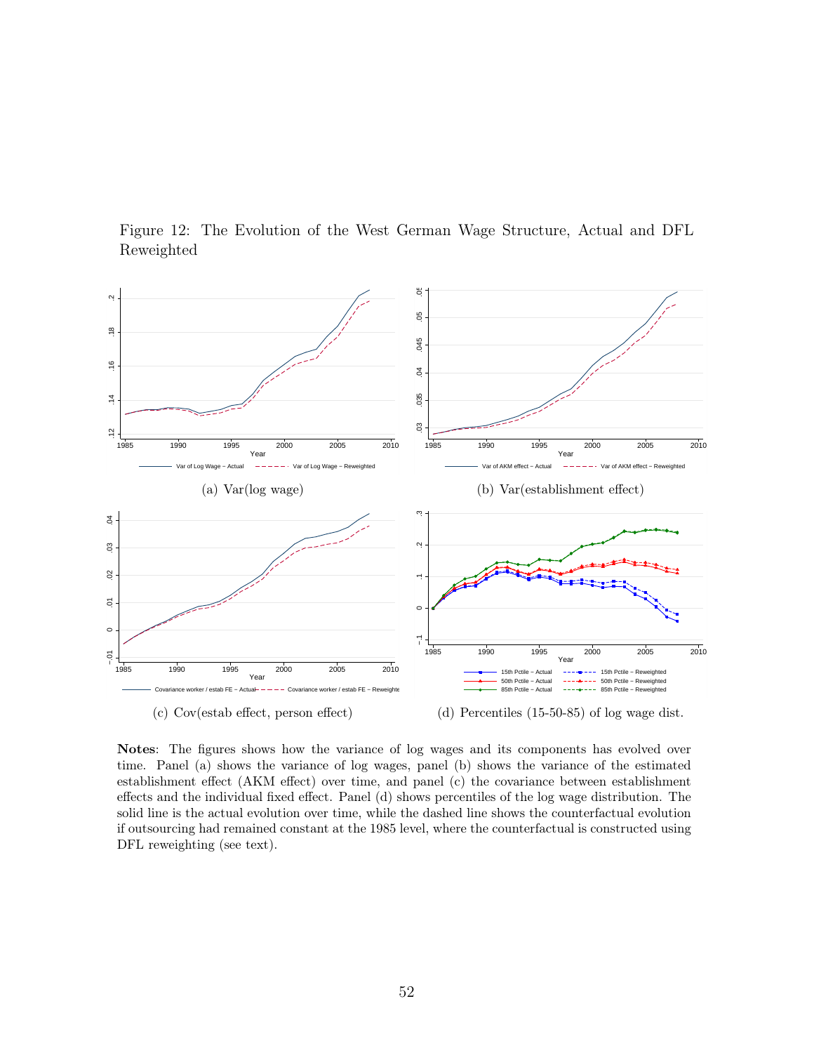Figure 12: The Evolution of the West German Wage Structure, Actual and DFL Reweighted

.12
.14
.16
.18
.2
1985
1990
1995
2000
2005
2010
Year
Var of Log Wage − Actual
Var of Log Wage − Reweighted

(a) Var(log wage)

.03
.035
.04
.045
.05
.05
1985
1990
1995
2000
2005
2010
Year
Var of AKM effect − Actual
Var of AKM effect − Reweighted

(b) Var(establishment effect)

−.01
0
.01
.02
.03
.04
1985
1990
1995
2000
2005
2010
Year
Covariance worker / estab FE − Actual
Covariance worker / estab FE − Reweighte

(c) Cov(estab effect, person effect)

−.1
0
.1
.2
.3
1985
1990
1995
2000
2005
2010
Year
15th Pctile − Actual
15th Pctile − Reweighted
50th Pctile − Actual
50th Pctile − Reweighted
85th Pctile − Actual
85th Pctile − Reweighted

(d) Percentiles (15-50-85) of log wage dist.

**Notes**: The figures shows how the variance of log wages and its components has evolved over time. Panel (a) shows the variance of log wages, panel (b) shows the variance of the estimated establishment effect (AKM effect) over time, and panel (c) the covariance between establishment effects and the individual fixed effect. Panel (d) shows percentiles of the log wage distribution. The solid line is the actual evolution over time, while the dashed line shows the counterfactual evolution if outsourcing had remained constant at the 1985 level, where the counterfactual is constructed using DFL reweighting (see text).